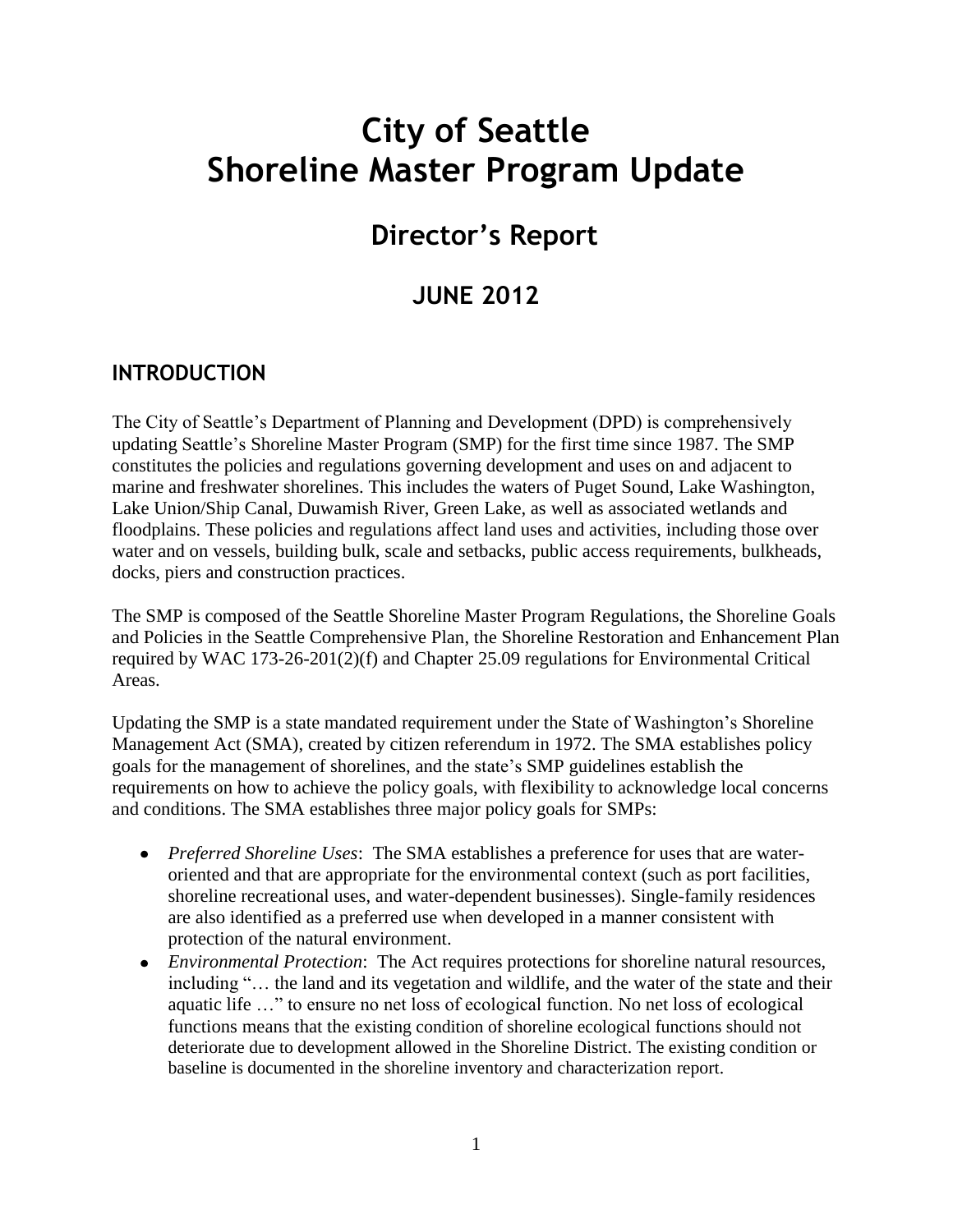# City of Seattle Shoreline Master Program Update

## Director's Report

### JUNE 2012

## INTRODUCTION

The City of Seattle's Department of Planning and Development (DPD) is comprehensively updating Seattle's Shoreline Master Program (SMP) for the first time since 1987. The SMP constitutes the policies and regulations governing development and uses on and adjacent to marine and freshwater shorelines. This includes the waters of Puget Sound, Lake Washington, Lake Union/Ship Canal, Duwamish River, Green Lake, as well as associated wetlands and floodplains. These policies and regulations affect land uses and activities, including those over water and on vessels, building bulk, scale and setbacks, public access requirements, bulkheads, docks, piers and construction practices.

The SMP is composed of the Seattle Shoreline Master Program Regulations, the Shoreline Goals and Policies in the Seattle Comprehensive Plan, the Shoreline Restoration and Enhancement Plan required by WAC 173-26-201(2)(f) and Chapter 25.09 regulations for Environmental Critical Areas.

Updating the SMP is a state mandated requirement under the State of Washington's Shoreline Management Act (SMA), created by citizen referendum in 1972. The SMA establishes policy goals for the management of shorelines, and the state's SMP guidelines establish the requirements on how to achieve the policy goals, with flexibility to acknowledge local concerns and conditions. The SMA establishes three major policy goals for SMPs:

- *Preferred Shoreline Uses*: The SMA establishes a preference for uses that are water-oriented and that are appropriate for the environmental context (such as port facilities, shoreline recreational uses, and water-dependent businesses). Single-family residences are also identified as a preferred use when developed in a manner consistent with protection of the natural environment.
- *Environmental Protection*: The Act requires protections for shoreline natural resources, including "… the land and its vegetation and wildlife, and the water of the state and their aquatic life …" to ensure no net loss of ecological function. No net loss of ecological functions means that the existing condition of shoreline ecological functions should not deteriorate due to development allowed in the Shoreline District. The existing condition or baseline is documented in the shoreline inventory and characterization report.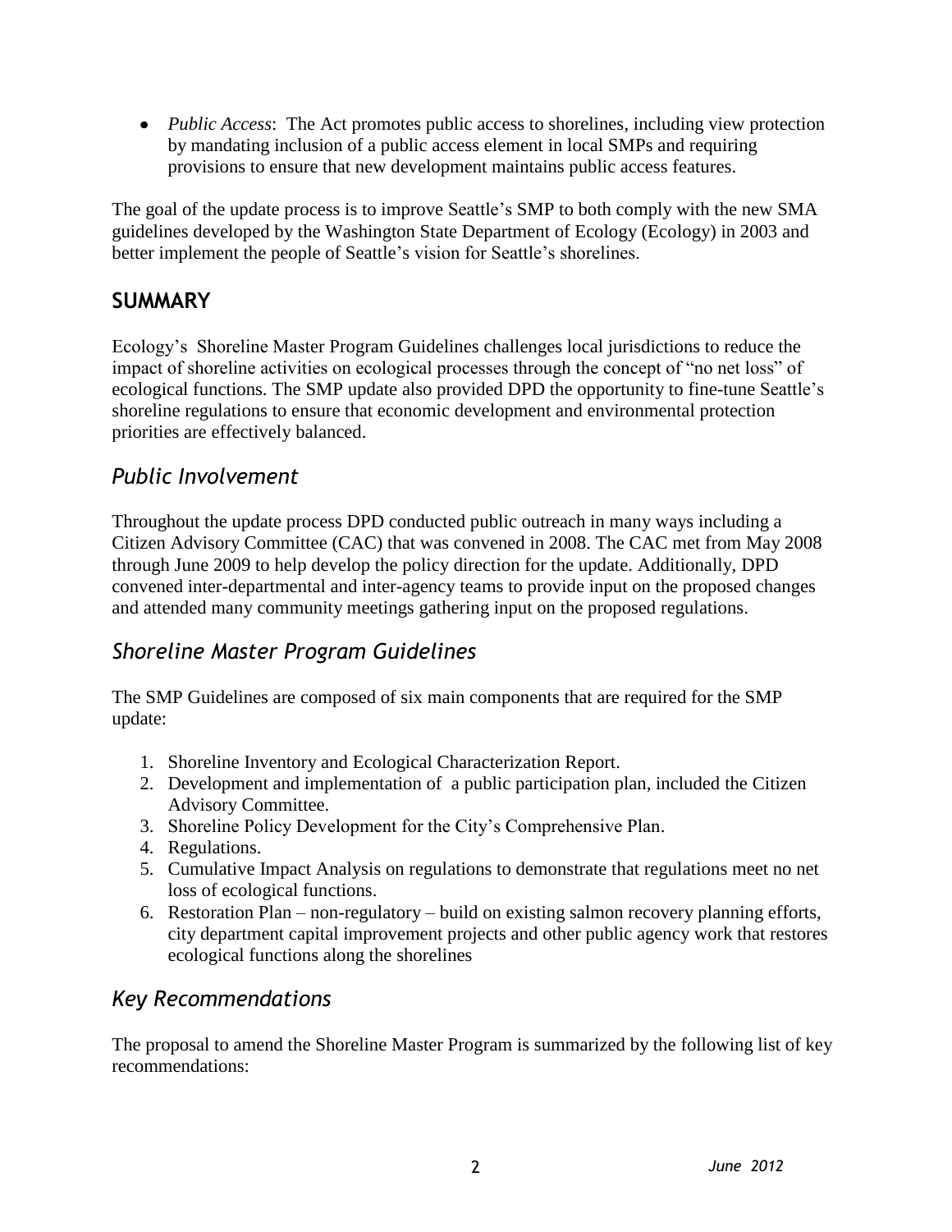- *Public Access*: The Act promotes public access to shorelines, including view protection by mandating inclusion of a public access element in local SMPs and requiring provisions to ensure that new development maintains public access features.

The goal of the update process is to improve Seattle's SMP to both comply with the new SMA guidelines developed by the Washington State Department of Ecology (Ecology) in 2003 and better implement the people of Seattle's vision for Seattle's shorelines.

## SUMMARY

Ecology's Shoreline Master Program Guidelines challenges local jurisdictions to reduce the impact of shoreline activities on ecological processes through the concept of "no net loss" of ecological functions. The SMP update also provided DPD the opportunity to fine-tune Seattle's shoreline regulations to ensure that economic development and environmental protection priorities are effectively balanced.

### *Public Involvement*

Throughout the update process DPD conducted public outreach in many ways including a Citizen Advisory Committee (CAC) that was convened in 2008. The CAC met from May 2008 through June 2009 to help develop the policy direction for the update. Additionally, DPD convened inter-departmental and inter-agency teams to provide input on the proposed changes and attended many community meetings gathering input on the proposed regulations.

### *Shoreline Master Program Guidelines*

The SMP Guidelines are composed of six main components that are required for the SMP update:

1. Shoreline Inventory and Ecological Characterization Report.
2. Development and implementation of a public participation plan, included the Citizen Advisory Committee.
3. Shoreline Policy Development for the City's Comprehensive Plan.
4. Regulations.
5. Cumulative Impact Analysis on regulations to demonstrate that regulations meet no net loss of ecological functions.
6. Restoration Plan – non-regulatory – build on existing salmon recovery planning efforts, city department capital improvement projects and other public agency work that restores ecological functions along the shorelines

### *Key Recommendations*

The proposal to amend the Shoreline Master Program is summarized by the following list of key recommendations: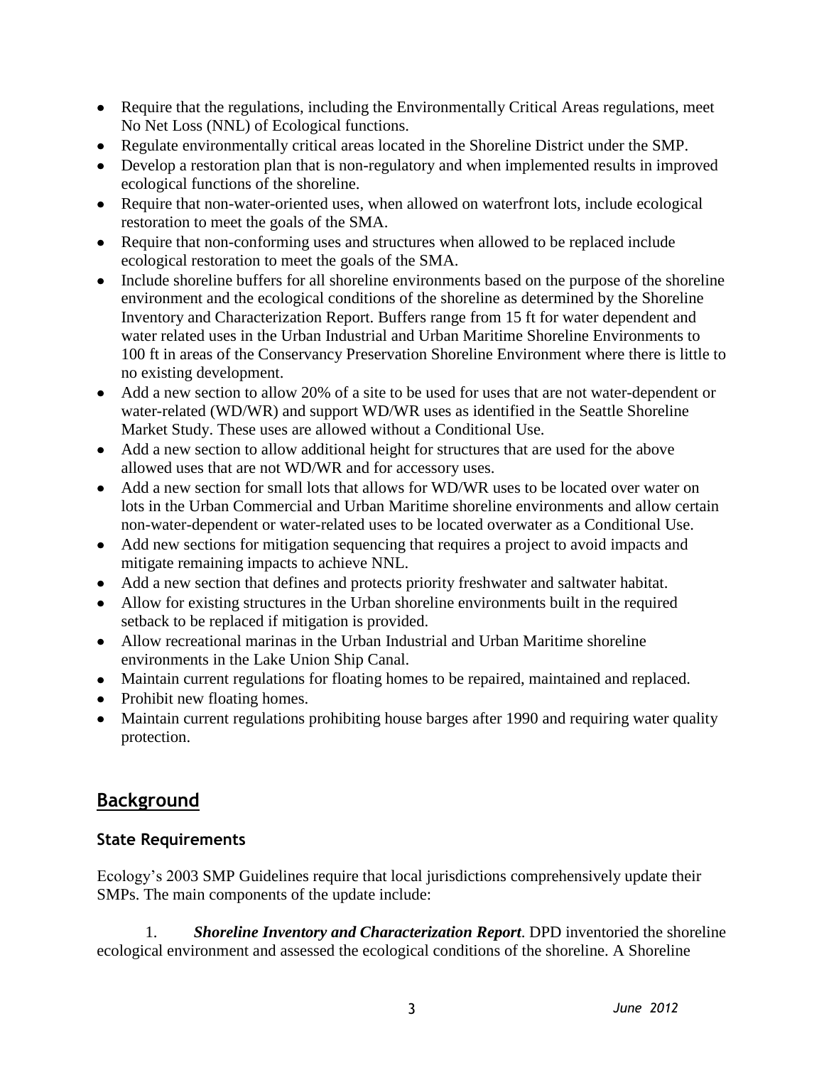- Require that the regulations, including the Environmentally Critical Areas regulations, meet No Net Loss (NNL) of Ecological functions.
- Regulate environmentally critical areas located in the Shoreline District under the SMP.
- Develop a restoration plan that is non-regulatory and when implemented results in improved ecological functions of the shoreline.
- Require that non-water-oriented uses, when allowed on waterfront lots, include ecological restoration to meet the goals of the SMA.
- Require that non-conforming uses and structures when allowed to be replaced include ecological restoration to meet the goals of the SMA.
- Include shoreline buffers for all shoreline environments based on the purpose of the shoreline environment and the ecological conditions of the shoreline as determined by the Shoreline Inventory and Characterization Report. Buffers range from 15 ft for water dependent and water related uses in the Urban Industrial and Urban Maritime Shoreline Environments to 100 ft in areas of the Conservancy Preservation Shoreline Environment where there is little to no existing development.
- Add a new section to allow 20% of a site to be used for uses that are not water-dependent or water-related (WD/WR) and support WD/WR uses as identified in the Seattle Shoreline Market Study. These uses are allowed without a Conditional Use.
- Add a new section to allow additional height for structures that are used for the above allowed uses that are not WD/WR and for accessory uses.
- Add a new section for small lots that allows for WD/WR uses to be located over water on lots in the Urban Commercial and Urban Maritime shoreline environments and allow certain non-water-dependent or water-related uses to be located overwater as a Conditional Use.
- Add new sections for mitigation sequencing that requires a project to avoid impacts and mitigate remaining impacts to achieve NNL.
- Add a new section that defines and protects priority freshwater and saltwater habitat.
- Allow for existing structures in the Urban shoreline environments built in the required setback to be replaced if mitigation is provided.
- Allow recreational marinas in the Urban Industrial and Urban Maritime shoreline environments in the Lake Union Ship Canal.
- Maintain current regulations for floating homes to be repaired, maintained and replaced.
- Prohibit new floating homes.
- Maintain current regulations prohibiting house barges after 1990 and requiring water quality protection.

## Background

### State Requirements

Ecology's 2003 SMP Guidelines require that local jurisdictions comprehensively update their SMPs. The main components of the update include:

1. ***Shoreline Inventory and Characterization Report***. DPD inventoried the shoreline ecological environment and assessed the ecological conditions of the shoreline. A Shoreline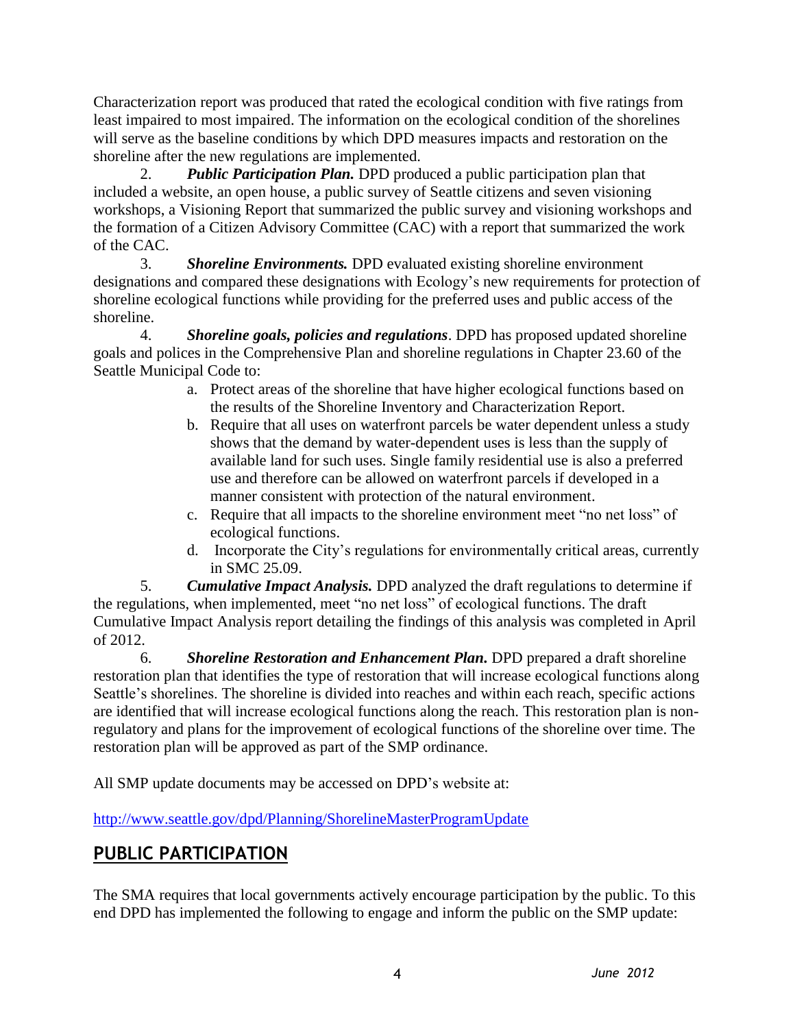Characterization report was produced that rated the ecological condition with five ratings from least impaired to most impaired. The information on the ecological condition of the shorelines will serve as the baseline conditions by which DPD measures impacts and restoration on the shoreline after the new regulations are implemented.

2. ***Public Participation Plan.*** DPD produced a public participation plan that included a website, an open house, a public survey of Seattle citizens and seven visioning workshops, a Visioning Report that summarized the public survey and visioning workshops and the formation of a Citizen Advisory Committee (CAC) with a report that summarized the work of the CAC.

3. ***Shoreline Environments.*** DPD evaluated existing shoreline environment designations and compared these designations with Ecology's new requirements for protection of shoreline ecological functions while providing for the preferred uses and public access of the shoreline.

4. ***Shoreline goals, policies and regulations***. DPD has proposed updated shoreline goals and polices in the Comprehensive Plan and shoreline regulations in Chapter 23.60 of the Seattle Municipal Code to:

   a. Protect areas of the shoreline that have higher ecological functions based on the results of the Shoreline Inventory and Characterization Report.
   b. Require that all uses on waterfront parcels be water dependent unless a study shows that the demand by water-dependent uses is less than the supply of available land for such uses. Single family residential use is also a preferred use and therefore can be allowed on waterfront parcels if developed in a manner consistent with protection of the natural environment.
   c. Require that all impacts to the shoreline environment meet "no net loss" of ecological functions.
   d. Incorporate the City's regulations for environmentally critical areas, currently in SMC 25.09.

5. ***Cumulative Impact Analysis.*** DPD analyzed the draft regulations to determine if the regulations, when implemented, meet "no net loss" of ecological functions. The draft Cumulative Impact Analysis report detailing the findings of this analysis was completed in April of 2012.

6. ***Shoreline Restoration and Enhancement Plan.*** DPD prepared a draft shoreline restoration plan that identifies the type of restoration that will increase ecological functions along Seattle's shorelines. The shoreline is divided into reaches and within each reach, specific actions are identified that will increase ecological functions along the reach. This restoration plan is non-regulatory and plans for the improvement of ecological functions of the shoreline over time. The restoration plan will be approved as part of the SMP ordinance.

All SMP update documents may be accessed on DPD's website at:

http://www.seattle.gov/dpd/Planning/ShorelineMasterProgramUpdate

## PUBLIC PARTICIPATION

The SMA requires that local governments actively encourage participation by the public. To this end DPD has implemented the following to engage and inform the public on the SMP update: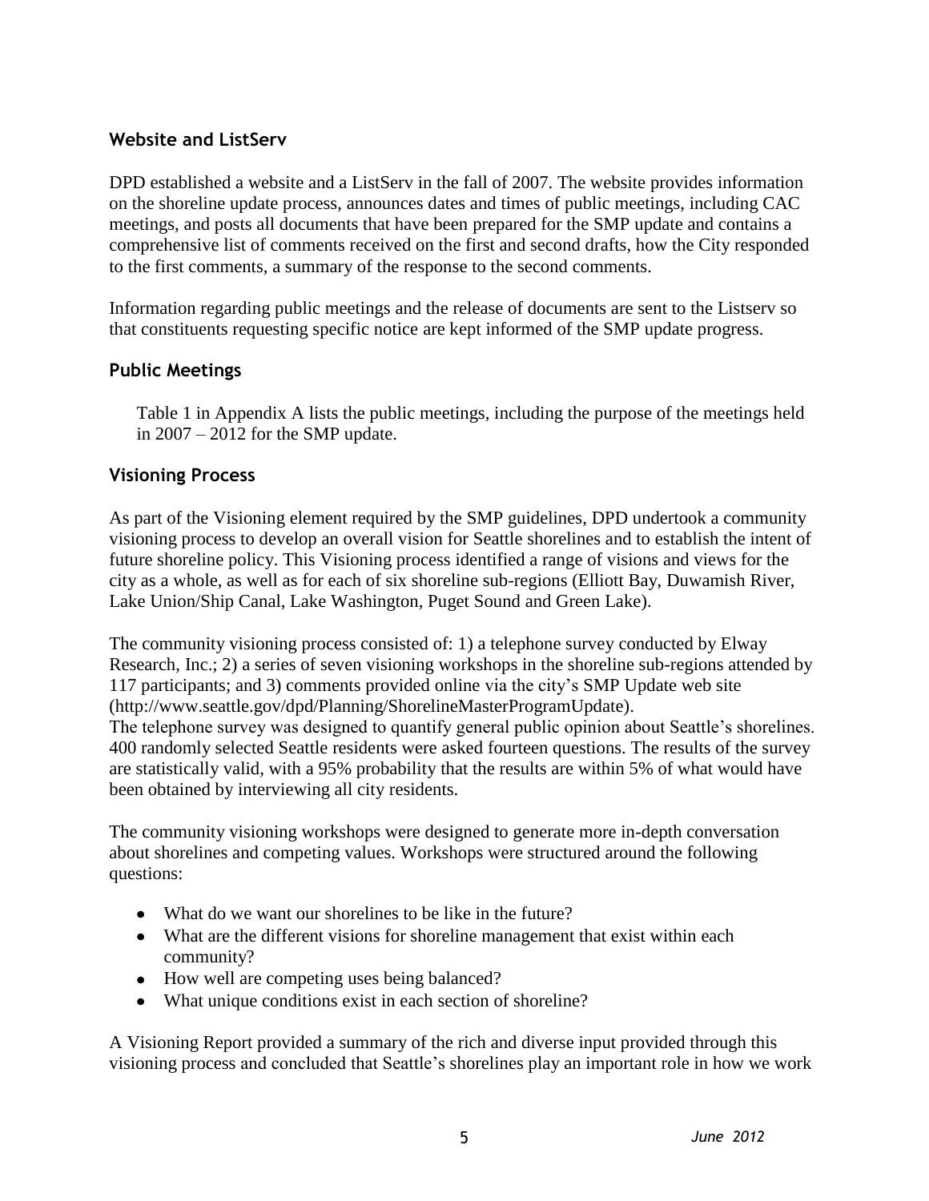## Website and ListServ

DPD established a website and a ListServ in the fall of 2007. The website provides information on the shoreline update process, announces dates and times of public meetings, including CAC meetings, and posts all documents that have been prepared for the SMP update and contains a comprehensive list of comments received on the first and second drafts, how the City responded to the first comments, a summary of the response to the second comments.

Information regarding public meetings and the release of documents are sent to the Listserv so that constituents requesting specific notice are kept informed of the SMP update progress.

## Public Meetings

Table 1 in Appendix A lists the public meetings, including the purpose of the meetings held in 2007 – 2012 for the SMP update.

## Visioning Process

As part of the Visioning element required by the SMP guidelines, DPD undertook a community visioning process to develop an overall vision for Seattle shorelines and to establish the intent of future shoreline policy. This Visioning process identified a range of visions and views for the city as a whole, as well as for each of six shoreline sub-regions (Elliott Bay, Duwamish River, Lake Union/Ship Canal, Lake Washington, Puget Sound and Green Lake).

The community visioning process consisted of: 1) a telephone survey conducted by Elway Research, Inc.; 2) a series of seven visioning workshops in the shoreline sub-regions attended by 117 participants; and 3) comments provided online via the city's SMP Update web site (http://www.seattle.gov/dpd/Planning/ShorelineMasterProgramUpdate).
The telephone survey was designed to quantify general public opinion about Seattle's shorelines. 400 randomly selected Seattle residents were asked fourteen questions. The results of the survey are statistically valid, with a 95% probability that the results are within 5% of what would have been obtained by interviewing all city residents.

The community visioning workshops were designed to generate more in-depth conversation about shorelines and competing values. Workshops were structured around the following questions:

- What do we want our shorelines to be like in the future?
- What are the different visions for shoreline management that exist within each community?
- How well are competing uses being balanced?
- What unique conditions exist in each section of shoreline?

A Visioning Report provided a summary of the rich and diverse input provided through this visioning process and concluded that Seattle's shorelines play an important role in how we work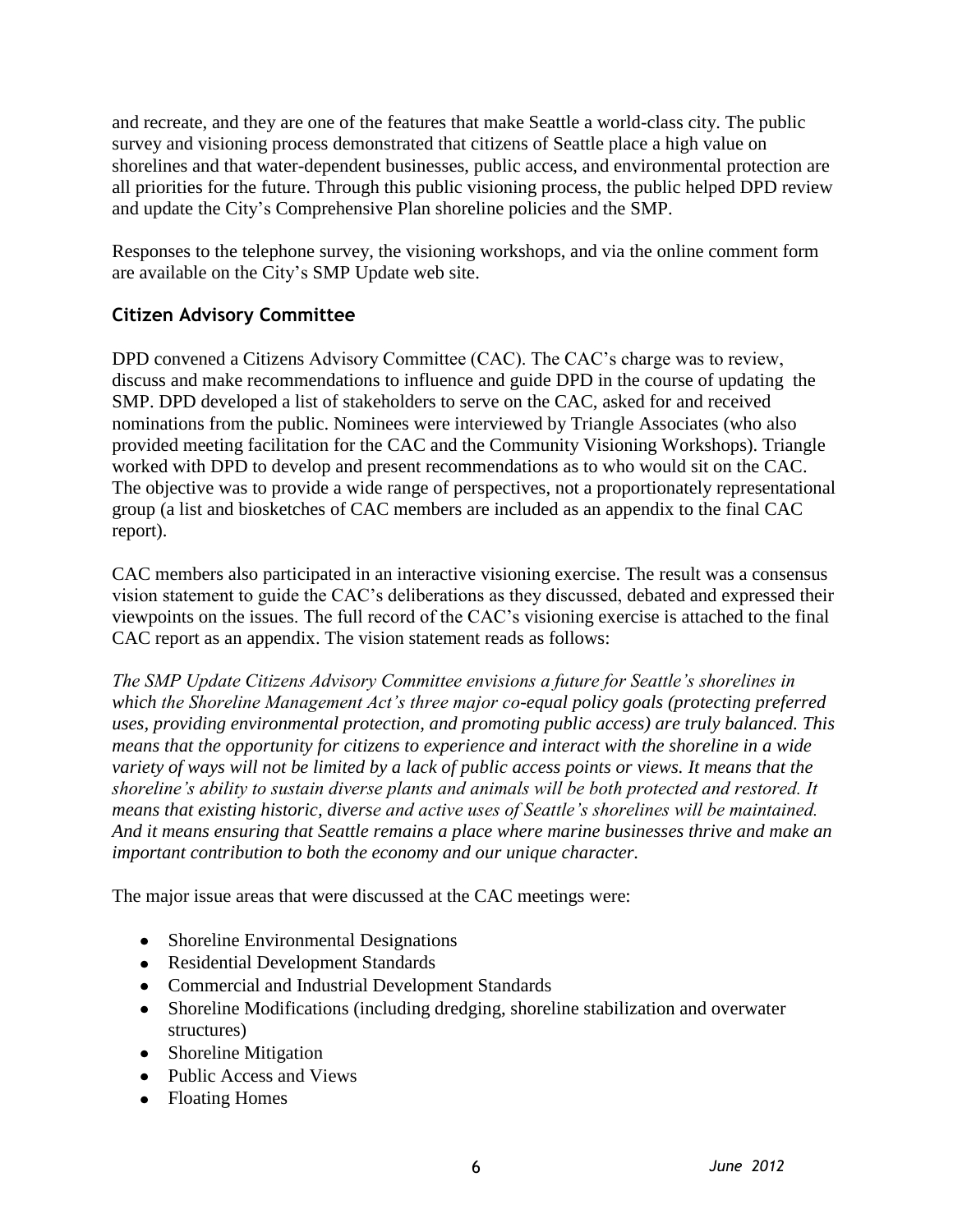and recreate, and they are one of the features that make Seattle a world-class city. The public survey and visioning process demonstrated that citizens of Seattle place a high value on shorelines and that water-dependent businesses, public access, and environmental protection are all priorities for the future. Through this public visioning process, the public helped DPD review and update the City's Comprehensive Plan shoreline policies and the SMP.

Responses to the telephone survey, the visioning workshops, and via the online comment form are available on the City's SMP Update web site.

### Citizen Advisory Committee

DPD convened a Citizens Advisory Committee (CAC). The CAC's charge was to review, discuss and make recommendations to influence and guide DPD in the course of updating the SMP. DPD developed a list of stakeholders to serve on the CAC, asked for and received nominations from the public. Nominees were interviewed by Triangle Associates (who also provided meeting facilitation for the CAC and the Community Visioning Workshops). Triangle worked with DPD to develop and present recommendations as to who would sit on the CAC. The objective was to provide a wide range of perspectives, not a proportionately representational group (a list and biosketches of CAC members are included as an appendix to the final CAC report).

CAC members also participated in an interactive visioning exercise. The result was a consensus vision statement to guide the CAC's deliberations as they discussed, debated and expressed their viewpoints on the issues. The full record of the CAC's visioning exercise is attached to the final CAC report as an appendix. The vision statement reads as follows:

*The SMP Update Citizens Advisory Committee envisions a future for Seattle's shorelines in which the Shoreline Management Act's three major co-equal policy goals (protecting preferred uses, providing environmental protection, and promoting public access) are truly balanced. This means that the opportunity for citizens to experience and interact with the shoreline in a wide variety of ways will not be limited by a lack of public access points or views. It means that the shoreline's ability to sustain diverse plants and animals will be both protected and restored. It means that existing historic, diverse and active uses of Seattle's shorelines will be maintained. And it means ensuring that Seattle remains a place where marine businesses thrive and make an important contribution to both the economy and our unique character.*

The major issue areas that were discussed at the CAC meetings were:

- Shoreline Environmental Designations
- Residential Development Standards
- Commercial and Industrial Development Standards
- Shoreline Modifications (including dredging, shoreline stabilization and overwater structures)
- Shoreline Mitigation
- Public Access and Views
- Floating Homes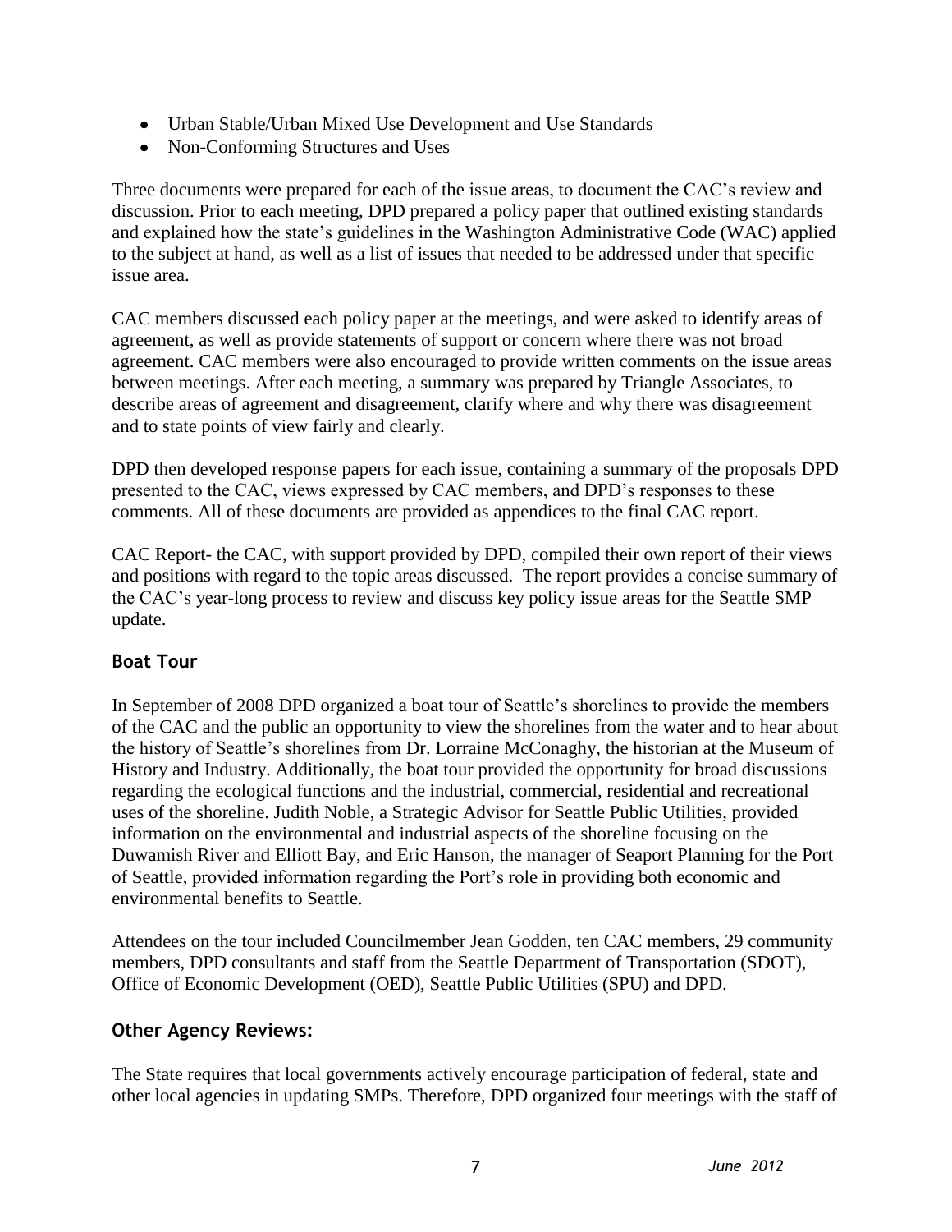- Urban Stable/Urban Mixed Use Development and Use Standards
- Non-Conforming Structures and Uses

Three documents were prepared for each of the issue areas, to document the CAC's review and discussion. Prior to each meeting, DPD prepared a policy paper that outlined existing standards and explained how the state's guidelines in the Washington Administrative Code (WAC) applied to the subject at hand, as well as a list of issues that needed to be addressed under that specific issue area.

CAC members discussed each policy paper at the meetings, and were asked to identify areas of agreement, as well as provide statements of support or concern where there was not broad agreement. CAC members were also encouraged to provide written comments on the issue areas between meetings. After each meeting, a summary was prepared by Triangle Associates, to describe areas of agreement and disagreement, clarify where and why there was disagreement and to state points of view fairly and clearly.

DPD then developed response papers for each issue, containing a summary of the proposals DPD presented to the CAC, views expressed by CAC members, and DPD's responses to these comments. All of these documents are provided as appendices to the final CAC report.

CAC Report- the CAC, with support provided by DPD, compiled their own report of their views and positions with regard to the topic areas discussed. The report provides a concise summary of the CAC's year-long process to review and discuss key policy issue areas for the Seattle SMP update.

### Boat Tour

In September of 2008 DPD organized a boat tour of Seattle's shorelines to provide the members of the CAC and the public an opportunity to view the shorelines from the water and to hear about the history of Seattle's shorelines from Dr. Lorraine McConaghy, the historian at the Museum of History and Industry. Additionally, the boat tour provided the opportunity for broad discussions regarding the ecological functions and the industrial, commercial, residential and recreational uses of the shoreline. Judith Noble, a Strategic Advisor for Seattle Public Utilities, provided information on the environmental and industrial aspects of the shoreline focusing on the Duwamish River and Elliott Bay, and Eric Hanson, the manager of Seaport Planning for the Port of Seattle, provided information regarding the Port's role in providing both economic and environmental benefits to Seattle.

Attendees on the tour included Councilmember Jean Godden, ten CAC members, 29 community members, DPD consultants and staff from the Seattle Department of Transportation (SDOT), Office of Economic Development (OED), Seattle Public Utilities (SPU) and DPD.

### Other Agency Reviews:

The State requires that local governments actively encourage participation of federal, state and other local agencies in updating SMPs. Therefore, DPD organized four meetings with the staff of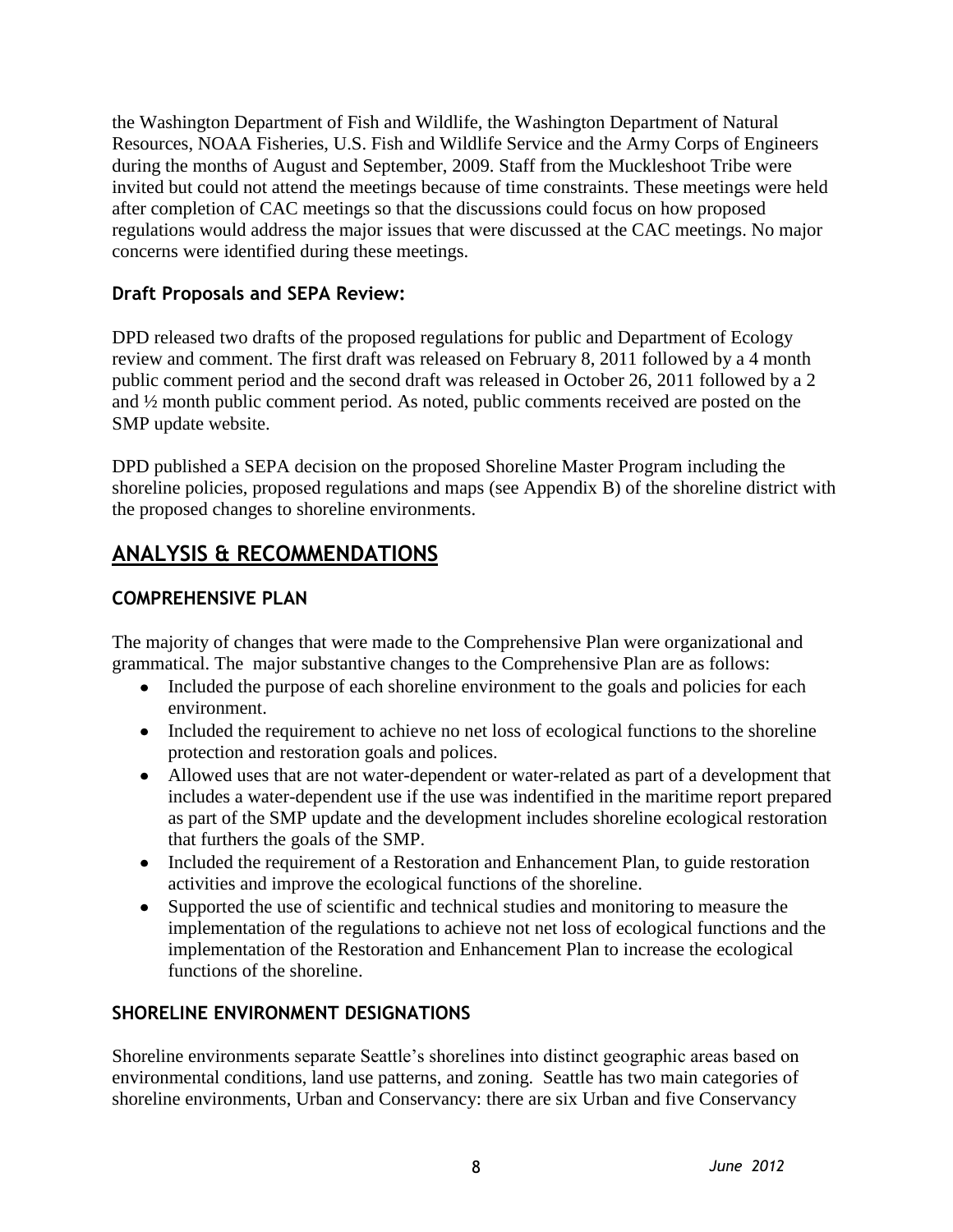the Washington Department of Fish and Wildlife, the Washington Department of Natural Resources, NOAA Fisheries, U.S. Fish and Wildlife Service and the Army Corps of Engineers during the months of August and September, 2009. Staff from the Muckleshoot Tribe were invited but could not attend the meetings because of time constraints. These meetings were held after completion of CAC meetings so that the discussions could focus on how proposed regulations would address the major issues that were discussed at the CAC meetings. No major concerns were identified during these meetings.

### Draft Proposals and SEPA Review:

DPD released two drafts of the proposed regulations for public and Department of Ecology review and comment. The first draft was released on February 8, 2011 followed by a 4 month public comment period and the second draft was released in October 26, 2011 followed by a 2 and ½ month public comment period. As noted, public comments received are posted on the SMP update website.

DPD published a SEPA decision on the proposed Shoreline Master Program including the shoreline policies, proposed regulations and maps (see Appendix B) of the shoreline district with the proposed changes to shoreline environments.

## ANALYSIS & RECOMMENDATIONS

### COMPREHENSIVE PLAN

The majority of changes that were made to the Comprehensive Plan were organizational and grammatical. The major substantive changes to the Comprehensive Plan are as follows:

- Included the purpose of each shoreline environment to the goals and policies for each environment.
- Included the requirement to achieve no net loss of ecological functions to the shoreline protection and restoration goals and polices.
- Allowed uses that are not water-dependent or water-related as part of a development that includes a water-dependent use if the use was indentified in the maritime report prepared as part of the SMP update and the development includes shoreline ecological restoration that furthers the goals of the SMP.
- Included the requirement of a Restoration and Enhancement Plan, to guide restoration activities and improve the ecological functions of the shoreline.
- Supported the use of scientific and technical studies and monitoring to measure the implementation of the regulations to achieve not net loss of ecological functions and the implementation of the Restoration and Enhancement Plan to increase the ecological functions of the shoreline.

### SHORELINE ENVIRONMENT DESIGNATIONS

Shoreline environments separate Seattle's shorelines into distinct geographic areas based on environmental conditions, land use patterns, and zoning. Seattle has two main categories of shoreline environments, Urban and Conservancy: there are six Urban and five Conservancy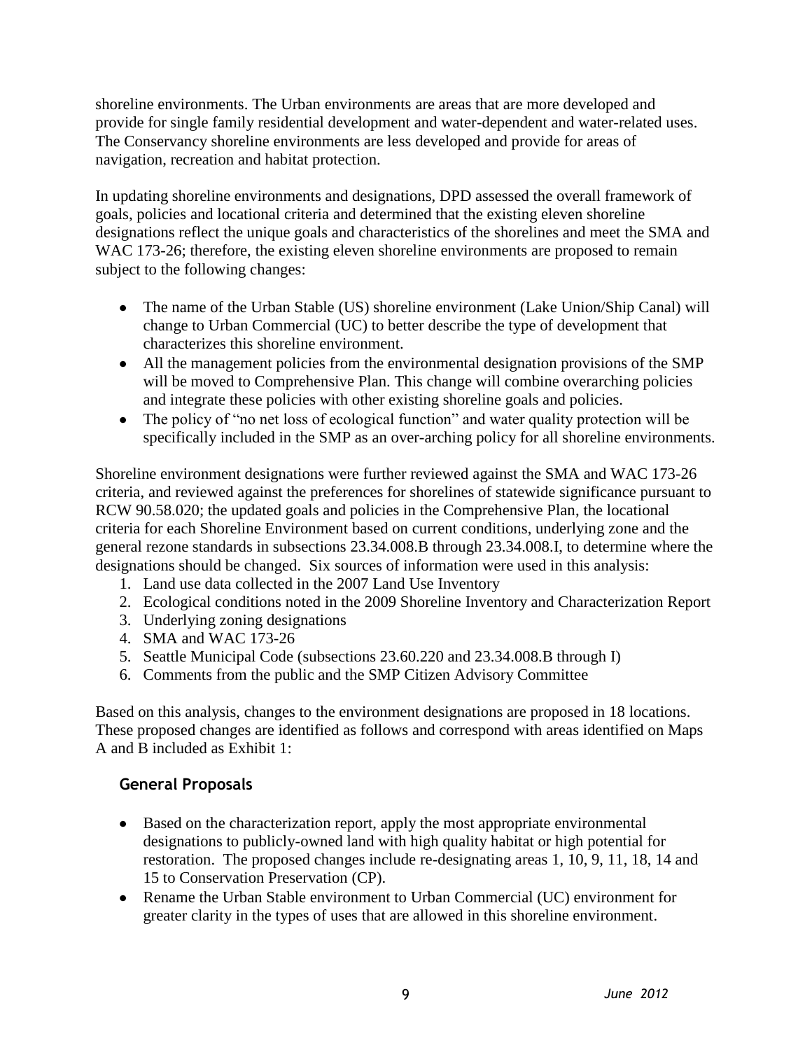shoreline environments. The Urban environments are areas that are more developed and provide for single family residential development and water-dependent and water-related uses. The Conservancy shoreline environments are less developed and provide for areas of navigation, recreation and habitat protection.

In updating shoreline environments and designations, DPD assessed the overall framework of goals, policies and locational criteria and determined that the existing eleven shoreline designations reflect the unique goals and characteristics of the shorelines and meet the SMA and WAC 173-26; therefore, the existing eleven shoreline environments are proposed to remain subject to the following changes:

- The name of the Urban Stable (US) shoreline environment (Lake Union/Ship Canal) will change to Urban Commercial (UC) to better describe the type of development that characterizes this shoreline environment.
- All the management policies from the environmental designation provisions of the SMP will be moved to Comprehensive Plan. This change will combine overarching policies and integrate these policies with other existing shoreline goals and policies.
- The policy of "no net loss of ecological function" and water quality protection will be specifically included in the SMP as an over-arching policy for all shoreline environments.

Shoreline environment designations were further reviewed against the SMA and WAC 173-26 criteria, and reviewed against the preferences for shorelines of statewide significance pursuant to RCW 90.58.020; the updated goals and policies in the Comprehensive Plan, the locational criteria for each Shoreline Environment based on current conditions, underlying zone and the general rezone standards in subsections 23.34.008.B through 23.34.008.I, to determine where the designations should be changed. Six sources of information were used in this analysis:

1. Land use data collected in the 2007 Land Use Inventory
2. Ecological conditions noted in the 2009 Shoreline Inventory and Characterization Report
3. Underlying zoning designations
4. SMA and WAC 173-26
5. Seattle Municipal Code (subsections 23.60.220 and 23.34.008.B through I)
6. Comments from the public and the SMP Citizen Advisory Committee

Based on this analysis, changes to the environment designations are proposed in 18 locations. These proposed changes are identified as follows and correspond with areas identified on Maps A and B included as Exhibit 1:

### General Proposals

- Based on the characterization report, apply the most appropriate environmental designations to publicly-owned land with high quality habitat or high potential for restoration. The proposed changes include re-designating areas 1, 10, 9, 11, 18, 14 and 15 to Conservation Preservation (CP).
- Rename the Urban Stable environment to Urban Commercial (UC) environment for greater clarity in the types of uses that are allowed in this shoreline environment.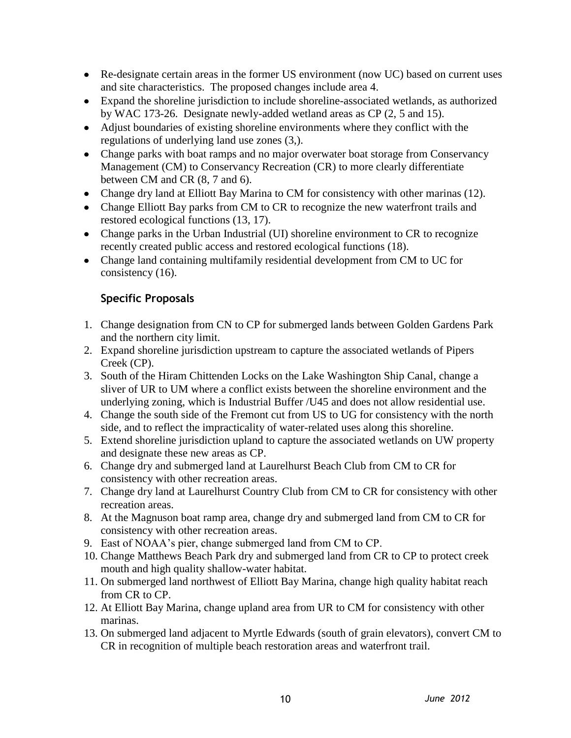- Re-designate certain areas in the former US environment (now UC) based on current uses and site characteristics. The proposed changes include area 4.
- Expand the shoreline jurisdiction to include shoreline-associated wetlands, as authorized by WAC 173-26. Designate newly-added wetland areas as CP (2, 5 and 15).
- Adjust boundaries of existing shoreline environments where they conflict with the regulations of underlying land use zones (3,).
- Change parks with boat ramps and no major overwater boat storage from Conservancy Management (CM) to Conservancy Recreation (CR) to more clearly differentiate between CM and CR (8, 7 and 6).
- Change dry land at Elliott Bay Marina to CM for consistency with other marinas (12).
- Change Elliott Bay parks from CM to CR to recognize the new waterfront trails and restored ecological functions (13, 17).
- Change parks in the Urban Industrial (UI) shoreline environment to CR to recognize recently created public access and restored ecological functions (18).
- Change land containing multifamily residential development from CM to UC for consistency (16).

### Specific Proposals

1. Change designation from CN to CP for submerged lands between Golden Gardens Park and the northern city limit.
2. Expand shoreline jurisdiction upstream to capture the associated wetlands of Pipers Creek (CP).
3. South of the Hiram Chittenden Locks on the Lake Washington Ship Canal, change a sliver of UR to UM where a conflict exists between the shoreline environment and the underlying zoning, which is Industrial Buffer /U45 and does not allow residential use.
4. Change the south side of the Fremont cut from US to UG for consistency with the north side, and to reflect the impracticality of water-related uses along this shoreline.
5. Extend shoreline jurisdiction upland to capture the associated wetlands on UW property and designate these new areas as CP.
6. Change dry and submerged land at Laurelhurst Beach Club from CM to CR for consistency with other recreation areas.
7. Change dry land at Laurelhurst Country Club from CM to CR for consistency with other recreation areas.
8. At the Magnuson boat ramp area, change dry and submerged land from CM to CR for consistency with other recreation areas.
9. East of NOAA's pier, change submerged land from CM to CP.
10. Change Matthews Beach Park dry and submerged land from CR to CP to protect creek mouth and high quality shallow-water habitat.
11. On submerged land northwest of Elliott Bay Marina, change high quality habitat reach from CR to CP.
12. At Elliott Bay Marina, change upland area from UR to CM for consistency with other marinas.
13. On submerged land adjacent to Myrtle Edwards (south of grain elevators), convert CM to CR in recognition of multiple beach restoration areas and waterfront trail.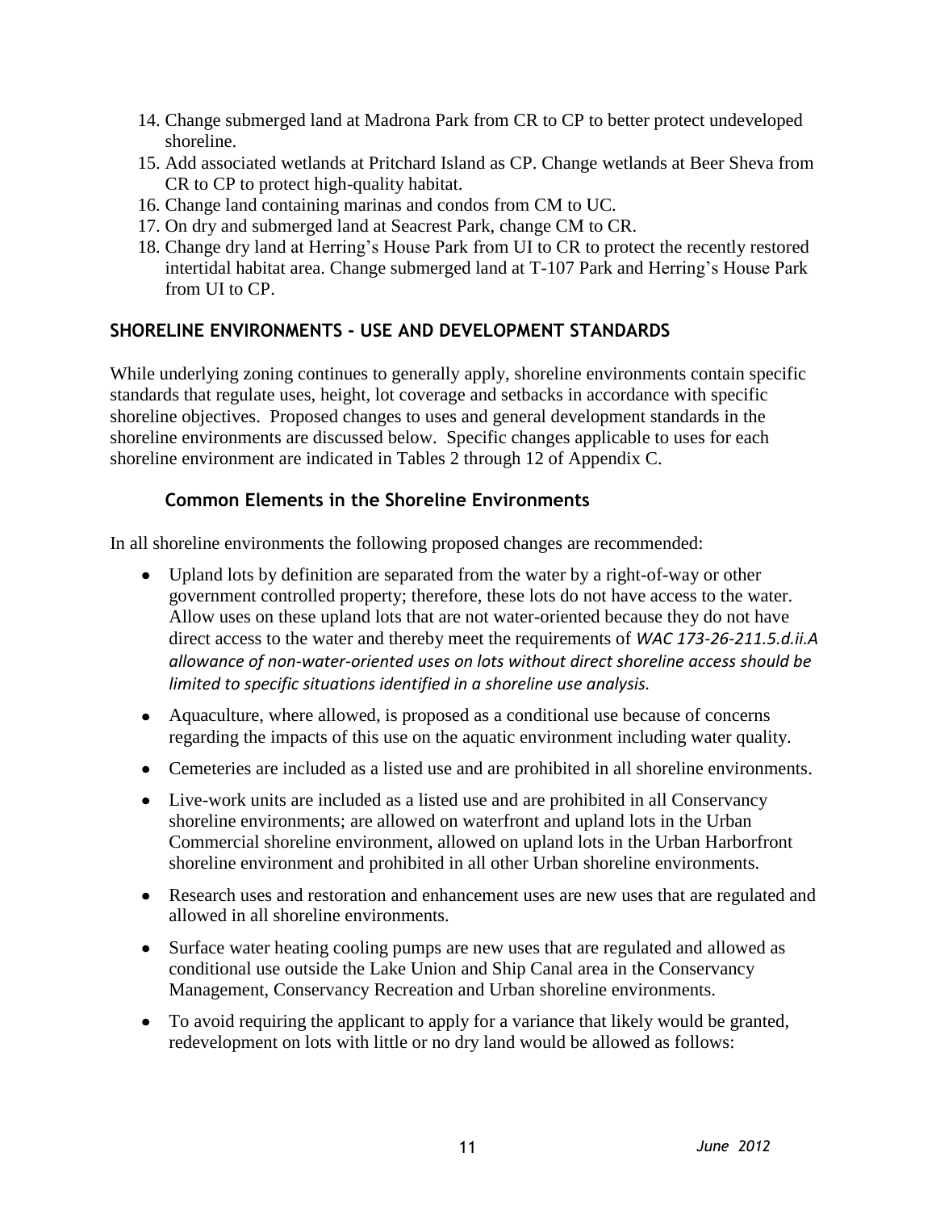14. Change submerged land at Madrona Park from CR to CP to better protect undeveloped shoreline.
15. Add associated wetlands at Pritchard Island as CP. Change wetlands at Beer Sheva from CR to CP to protect high-quality habitat.
16. Change land containing marinas and condos from CM to UC.
17. On dry and submerged land at Seacrest Park, change CM to CR.
18. Change dry land at Herring's House Park from UI to CR to protect the recently restored intertidal habitat area. Change submerged land at T-107 Park and Herring's House Park from UI to CP.

## SHORELINE ENVIRONMENTS - USE AND DEVELOPMENT STANDARDS

While underlying zoning continues to generally apply, shoreline environments contain specific standards that regulate uses, height, lot coverage and setbacks in accordance with specific shoreline objectives. Proposed changes to uses and general development standards in the shoreline environments are discussed below. Specific changes applicable to uses for each shoreline environment are indicated in Tables 2 through 12 of Appendix C.

### Common Elements in the Shoreline Environments

In all shoreline environments the following proposed changes are recommended:

- Upland lots by definition are separated from the water by a right-of-way or other government controlled property; therefore, these lots do not have access to the water. Allow uses on these upland lots that are not water-oriented because they do not have direct access to the water and thereby meet the requirements of *WAC 173-26-211.5.d.ii.A allowance of non-water-oriented uses on lots without direct shoreline access should be limited to specific situations identified in a shoreline use analysis.*
- Aquaculture, where allowed, is proposed as a conditional use because of concerns regarding the impacts of this use on the aquatic environment including water quality.
- Cemeteries are included as a listed use and are prohibited in all shoreline environments.
- Live-work units are included as a listed use and are prohibited in all Conservancy shoreline environments; are allowed on waterfront and upland lots in the Urban Commercial shoreline environment, allowed on upland lots in the Urban Harborfront shoreline environment and prohibited in all other Urban shoreline environments.
- Research uses and restoration and enhancement uses are new uses that are regulated and allowed in all shoreline environments.
- Surface water heating cooling pumps are new uses that are regulated and allowed as conditional use outside the Lake Union and Ship Canal area in the Conservancy Management, Conservancy Recreation and Urban shoreline environments.
- To avoid requiring the applicant to apply for a variance that likely would be granted, redevelopment on lots with little or no dry land would be allowed as follows: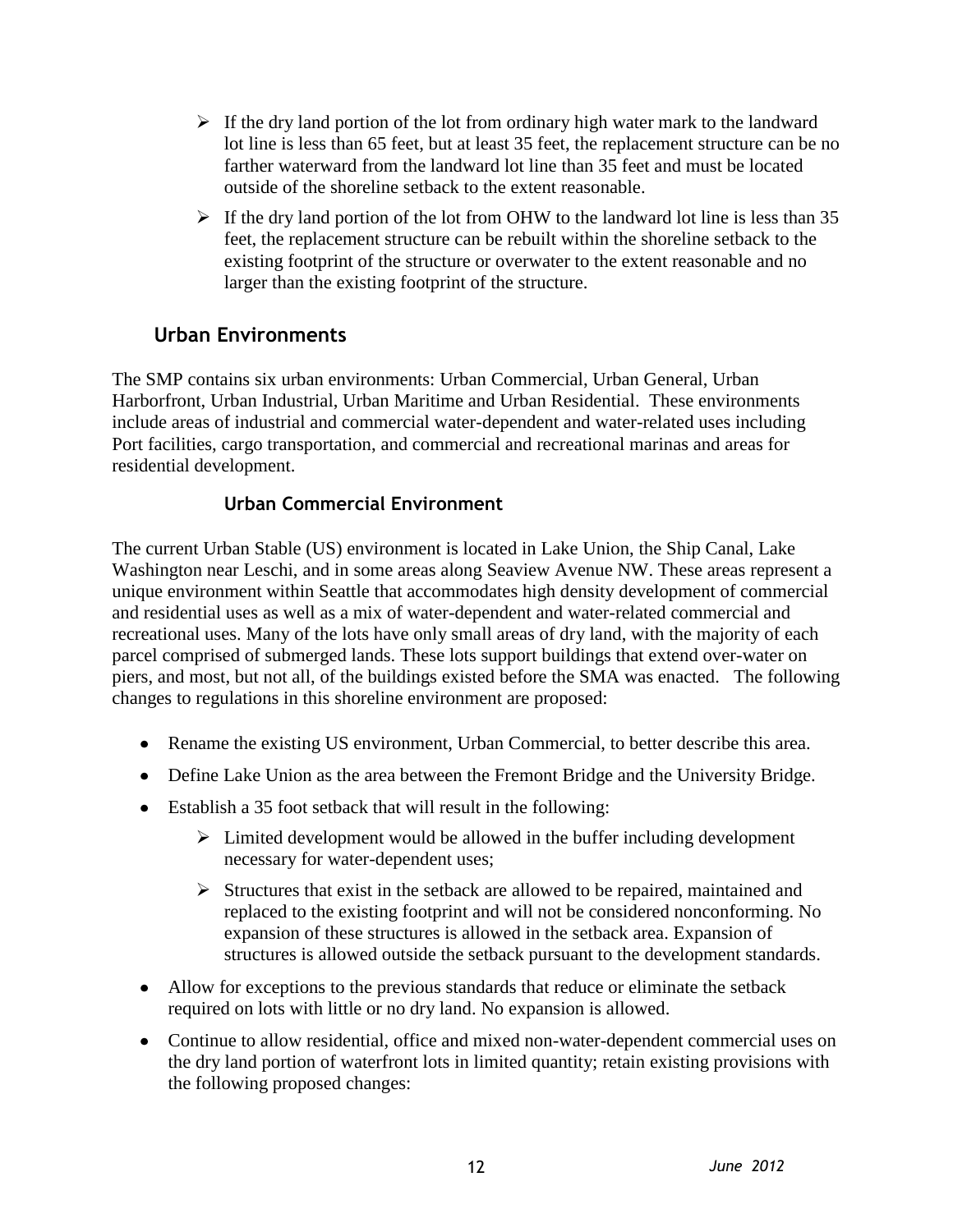- If the dry land portion of the lot from ordinary high water mark to the landward lot line is less than 65 feet, but at least 35 feet, the replacement structure can be no farther waterward from the landward lot line than 35 feet and must be located outside of the shoreline setback to the extent reasonable.
- If the dry land portion of the lot from OHW to the landward lot line is less than 35 feet, the replacement structure can be rebuilt within the shoreline setback to the existing footprint of the structure or overwater to the extent reasonable and no larger than the existing footprint of the structure.

## Urban Environments

The SMP contains six urban environments: Urban Commercial, Urban General, Urban Harborfront, Urban Industrial, Urban Maritime and Urban Residential. These environments include areas of industrial and commercial water-dependent and water-related uses including Port facilities, cargo transportation, and commercial and recreational marinas and areas for residential development.

### Urban Commercial Environment

The current Urban Stable (US) environment is located in Lake Union, the Ship Canal, Lake Washington near Leschi, and in some areas along Seaview Avenue NW. These areas represent a unique environment within Seattle that accommodates high density development of commercial and residential uses as well as a mix of water-dependent and water-related commercial and recreational uses. Many of the lots have only small areas of dry land, with the majority of each parcel comprised of submerged lands. These lots support buildings that extend over-water on piers, and most, but not all, of the buildings existed before the SMA was enacted. The following changes to regulations in this shoreline environment are proposed:

- Rename the existing US environment, Urban Commercial, to better describe this area.
- Define Lake Union as the area between the Fremont Bridge and the University Bridge.
- Establish a 35 foot setback that will result in the following:
  - Limited development would be allowed in the buffer including development necessary for water-dependent uses;
  - Structures that exist in the setback are allowed to be repaired, maintained and replaced to the existing footprint and will not be considered nonconforming. No expansion of these structures is allowed in the setback area. Expansion of structures is allowed outside the setback pursuant to the development standards.
- Allow for exceptions to the previous standards that reduce or eliminate the setback required on lots with little or no dry land. No expansion is allowed.
- Continue to allow residential, office and mixed non-water-dependent commercial uses on the dry land portion of waterfront lots in limited quantity; retain existing provisions with the following proposed changes: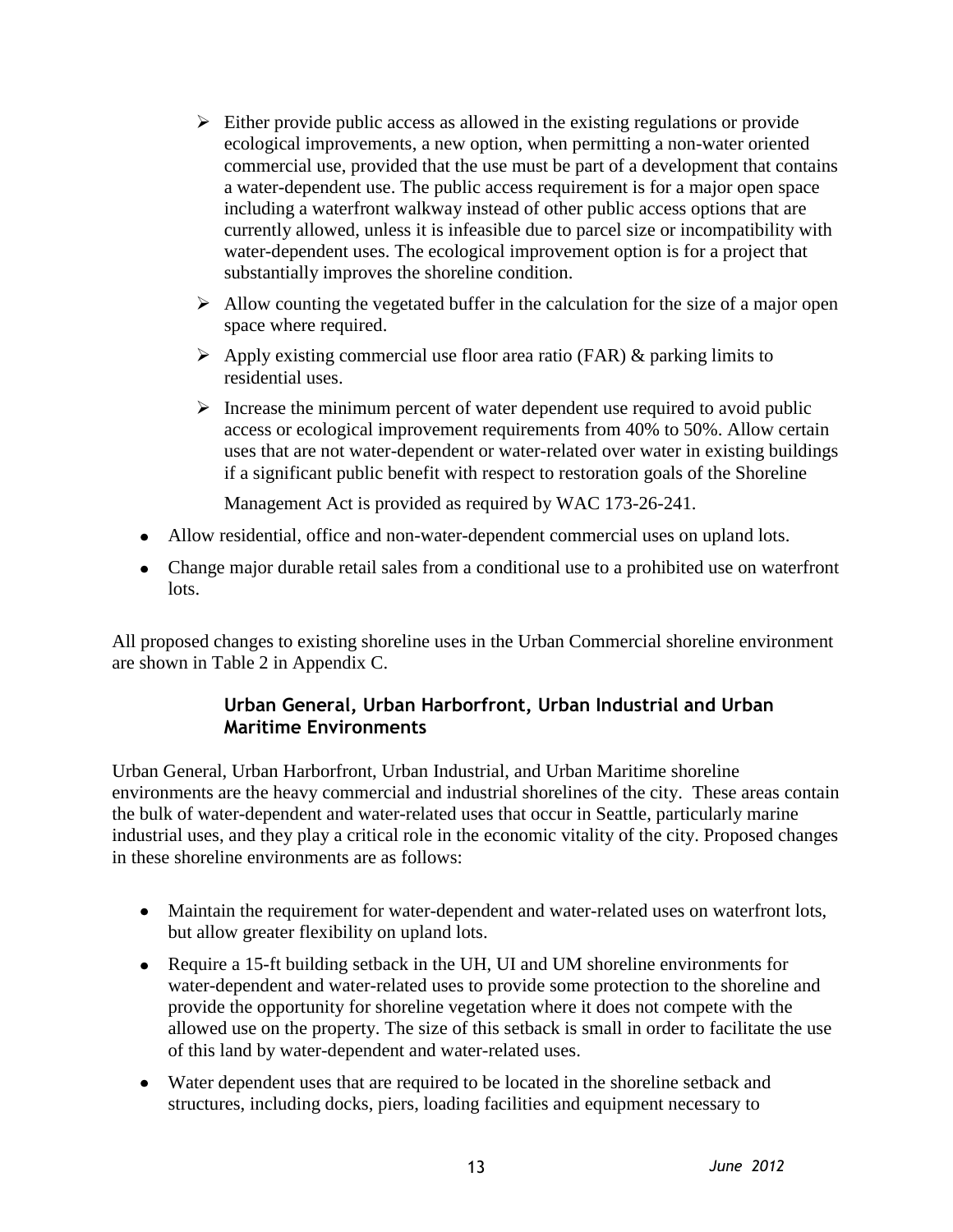- Either provide public access as allowed in the existing regulations or provide ecological improvements, a new option, when permitting a non-water oriented commercial use, provided that the use must be part of a development that contains a water-dependent use. The public access requirement is for a major open space including a waterfront walkway instead of other public access options that are currently allowed, unless it is infeasible due to parcel size or incompatibility with water-dependent uses. The ecological improvement option is for a project that substantially improves the shoreline condition.
    - Allow counting the vegetated buffer in the calculation for the size of a major open space where required.
    - Apply existing commercial use floor area ratio (FAR) & parking limits to residential uses.
    - Increase the minimum percent of water dependent use required to avoid public access or ecological improvement requirements from 40% to 50%. Allow certain uses that are not water-dependent or water-related over water in existing buildings if a significant public benefit with respect to restoration goals of the Shoreline Management Act is provided as required by WAC 173-26-241.
- Allow residential, office and non-water-dependent commercial uses on upland lots.
- Change major durable retail sales from a conditional use to a prohibited use on waterfront lots.

All proposed changes to existing shoreline uses in the Urban Commercial shoreline environment are shown in Table 2 in Appendix C.

### Urban General, Urban Harborfront, Urban Industrial and Urban Maritime Environments

Urban General, Urban Harborfront, Urban Industrial, and Urban Maritime shoreline environments are the heavy commercial and industrial shorelines of the city. These areas contain the bulk of water-dependent and water-related uses that occur in Seattle, particularly marine industrial uses, and they play a critical role in the economic vitality of the city. Proposed changes in these shoreline environments are as follows:

- Maintain the requirement for water-dependent and water-related uses on waterfront lots, but allow greater flexibility on upland lots.
- Require a 15-ft building setback in the UH, UI and UM shoreline environments for water-dependent and water-related uses to provide some protection to the shoreline and provide the opportunity for shoreline vegetation where it does not compete with the allowed use on the property. The size of this setback is small in order to facilitate the use of this land by water-dependent and water-related uses.
- Water dependent uses that are required to be located in the shoreline setback and structures, including docks, piers, loading facilities and equipment necessary to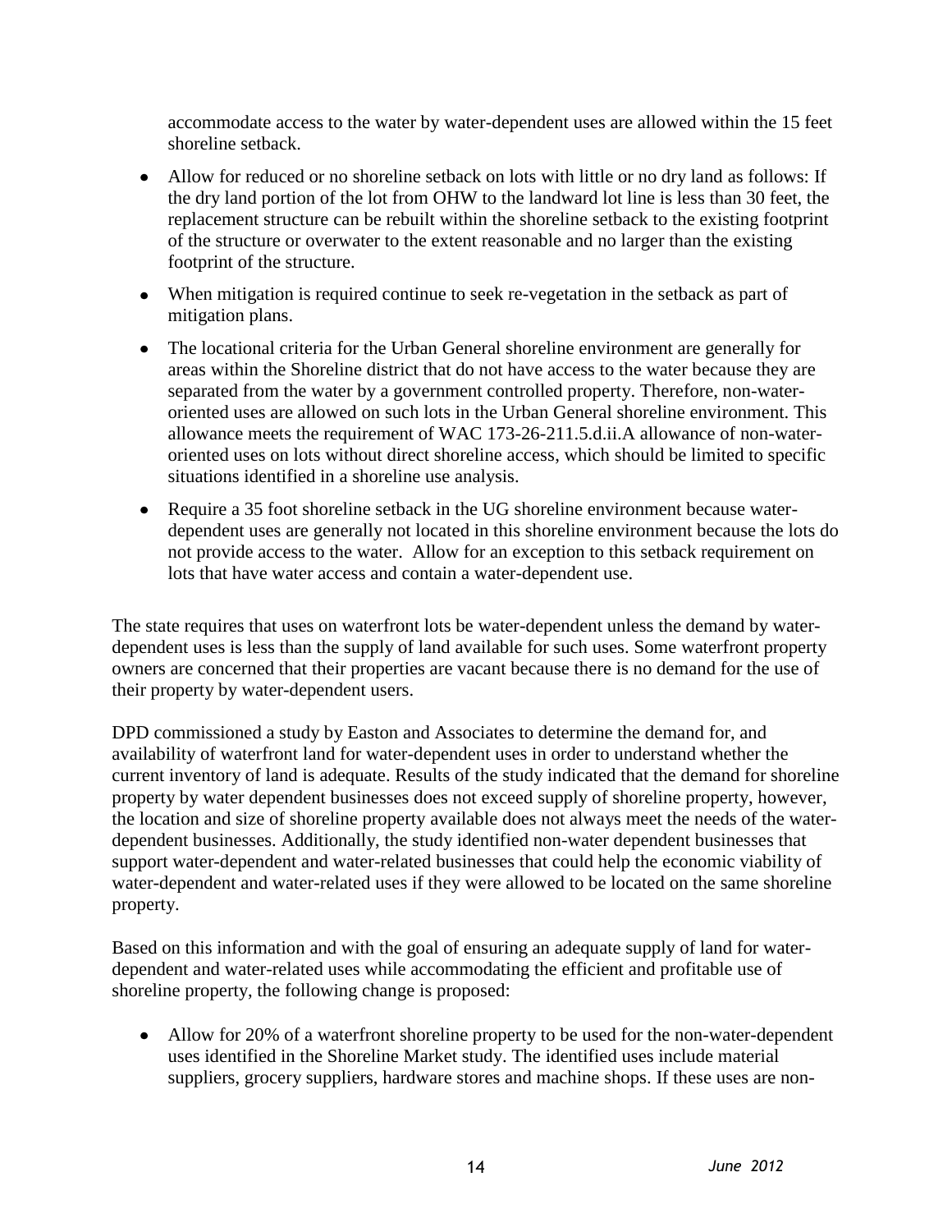accommodate access to the water by water-dependent uses are allowed within the 15 feet shoreline setback.

- Allow for reduced or no shoreline setback on lots with little or no dry land as follows: If the dry land portion of the lot from OHW to the landward lot line is less than 30 feet, the replacement structure can be rebuilt within the shoreline setback to the existing footprint of the structure or overwater to the extent reasonable and no larger than the existing footprint of the structure.
- When mitigation is required continue to seek re-vegetation in the setback as part of mitigation plans.
- The locational criteria for the Urban General shoreline environment are generally for areas within the Shoreline district that do not have access to the water because they are separated from the water by a government controlled property. Therefore, non-water-oriented uses are allowed on such lots in the Urban General shoreline environment. This allowance meets the requirement of WAC 173-26-211.5.d.ii.A allowance of non-water-oriented uses on lots without direct shoreline access, which should be limited to specific situations identified in a shoreline use analysis.
- Require a 35 foot shoreline setback in the UG shoreline environment because water-dependent uses are generally not located in this shoreline environment because the lots do not provide access to the water. Allow for an exception to this setback requirement on lots that have water access and contain a water-dependent use.

The state requires that uses on waterfront lots be water-dependent unless the demand by water-dependent uses is less than the supply of land available for such uses. Some waterfront property owners are concerned that their properties are vacant because there is no demand for the use of their property by water-dependent users.

DPD commissioned a study by Easton and Associates to determine the demand for, and availability of waterfront land for water-dependent uses in order to understand whether the current inventory of land is adequate. Results of the study indicated that the demand for shoreline property by water dependent businesses does not exceed supply of shoreline property, however, the location and size of shoreline property available does not always meet the needs of the water-dependent businesses. Additionally, the study identified non-water dependent businesses that support water-dependent and water-related businesses that could help the economic viability of water-dependent and water-related uses if they were allowed to be located on the same shoreline property.

Based on this information and with the goal of ensuring an adequate supply of land for water-dependent and water-related uses while accommodating the efficient and profitable use of shoreline property, the following change is proposed:

- Allow for 20% of a waterfront shoreline property to be used for the non-water-dependent uses identified in the Shoreline Market study. The identified uses include material suppliers, grocery suppliers, hardware stores and machine shops. If these uses are non-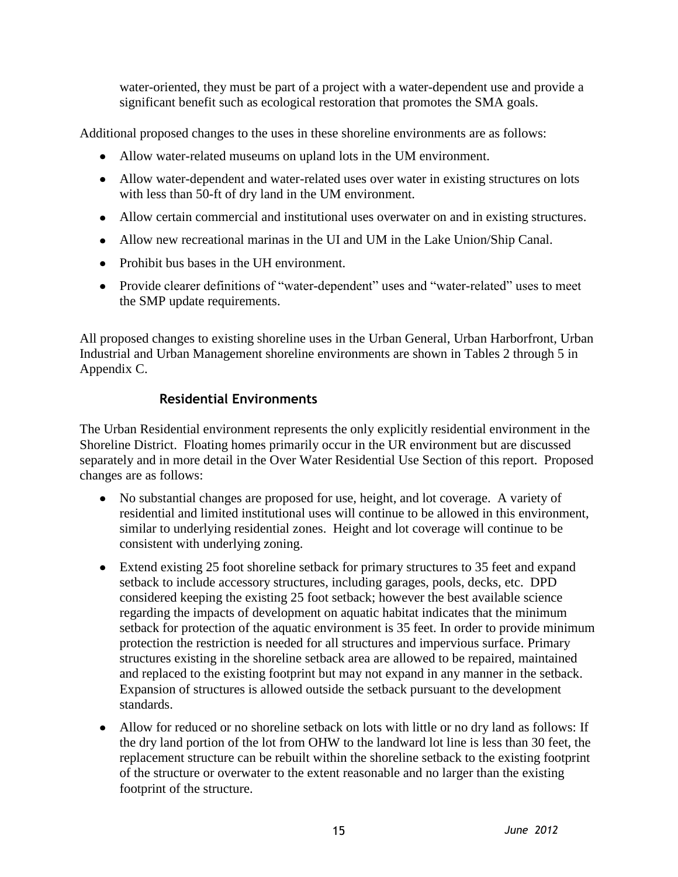water-oriented, they must be part of a project with a water-dependent use and provide a significant benefit such as ecological restoration that promotes the SMA goals.

Additional proposed changes to the uses in these shoreline environments are as follows:

- Allow water-related museums on upland lots in the UM environment.
- Allow water-dependent and water-related uses over water in existing structures on lots with less than 50-ft of dry land in the UM environment.
- Allow certain commercial and institutional uses overwater on and in existing structures.
- Allow new recreational marinas in the UI and UM in the Lake Union/Ship Canal.
- Prohibit bus bases in the UH environment.
- Provide clearer definitions of "water-dependent" uses and "water-related" uses to meet the SMP update requirements.

All proposed changes to existing shoreline uses in the Urban General, Urban Harborfront, Urban Industrial and Urban Management shoreline environments are shown in Tables 2 through 5 in Appendix C.

### Residential Environments

The Urban Residential environment represents the only explicitly residential environment in the Shoreline District. Floating homes primarily occur in the UR environment but are discussed separately and in more detail in the Over Water Residential Use Section of this report. Proposed changes are as follows:

- No substantial changes are proposed for use, height, and lot coverage. A variety of residential and limited institutional uses will continue to be allowed in this environment, similar to underlying residential zones. Height and lot coverage will continue to be consistent with underlying zoning.
- Extend existing 25 foot shoreline setback for primary structures to 35 feet and expand setback to include accessory structures, including garages, pools, decks, etc. DPD considered keeping the existing 25 foot setback; however the best available science regarding the impacts of development on aquatic habitat indicates that the minimum setback for protection of the aquatic environment is 35 feet. In order to provide minimum protection the restriction is needed for all structures and impervious surface. Primary structures existing in the shoreline setback area are allowed to be repaired, maintained and replaced to the existing footprint but may not expand in any manner in the setback. Expansion of structures is allowed outside the setback pursuant to the development standards.
- Allow for reduced or no shoreline setback on lots with little or no dry land as follows: If the dry land portion of the lot from OHW to the landward lot line is less than 30 feet, the replacement structure can be rebuilt within the shoreline setback to the existing footprint of the structure or overwater to the extent reasonable and no larger than the existing footprint of the structure.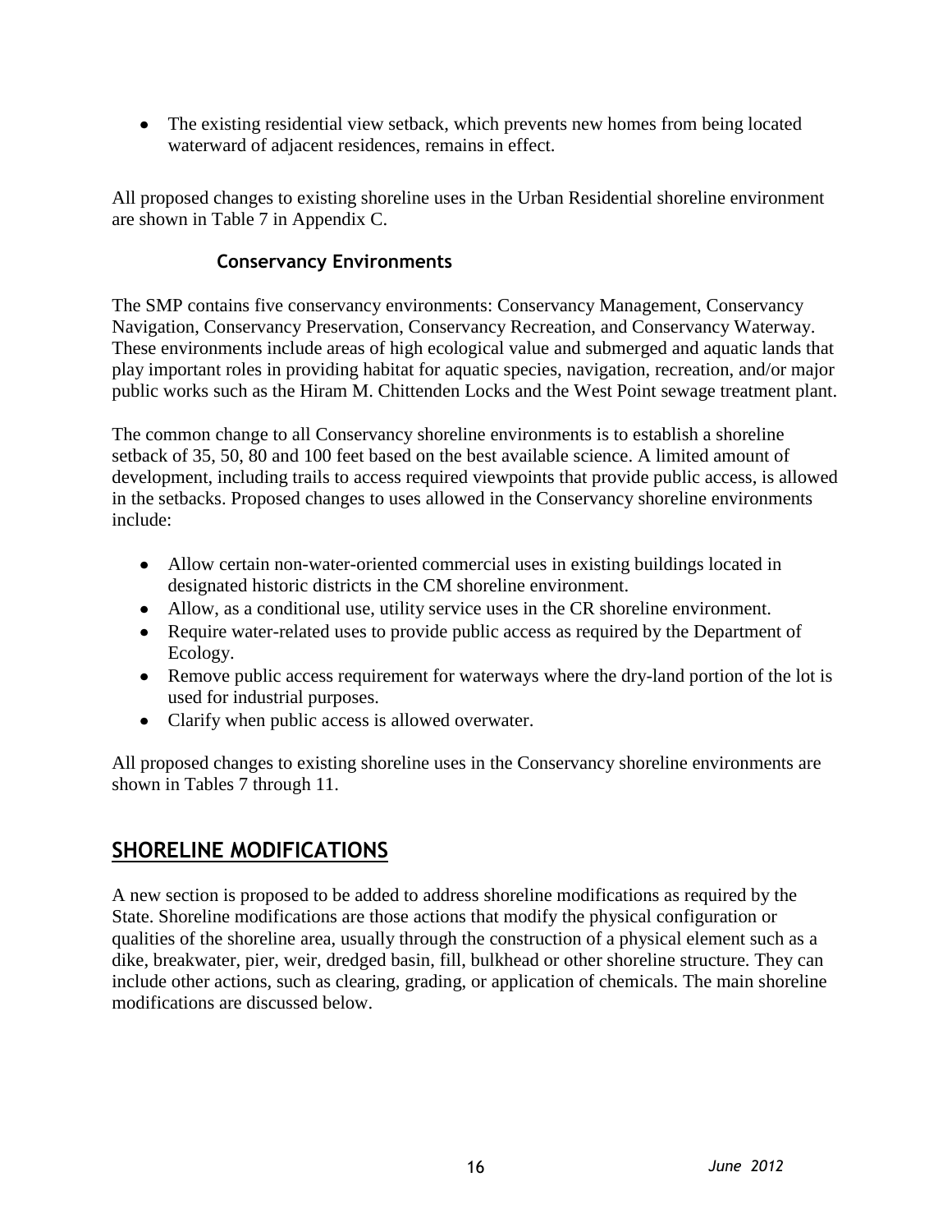- The existing residential view setback, which prevents new homes from being located waterward of adjacent residences, remains in effect.

All proposed changes to existing shoreline uses in the Urban Residential shoreline environment are shown in Table 7 in Appendix C.

### Conservancy Environments

The SMP contains five conservancy environments: Conservancy Management, Conservancy Navigation, Conservancy Preservation, Conservancy Recreation, and Conservancy Waterway. These environments include areas of high ecological value and submerged and aquatic lands that play important roles in providing habitat for aquatic species, navigation, recreation, and/or major public works such as the Hiram M. Chittenden Locks and the West Point sewage treatment plant.

The common change to all Conservancy shoreline environments is to establish a shoreline setback of 35, 50, 80 and 100 feet based on the best available science. A limited amount of development, including trails to access required viewpoints that provide public access, is allowed in the setbacks. Proposed changes to uses allowed in the Conservancy shoreline environments include:

- Allow certain non-water-oriented commercial uses in existing buildings located in designated historic districts in the CM shoreline environment.
- Allow, as a conditional use, utility service uses in the CR shoreline environment.
- Require water-related uses to provide public access as required by the Department of Ecology.
- Remove public access requirement for waterways where the dry-land portion of the lot is used for industrial purposes.
- Clarify when public access is allowed overwater.

All proposed changes to existing shoreline uses in the Conservancy shoreline environments are shown in Tables 7 through 11.

## SHORELINE MODIFICATIONS

A new section is proposed to be added to address shoreline modifications as required by the State. Shoreline modifications are those actions that modify the physical configuration or qualities of the shoreline area, usually through the construction of a physical element such as a dike, breakwater, pier, weir, dredged basin, fill, bulkhead or other shoreline structure. They can include other actions, such as clearing, grading, or application of chemicals. The main shoreline modifications are discussed below.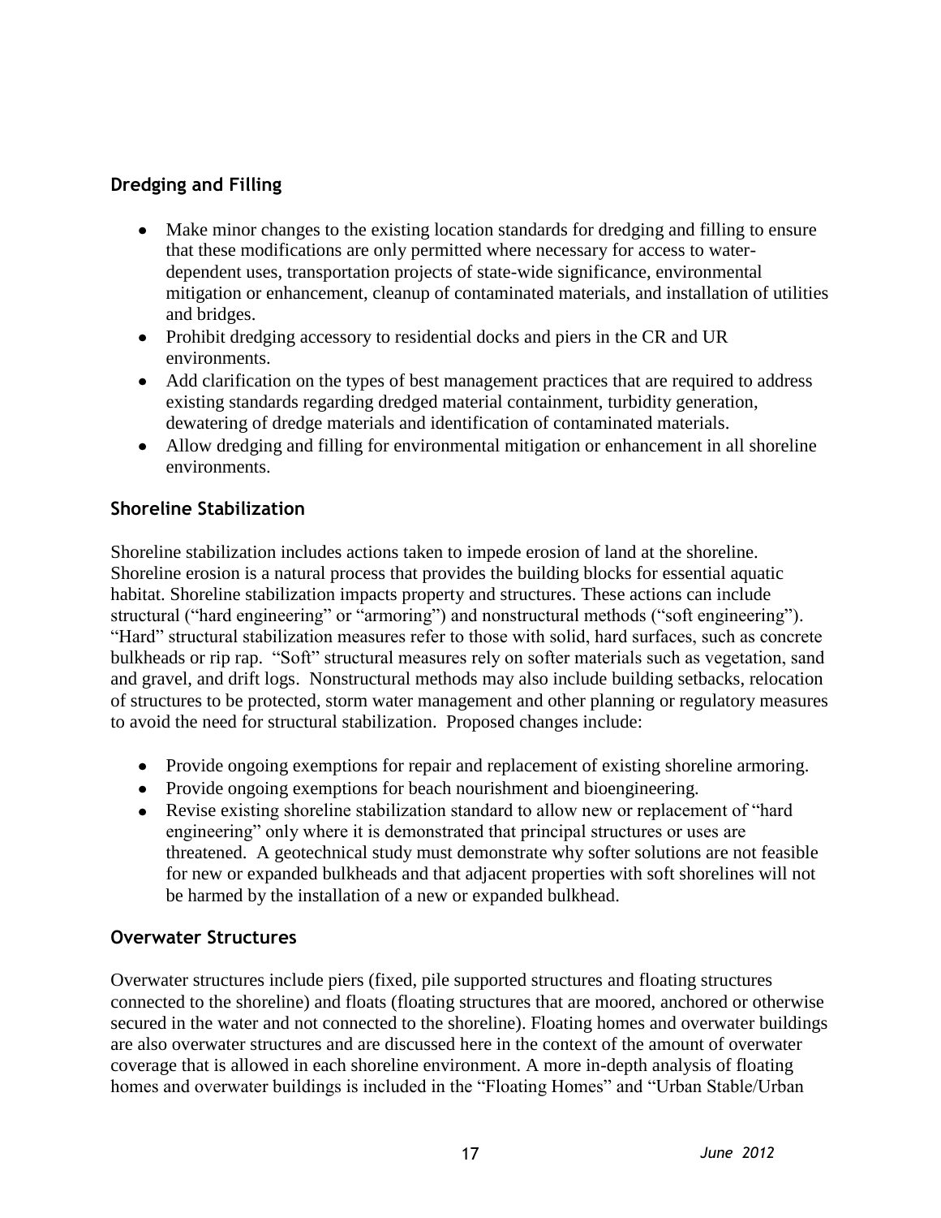## Dredging and Filling

- Make minor changes to the existing location standards for dredging and filling to ensure that these modifications are only permitted where necessary for access to water-dependent uses, transportation projects of state-wide significance, environmental mitigation or enhancement, cleanup of contaminated materials, and installation of utilities and bridges.
- Prohibit dredging accessory to residential docks and piers in the CR and UR environments.
- Add clarification on the types of best management practices that are required to address existing standards regarding dredged material containment, turbidity generation, dewatering of dredge materials and identification of contaminated materials.
- Allow dredging and filling for environmental mitigation or enhancement in all shoreline environments.

## Shoreline Stabilization

Shoreline stabilization includes actions taken to impede erosion of land at the shoreline. Shoreline erosion is a natural process that provides the building blocks for essential aquatic habitat. Shoreline stabilization impacts property and structures. These actions can include structural ("hard engineering" or "armoring") and nonstructural methods ("soft engineering"). "Hard" structural stabilization measures refer to those with solid, hard surfaces, such as concrete bulkheads or rip rap. "Soft" structural measures rely on softer materials such as vegetation, sand and gravel, and drift logs. Nonstructural methods may also include building setbacks, relocation of structures to be protected, storm water management and other planning or regulatory measures to avoid the need for structural stabilization. Proposed changes include:

- Provide ongoing exemptions for repair and replacement of existing shoreline armoring.
- Provide ongoing exemptions for beach nourishment and bioengineering.
- Revise existing shoreline stabilization standard to allow new or replacement of "hard engineering" only where it is demonstrated that principal structures or uses are threatened. A geotechnical study must demonstrate why softer solutions are not feasible for new or expanded bulkheads and that adjacent properties with soft shorelines will not be harmed by the installation of a new or expanded bulkhead.

## Overwater Structures

Overwater structures include piers (fixed, pile supported structures and floating structures connected to the shoreline) and floats (floating structures that are moored, anchored or otherwise secured in the water and not connected to the shoreline). Floating homes and overwater buildings are also overwater structures and are discussed here in the context of the amount of overwater coverage that is allowed in each shoreline environment. A more in-depth analysis of floating homes and overwater buildings is included in the "Floating Homes" and "Urban Stable/Urban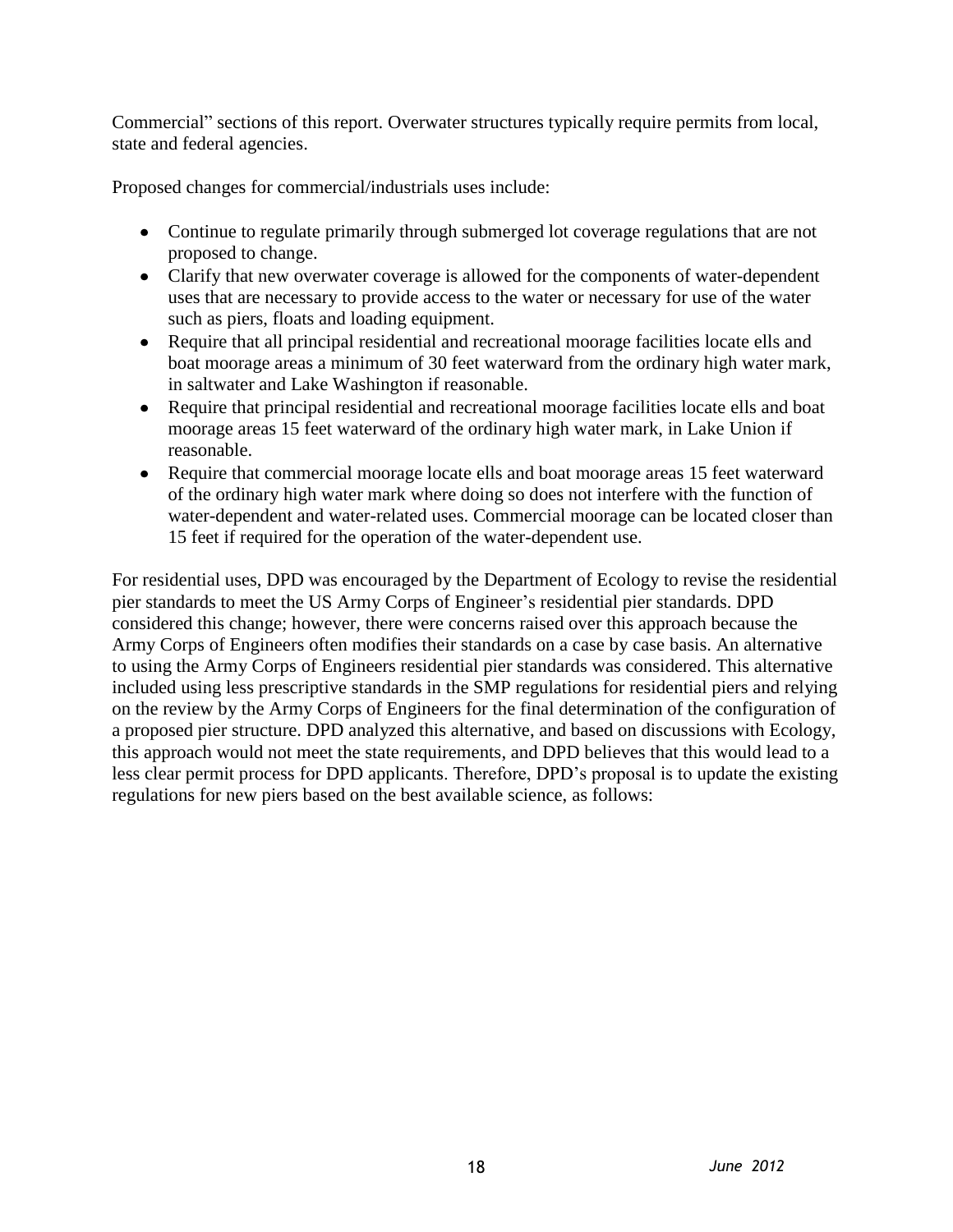Commercial" sections of this report. Overwater structures typically require permits from local, state and federal agencies.

Proposed changes for commercial/industrials uses include:

- Continue to regulate primarily through submerged lot coverage regulations that are not proposed to change.
- Clarify that new overwater coverage is allowed for the components of water-dependent uses that are necessary to provide access to the water or necessary for use of the water such as piers, floats and loading equipment.
- Require that all principal residential and recreational moorage facilities locate ells and boat moorage areas a minimum of 30 feet waterward from the ordinary high water mark, in saltwater and Lake Washington if reasonable.
- Require that principal residential and recreational moorage facilities locate ells and boat moorage areas 15 feet waterward of the ordinary high water mark, in Lake Union if reasonable.
- Require that commercial moorage locate ells and boat moorage areas 15 feet waterward of the ordinary high water mark where doing so does not interfere with the function of water-dependent and water-related uses. Commercial moorage can be located closer than 15 feet if required for the operation of the water-dependent use.

For residential uses, DPD was encouraged by the Department of Ecology to revise the residential pier standards to meet the US Army Corps of Engineer's residential pier standards. DPD considered this change; however, there were concerns raised over this approach because the Army Corps of Engineers often modifies their standards on a case by case basis. An alternative to using the Army Corps of Engineers residential pier standards was considered. This alternative included using less prescriptive standards in the SMP regulations for residential piers and relying on the review by the Army Corps of Engineers for the final determination of the configuration of a proposed pier structure. DPD analyzed this alternative, and based on discussions with Ecology, this approach would not meet the state requirements, and DPD believes that this would lead to a less clear permit process for DPD applicants. Therefore, DPD's proposal is to update the existing regulations for new piers based on the best available science, as follows: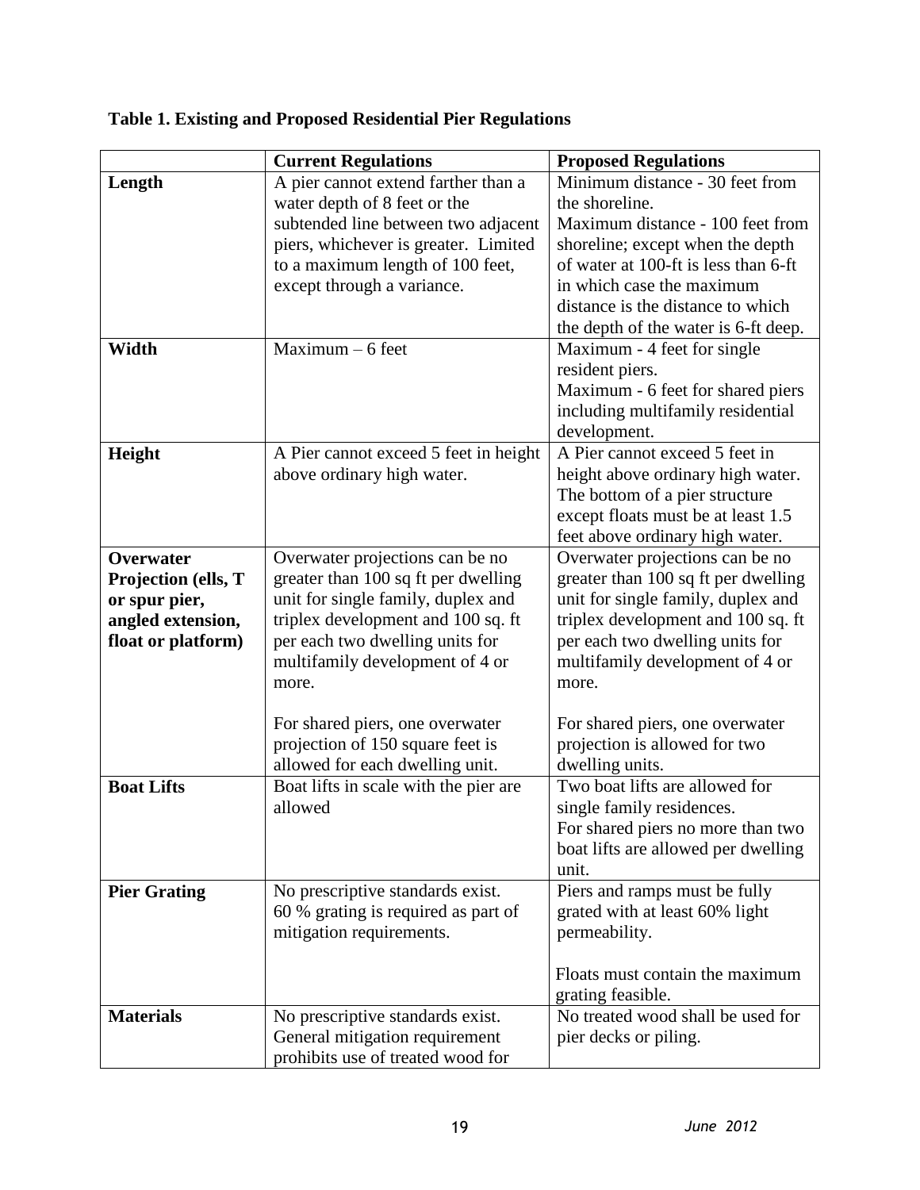**Table 1. Existing and Proposed Residential Pier Regulations**

| | **Current Regulations** | **Proposed Regulations** |
|---|---|---|
| **Length** | A pier cannot extend farther than a water depth of 8 feet or the subtended line between two adjacent piers, whichever is greater. Limited to a maximum length of 100 feet, except through a variance. | Minimum distance - 30 feet from the shoreline.<br>Maximum distance - 100 feet from shoreline; except when the depth of water at 100-ft is less than 6-ft in which case the maximum distance is the distance to which the depth of the water is 6-ft deep. |
| **Width** | Maximum – 6 feet | Maximum - 4 feet for single resident piers.<br>Maximum - 6 feet for shared piers including multifamily residential development. |
| **Height** | A Pier cannot exceed 5 feet in height above ordinary high water. | A Pier cannot exceed 5 feet in height above ordinary high water. The bottom of a pier structure except floats must be at least 1.5 feet above ordinary high water. |
| **Overwater Projection (ells, T or spur pier, angled extension, float or platform)** | Overwater projections can be no greater than 100 sq ft per dwelling unit for single family, duplex and triplex development and 100 sq. ft per each two dwelling units for multifamily development of 4 or more.<br><br>For shared piers, one overwater projection of 150 square feet is allowed for each dwelling unit. | Overwater projections can be no greater than 100 sq ft per dwelling unit for single family, duplex and triplex development and 100 sq. ft per each two dwelling units for multifamily development of 4 or more.<br><br>For shared piers, one overwater projection is allowed for two dwelling units. |
| **Boat Lifts** | Boat lifts in scale with the pier are allowed | Two boat lifts are allowed for single family residences.<br>For shared piers no more than two boat lifts are allowed per dwelling unit. |
| **Pier Grating** | No prescriptive standards exist. 60 % grating is required as part of mitigation requirements. | Piers and ramps must be fully grated with at least 60% light permeability.<br><br>Floats must contain the maximum grating feasible. |
| **Materials** | No prescriptive standards exist. General mitigation requirement prohibits use of treated wood for | No treated wood shall be used for pier decks or piling. |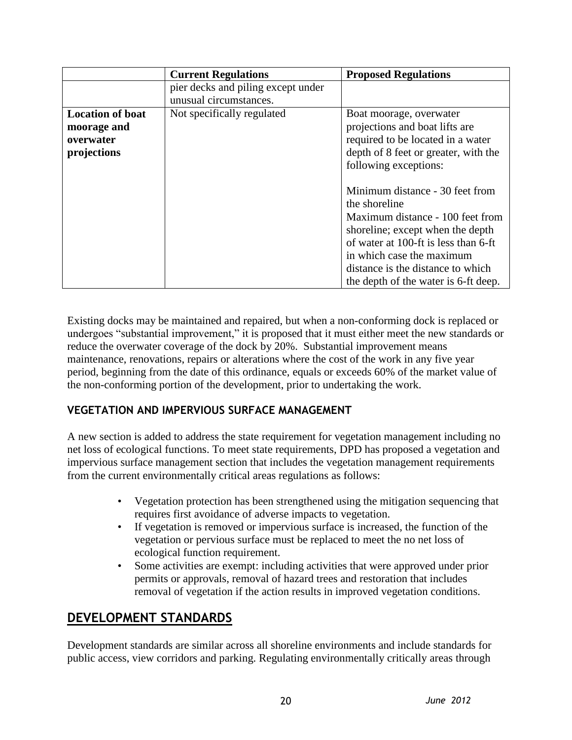| | Current Regulations | Proposed Regulations |
|---|---|---|
| | pier decks and piling except under unusual circumstances. | |
| **Location of boat moorage and overwater projections** | Not specifically regulated | Boat moorage, overwater projections and boat lifts are required to be located in a water depth of 8 feet or greater, with the following exceptions:<br><br>Minimum distance - 30 feet from the shoreline<br>Maximum distance - 100 feet from shoreline; except when the depth of water at 100-ft is less than 6-ft in which case the maximum distance is the distance to which the depth of the water is 6-ft deep. |

Existing docks may be maintained and repaired, but when a non-conforming dock is replaced or undergoes "substantial improvement," it is proposed that it must either meet the new standards or reduce the overwater coverage of the dock by 20%. Substantial improvement means maintenance, renovations, repairs or alterations where the cost of the work in any five year period, beginning from the date of this ordinance, equals or exceeds 60% of the market value of the non-conforming portion of the development, prior to undertaking the work.

### VEGETATION AND IMPERVIOUS SURFACE MANAGEMENT

A new section is added to address the state requirement for vegetation management including no net loss of ecological functions. To meet state requirements, DPD has proposed a vegetation and impervious surface management section that includes the vegetation management requirements from the current environmentally critical areas regulations as follows:

- Vegetation protection has been strengthened using the mitigation sequencing that requires first avoidance of adverse impacts to vegetation.
- If vegetation is removed or impervious surface is increased, the function of the vegetation or pervious surface must be replaced to meet the no net loss of ecological function requirement.
- Some activities are exempt: including activities that were approved under prior permits or approvals, removal of hazard trees and restoration that includes removal of vegetation if the action results in improved vegetation conditions.

## DEVELOPMENT STANDARDS

Development standards are similar across all shoreline environments and include standards for public access, view corridors and parking. Regulating environmentally critically areas through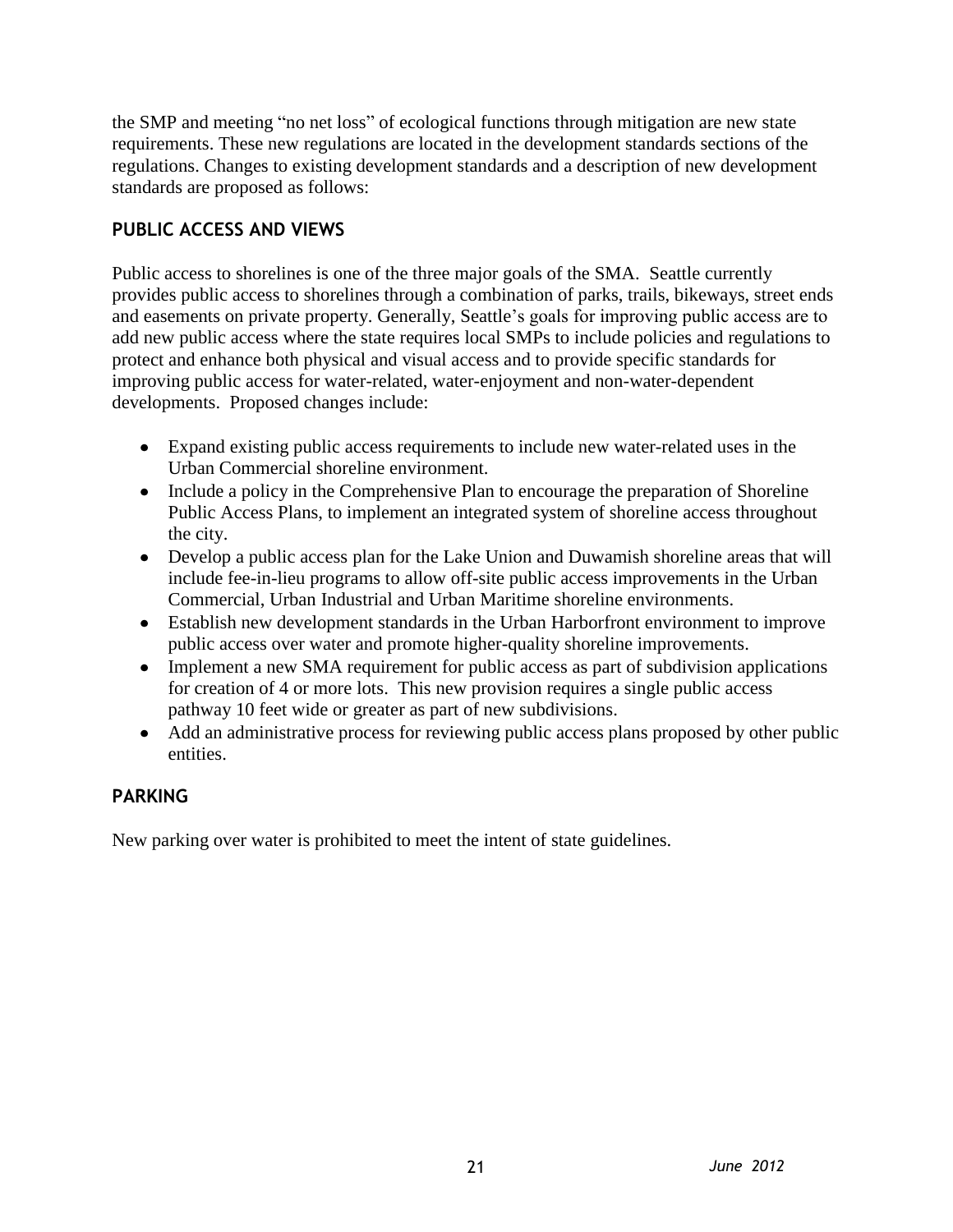the SMP and meeting "no net loss" of ecological functions through mitigation are new state requirements. These new regulations are located in the development standards sections of the regulations. Changes to existing development standards and a description of new development standards are proposed as follows:

## PUBLIC ACCESS AND VIEWS

Public access to shorelines is one of the three major goals of the SMA. Seattle currently provides public access to shorelines through a combination of parks, trails, bikeways, street ends and easements on private property. Generally, Seattle's goals for improving public access are to add new public access where the state requires local SMPs to include policies and regulations to protect and enhance both physical and visual access and to provide specific standards for improving public access for water-related, water-enjoyment and non-water-dependent developments. Proposed changes include:

- Expand existing public access requirements to include new water-related uses in the Urban Commercial shoreline environment.
- Include a policy in the Comprehensive Plan to encourage the preparation of Shoreline Public Access Plans, to implement an integrated system of shoreline access throughout the city.
- Develop a public access plan for the Lake Union and Duwamish shoreline areas that will include fee-in-lieu programs to allow off-site public access improvements in the Urban Commercial, Urban Industrial and Urban Maritime shoreline environments.
- Establish new development standards in the Urban Harborfront environment to improve public access over water and promote higher-quality shoreline improvements.
- Implement a new SMA requirement for public access as part of subdivision applications for creation of 4 or more lots. This new provision requires a single public access pathway 10 feet wide or greater as part of new subdivisions.
- Add an administrative process for reviewing public access plans proposed by other public entities.

## PARKING

New parking over water is prohibited to meet the intent of state guidelines.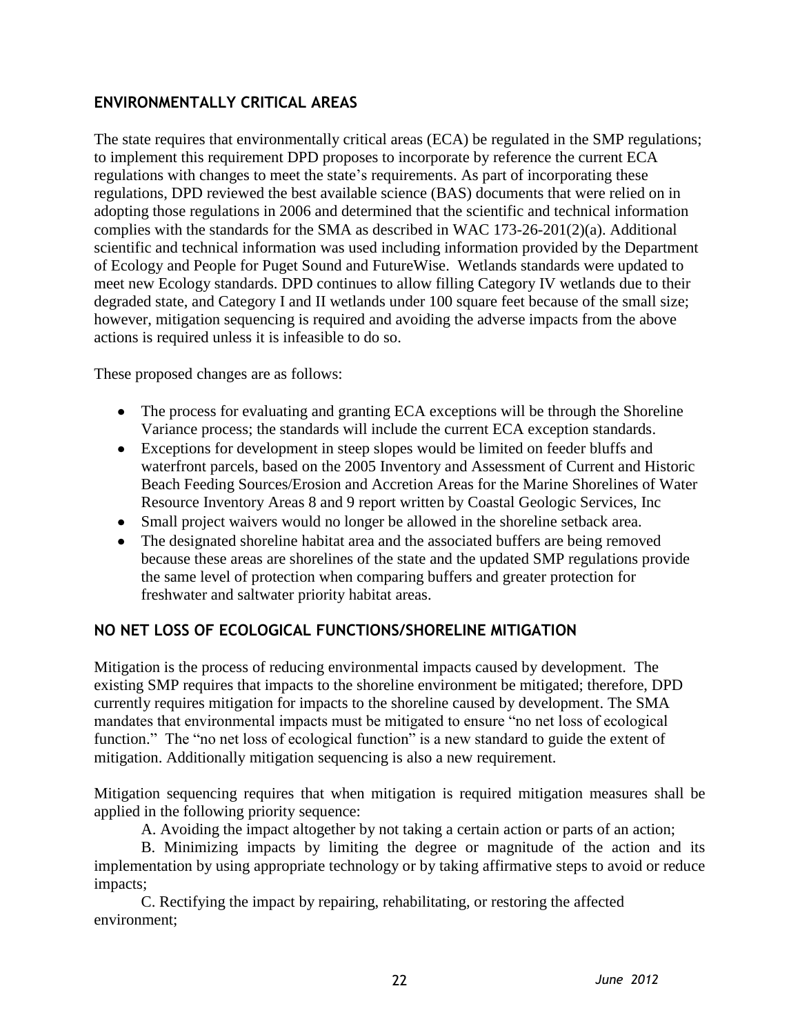## ENVIRONMENTALLY CRITICAL AREAS

The state requires that environmentally critical areas (ECA) be regulated in the SMP regulations; to implement this requirement DPD proposes to incorporate by reference the current ECA regulations with changes to meet the state's requirements. As part of incorporating these regulations, DPD reviewed the best available science (BAS) documents that were relied on in adopting those regulations in 2006 and determined that the scientific and technical information complies with the standards for the SMA as described in WAC 173-26-201(2)(a). Additional scientific and technical information was used including information provided by the Department of Ecology and People for Puget Sound and FutureWise. Wetlands standards were updated to meet new Ecology standards. DPD continues to allow filling Category IV wetlands due to their degraded state, and Category I and II wetlands under 100 square feet because of the small size; however, mitigation sequencing is required and avoiding the adverse impacts from the above actions is required unless it is infeasible to do so.

These proposed changes are as follows:

- The process for evaluating and granting ECA exceptions will be through the Shoreline Variance process; the standards will include the current ECA exception standards.
- Exceptions for development in steep slopes would be limited on feeder bluffs and waterfront parcels, based on the 2005 Inventory and Assessment of Current and Historic Beach Feeding Sources/Erosion and Accretion Areas for the Marine Shorelines of Water Resource Inventory Areas 8 and 9 report written by Coastal Geologic Services, Inc
- Small project waivers would no longer be allowed in the shoreline setback area.
- The designated shoreline habitat area and the associated buffers are being removed because these areas are shorelines of the state and the updated SMP regulations provide the same level of protection when comparing buffers and greater protection for freshwater and saltwater priority habitat areas.

## NO NET LOSS OF ECOLOGICAL FUNCTIONS/SHORELINE MITIGATION

Mitigation is the process of reducing environmental impacts caused by development. The existing SMP requires that impacts to the shoreline environment be mitigated; therefore, DPD currently requires mitigation for impacts to the shoreline caused by development. The SMA mandates that environmental impacts must be mitigated to ensure "no net loss of ecological function." The "no net loss of ecological function" is a new standard to guide the extent of mitigation. Additionally mitigation sequencing is also a new requirement.

Mitigation sequencing requires that when mitigation is required mitigation measures shall be applied in the following priority sequence:

A. Avoiding the impact altogether by not taking a certain action or parts of an action;

B. Minimizing impacts by limiting the degree or magnitude of the action and its implementation by using appropriate technology or by taking affirmative steps to avoid or reduce impacts;

C. Rectifying the impact by repairing, rehabilitating, or restoring the affected environment;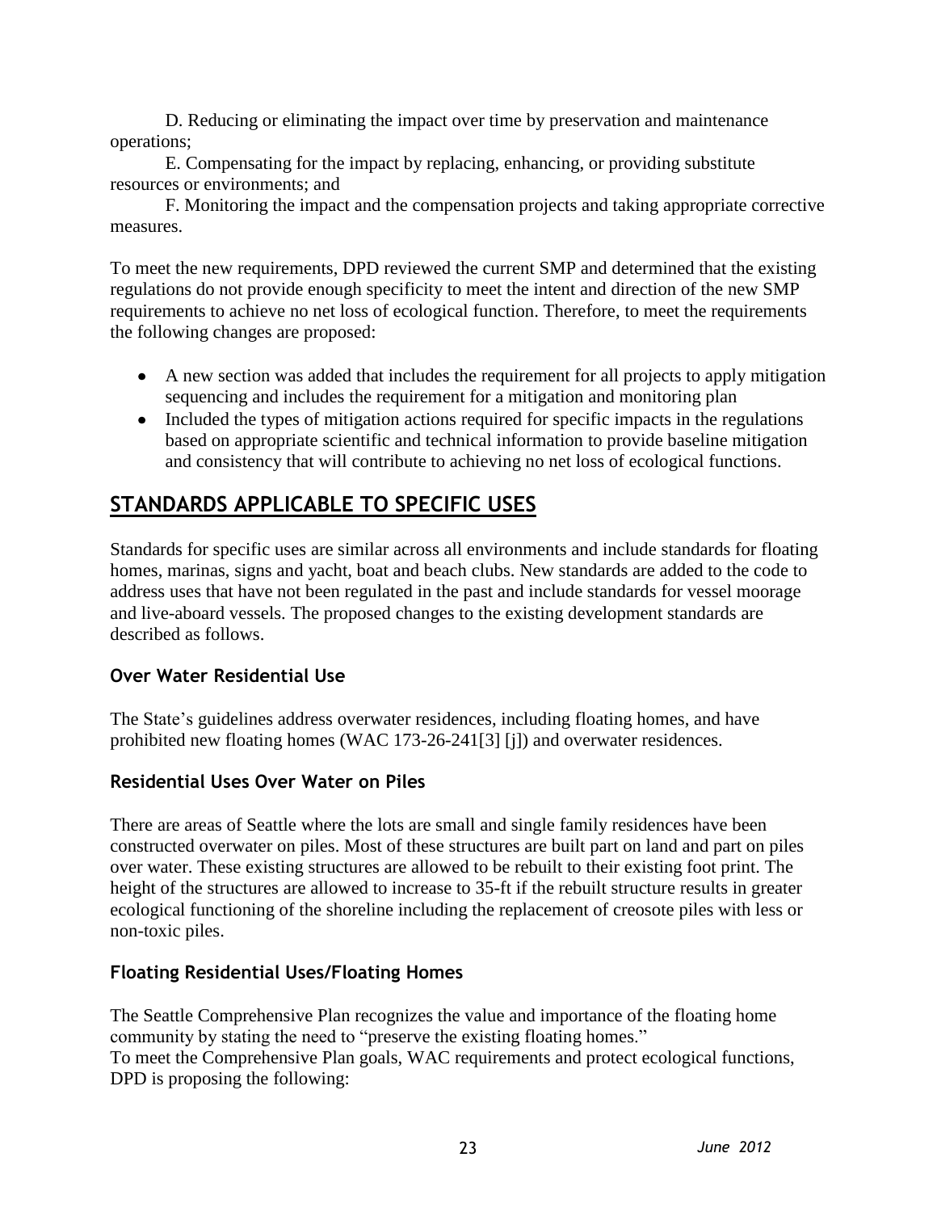D. Reducing or eliminating the impact over time by preservation and maintenance operations;

E. Compensating for the impact by replacing, enhancing, or providing substitute resources or environments; and

F. Monitoring the impact and the compensation projects and taking appropriate corrective measures.

To meet the new requirements, DPD reviewed the current SMP and determined that the existing regulations do not provide enough specificity to meet the intent and direction of the new SMP requirements to achieve no net loss of ecological function. Therefore, to meet the requirements the following changes are proposed:

- A new section was added that includes the requirement for all projects to apply mitigation sequencing and includes the requirement for a mitigation and monitoring plan
- Included the types of mitigation actions required for specific impacts in the regulations based on appropriate scientific and technical information to provide baseline mitigation and consistency that will contribute to achieving no net loss of ecological functions.

## STANDARDS APPLICABLE TO SPECIFIC USES

Standards for specific uses are similar across all environments and include standards for floating homes, marinas, signs and yacht, boat and beach clubs. New standards are added to the code to address uses that have not been regulated in the past and include standards for vessel moorage and live-aboard vessels. The proposed changes to the existing development standards are described as follows.

### Over Water Residential Use

The State's guidelines address overwater residences, including floating homes, and have prohibited new floating homes (WAC 173-26-241[3] [j]) and overwater residences.

### Residential Uses Over Water on Piles

There are areas of Seattle where the lots are small and single family residences have been constructed overwater on piles. Most of these structures are built part on land and part on piles over water. These existing structures are allowed to be rebuilt to their existing foot print. The height of the structures are allowed to increase to 35-ft if the rebuilt structure results in greater ecological functioning of the shoreline including the replacement of creosote piles with less or non-toxic piles.

### Floating Residential Uses/Floating Homes

The Seattle Comprehensive Plan recognizes the value and importance of the floating home community by stating the need to "preserve the existing floating homes."
To meet the Comprehensive Plan goals, WAC requirements and protect ecological functions, DPD is proposing the following: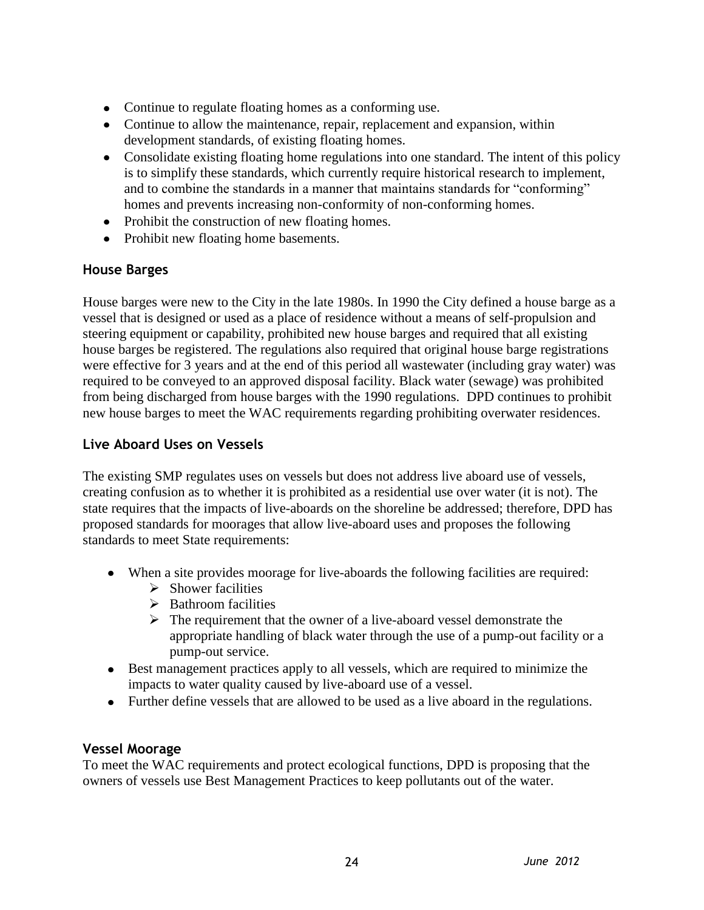- Continue to regulate floating homes as a conforming use.
- Continue to allow the maintenance, repair, replacement and expansion, within development standards, of existing floating homes.
- Consolidate existing floating home regulations into one standard. The intent of this policy is to simplify these standards, which currently require historical research to implement, and to combine the standards in a manner that maintains standards for "conforming" homes and prevents increasing non-conformity of non-conforming homes.
- Prohibit the construction of new floating homes.
- Prohibit new floating home basements.

### House Barges

House barges were new to the City in the late 1980s. In 1990 the City defined a house barge as a vessel that is designed or used as a place of residence without a means of self-propulsion and steering equipment or capability, prohibited new house barges and required that all existing house barges be registered. The regulations also required that original house barge registrations were effective for 3 years and at the end of this period all wastewater (including gray water) was required to be conveyed to an approved disposal facility. Black water (sewage) was prohibited from being discharged from house barges with the 1990 regulations. DPD continues to prohibit new house barges to meet the WAC requirements regarding prohibiting overwater residences.

### Live Aboard Uses on Vessels

The existing SMP regulates uses on vessels but does not address live aboard use of vessels, creating confusion as to whether it is prohibited as a residential use over water (it is not). The state requires that the impacts of live-aboards on the shoreline be addressed; therefore, DPD has proposed standards for moorages that allow live-aboard uses and proposes the following standards to meet State requirements:

- When a site provides moorage for live-aboards the following facilities are required:
  - Shower facilities
  - Bathroom facilities
  - The requirement that the owner of a live-aboard vessel demonstrate the appropriate handling of black water through the use of a pump-out facility or a pump-out service.
- Best management practices apply to all vessels, which are required to minimize the impacts to water quality caused by live-aboard use of a vessel.
- Further define vessels that are allowed to be used as a live aboard in the regulations.

### Vessel Moorage

To meet the WAC requirements and protect ecological functions, DPD is proposing that the owners of vessels use Best Management Practices to keep pollutants out of the water.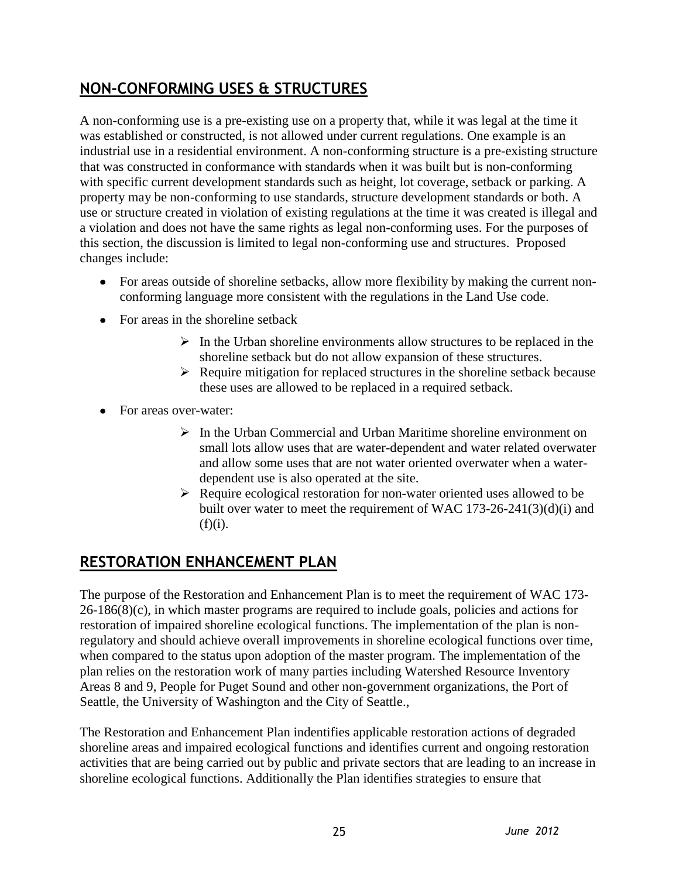## NON-CONFORMING USES & STRUCTURES

A non-conforming use is a pre-existing use on a property that, while it was legal at the time it was established or constructed, is not allowed under current regulations. One example is an industrial use in a residential environment. A non-conforming structure is a pre-existing structure that was constructed in conformance with standards when it was built but is non-conforming with specific current development standards such as height, lot coverage, setback or parking. A property may be non-conforming to use standards, structure development standards or both. A use or structure created in violation of existing regulations at the time it was created is illegal and a violation and does not have the same rights as legal non-conforming uses. For the purposes of this section, the discussion is limited to legal non-conforming use and structures. Proposed changes include:

- For areas outside of shoreline setbacks, allow more flexibility by making the current non-conforming language more consistent with the regulations in the Land Use code.
- For areas in the shoreline setback
    - In the Urban shoreline environments allow structures to be replaced in the shoreline setback but do not allow expansion of these structures.
    - Require mitigation for replaced structures in the shoreline setback because these uses are allowed to be replaced in a required setback.
- For areas over-water:
    - In the Urban Commercial and Urban Maritime shoreline environment on small lots allow uses that are water-dependent and water related overwater and allow some uses that are not water oriented overwater when a water-dependent use is also operated at the site.
    - Require ecological restoration for non-water oriented uses allowed to be built over water to meet the requirement of WAC 173-26-241(3)(d)(i) and (f)(i).

## RESTORATION ENHANCEMENT PLAN

The purpose of the Restoration and Enhancement Plan is to meet the requirement of WAC 173-26-186(8)(c), in which master programs are required to include goals, policies and actions for restoration of impaired shoreline ecological functions. The implementation of the plan is non-regulatory and should achieve overall improvements in shoreline ecological functions over time, when compared to the status upon adoption of the master program. The implementation of the plan relies on the restoration work of many parties including Watershed Resource Inventory Areas 8 and 9, People for Puget Sound and other non-government organizations, the Port of Seattle, the University of Washington and the City of Seattle.,

The Restoration and Enhancement Plan indentifies applicable restoration actions of degraded shoreline areas and impaired ecological functions and identifies current and ongoing restoration activities that are being carried out by public and private sectors that are leading to an increase in shoreline ecological functions. Additionally the Plan identifies strategies to ensure that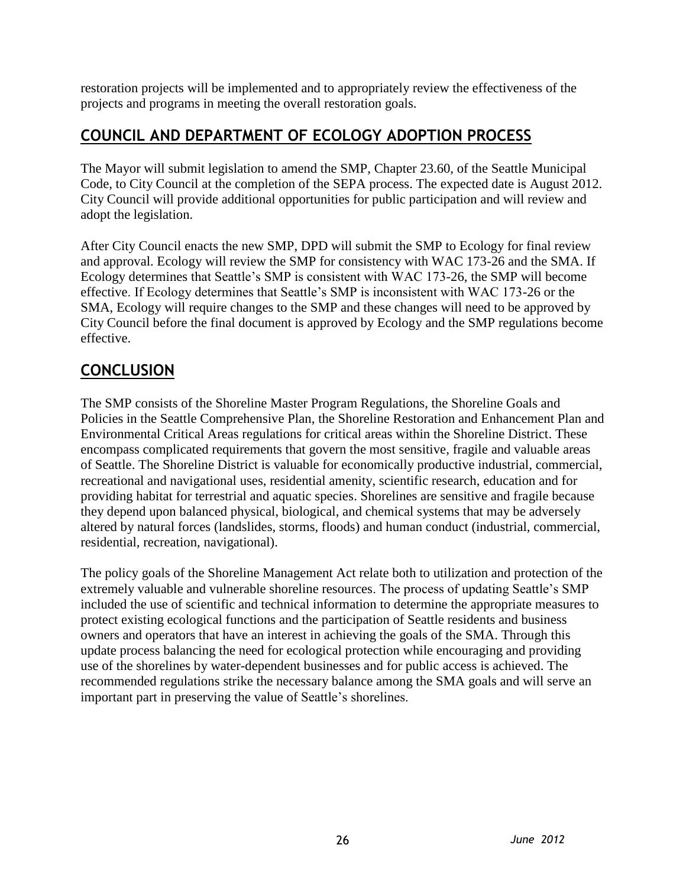restoration projects will be implemented and to appropriately review the effectiveness of the projects and programs in meeting the overall restoration goals.

## COUNCIL AND DEPARTMENT OF ECOLOGY ADOPTION PROCESS

The Mayor will submit legislation to amend the SMP, Chapter 23.60, of the Seattle Municipal Code, to City Council at the completion of the SEPA process. The expected date is August 2012. City Council will provide additional opportunities for public participation and will review and adopt the legislation.

After City Council enacts the new SMP, DPD will submit the SMP to Ecology for final review and approval. Ecology will review the SMP for consistency with WAC 173-26 and the SMA. If Ecology determines that Seattle's SMP is consistent with WAC 173-26, the SMP will become effective. If Ecology determines that Seattle's SMP is inconsistent with WAC 173-26 or the SMA, Ecology will require changes to the SMP and these changes will need to be approved by City Council before the final document is approved by Ecology and the SMP regulations become effective.

## CONCLUSION

The SMP consists of the Shoreline Master Program Regulations, the Shoreline Goals and Policies in the Seattle Comprehensive Plan, the Shoreline Restoration and Enhancement Plan and Environmental Critical Areas regulations for critical areas within the Shoreline District. These encompass complicated requirements that govern the most sensitive, fragile and valuable areas of Seattle. The Shoreline District is valuable for economically productive industrial, commercial, recreational and navigational uses, residential amenity, scientific research, education and for providing habitat for terrestrial and aquatic species. Shorelines are sensitive and fragile because they depend upon balanced physical, biological, and chemical systems that may be adversely altered by natural forces (landslides, storms, floods) and human conduct (industrial, commercial, residential, recreation, navigational).

The policy goals of the Shoreline Management Act relate both to utilization and protection of the extremely valuable and vulnerable shoreline resources. The process of updating Seattle's SMP included the use of scientific and technical information to determine the appropriate measures to protect existing ecological functions and the participation of Seattle residents and business owners and operators that have an interest in achieving the goals of the SMA. Through this update process balancing the need for ecological protection while encouraging and providing use of the shorelines by water-dependent businesses and for public access is achieved. The recommended regulations strike the necessary balance among the SMA goals and will serve an important part in preserving the value of Seattle's shorelines.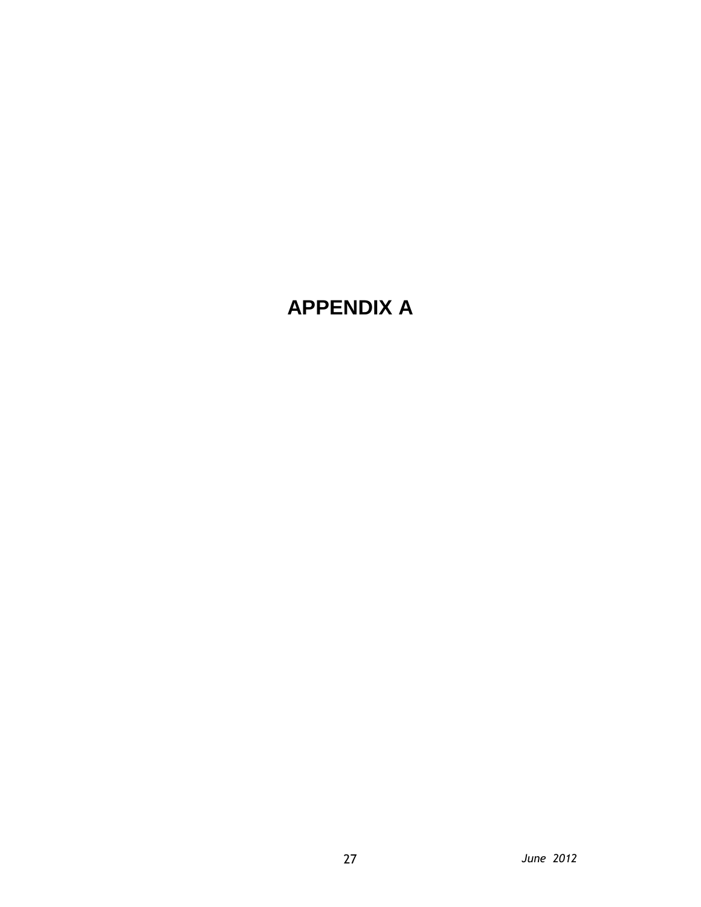# APPENDIX A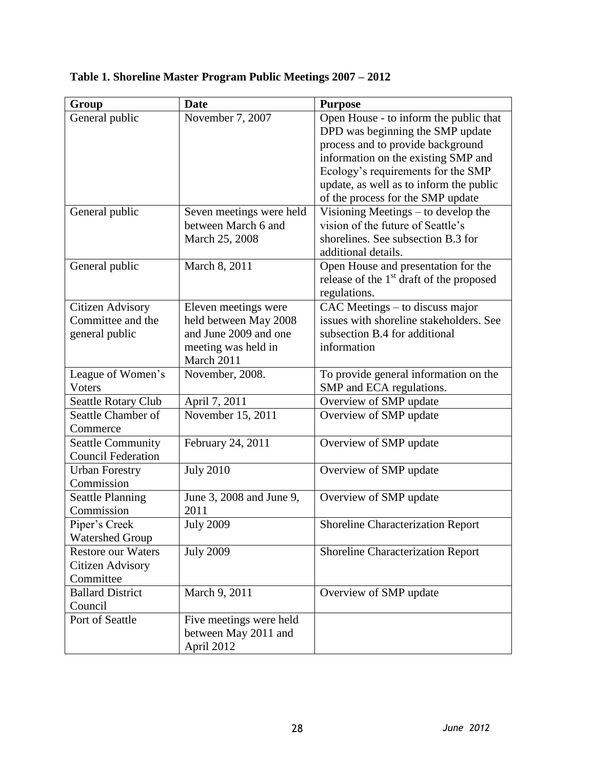**Table 1. Shoreline Master Program Public Meetings 2007 – 2012**

| Group | Date | Purpose |
|---|---|---|
| General public | November 7, 2007 | Open House - to inform the public that DPD was beginning the SMP update process and to provide background information on the existing SMP and Ecology's requirements for the SMP update, as well as to inform the public of the process for the SMP update |
| General public | Seven meetings were held between March 6 and March 25, 2008 | Visioning Meetings – to develop the vision of the future of Seattle's shorelines. See subsection B.3 for additional details. |
| General public | March 8, 2011 | Open House and presentation for the release of the 1st draft of the proposed regulations. |
| Citizen Advisory Committee and the general public | Eleven meetings were held between May 2008 and June 2009 and one meeting was held in March 2011 | CAC Meetings – to discuss major issues with shoreline stakeholders. See subsection B.4 for additional information |
| League of Women's Voters | November, 2008. | To provide general information on the SMP and ECA regulations. |
| Seattle Rotary Club | April 7, 2011 | Overview of SMP update |
| Seattle Chamber of Commerce | November 15, 2011 | Overview of SMP update |
| Seattle Community Council Federation | February 24, 2011 | Overview of SMP update |
| Urban Forestry Commission | July 2010 | Overview of SMP update |
| Seattle Planning Commission | June 3, 2008 and June 9, 2011 | Overview of SMP update |
| Piper's Creek Watershed Group | July 2009 | Shoreline Characterization Report |
| Restore our Waters Citizen Advisory Committee | July 2009 | Shoreline Characterization Report |
| Ballard District Council | March 9, 2011 | Overview of SMP update |
| Port of Seattle | Five meetings were held between May 2011 and April 2012 | |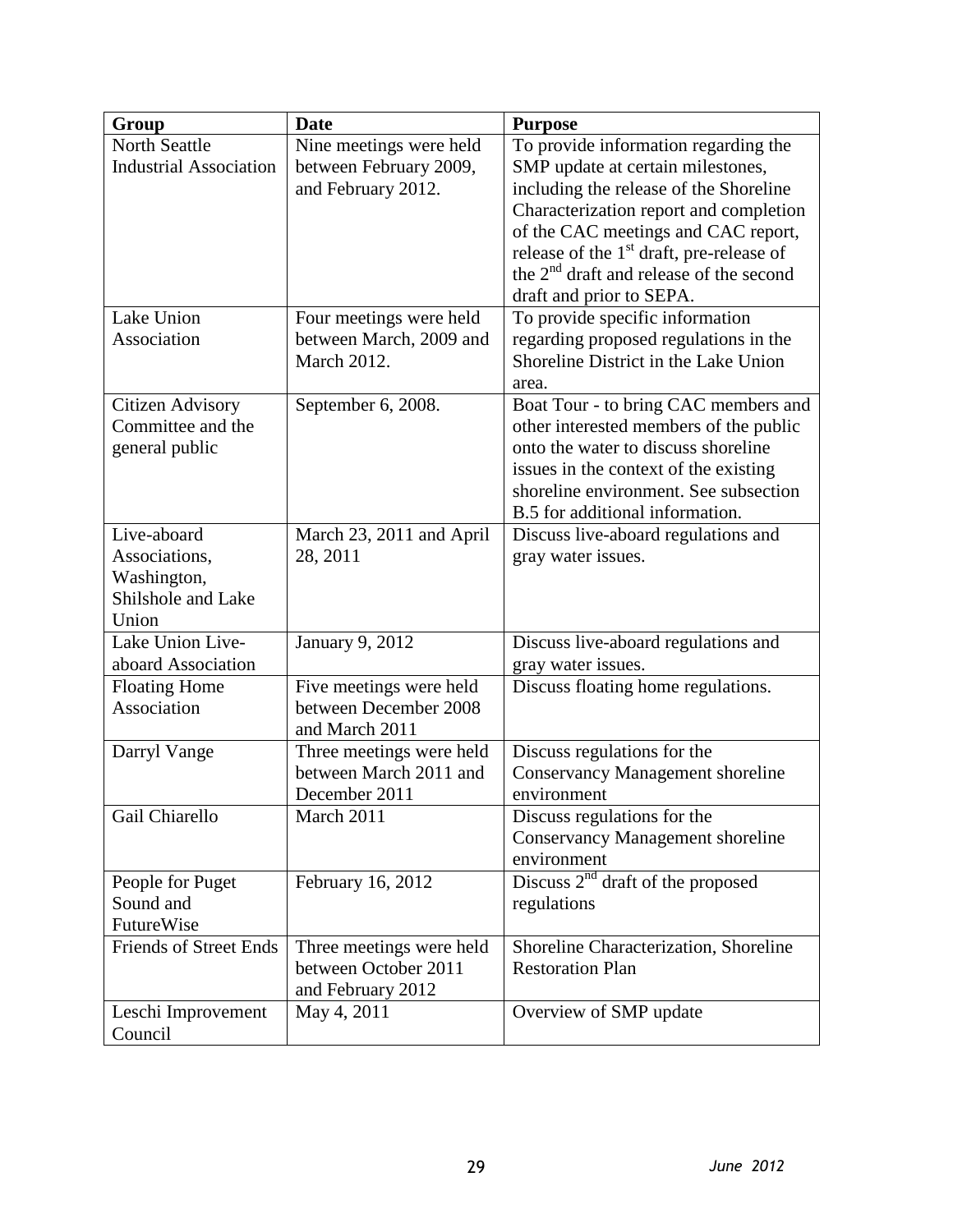| Group | Date | Purpose |
| --- | --- | --- |
| North Seattle Industrial Association | Nine meetings were held between February 2009, and February 2012. | To provide information regarding the SMP update at certain milestones, including the release of the Shoreline Characterization report and completion of the CAC meetings and CAC report, release of the 1st draft, pre-release of the 2nd draft and release of the second draft and prior to SEPA. |
| Lake Union Association | Four meetings were held between March, 2009 and March 2012. | To provide specific information regarding proposed regulations in the Shoreline District in the Lake Union area. |
| Citizen Advisory Committee and the general public | September 6, 2008. | Boat Tour - to bring CAC members and other interested members of the public onto the water to discuss shoreline issues in the context of the existing shoreline environment. See subsection B.5 for additional information. |
| Live-aboard Associations, Washington, Shilshole and Lake Union | March 23, 2011 and April 28, 2011 | Discuss live-aboard regulations and gray water issues. |
| Lake Union Live-aboard Association | January 9, 2012 | Discuss live-aboard regulations and gray water issues. |
| Floating Home Association | Five meetings were held between December 2008 and March 2011 | Discuss floating home regulations. |
| Darryl Vange | Three meetings were held between March 2011 and December 2011 | Discuss regulations for the Conservancy Management shoreline environment |
| Gail Chiarello | March 2011 | Discuss regulations for the Conservancy Management shoreline environment |
| People for Puget Sound and FutureWise | February 16, 2012 | Discuss 2nd draft of the proposed regulations |
| Friends of Street Ends | Three meetings were held between October 2011 and February 2012 | Shoreline Characterization, Shoreline Restoration Plan |
| Leschi Improvement Council | May 4, 2011 | Overview of SMP update |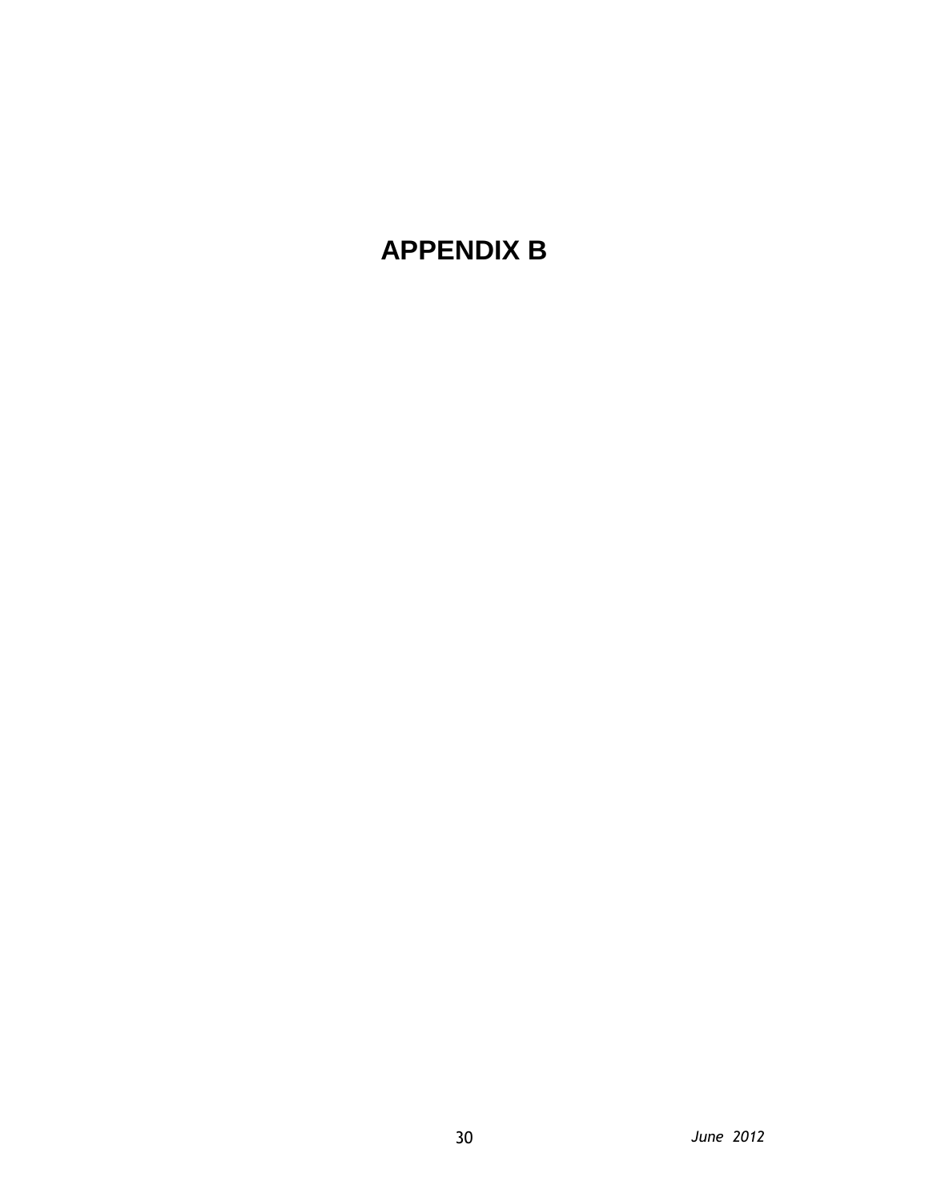# APPENDIX B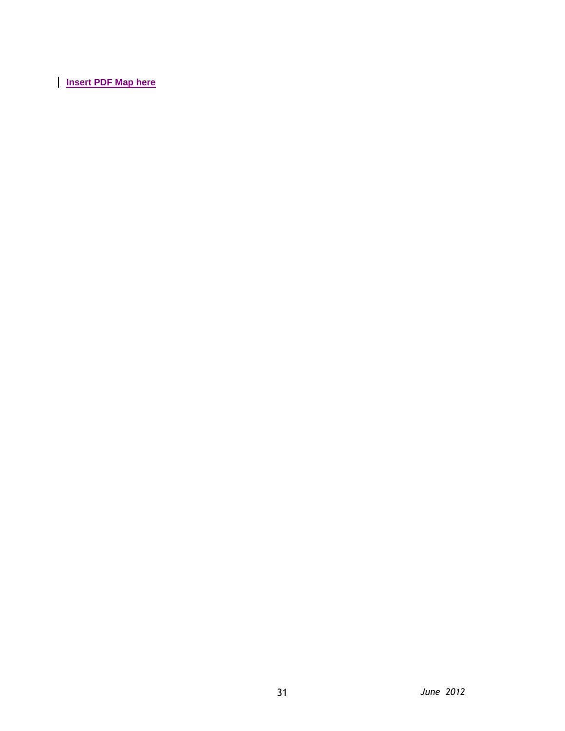**Insert PDF Map here**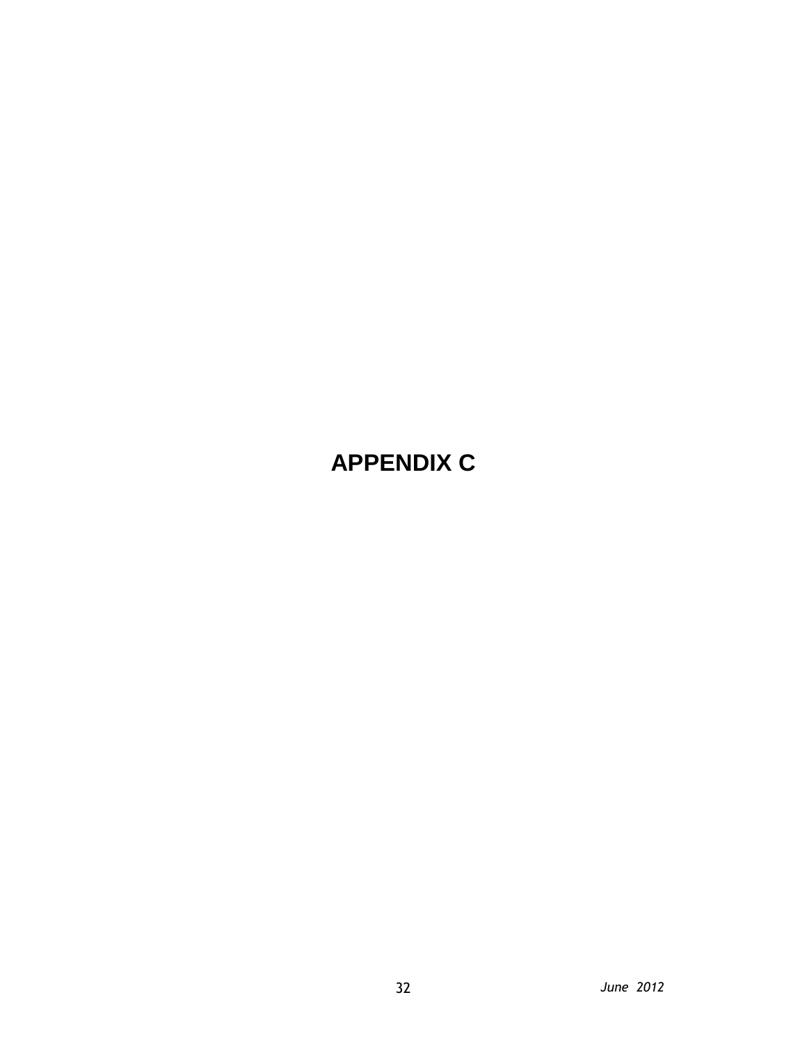# APPENDIX C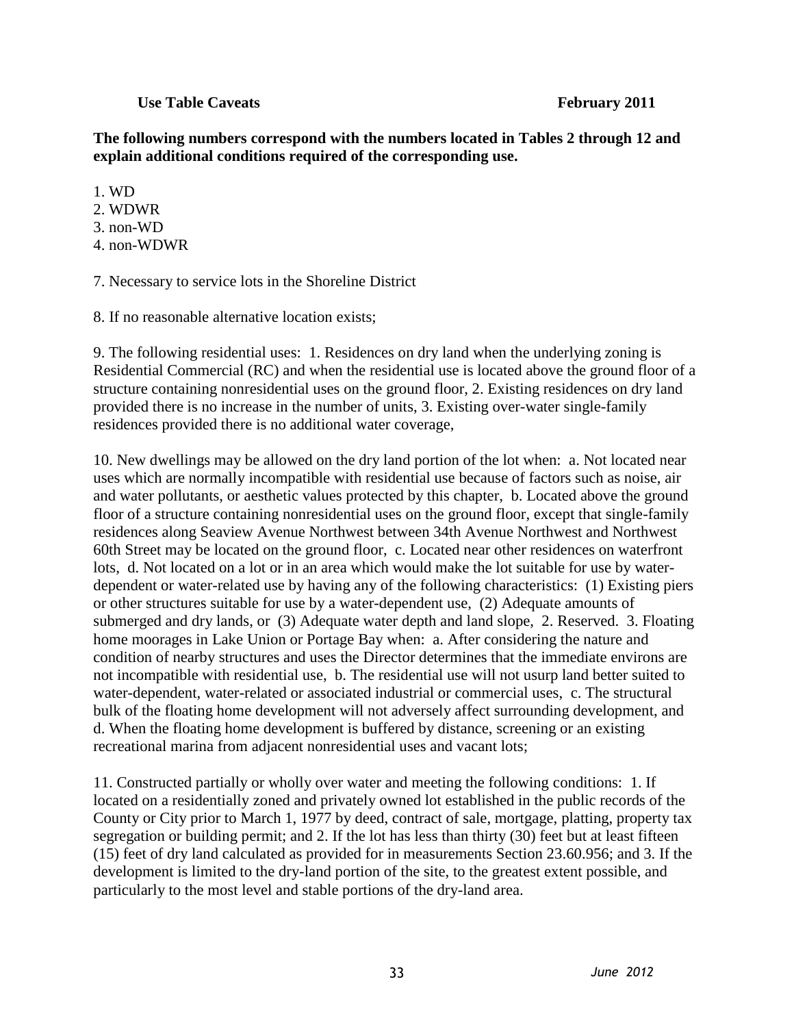**Use Table Caveats** **February 2011**

**The following numbers correspond with the numbers located in Tables 2 through 12 and explain additional conditions required of the corresponding use.**

1. WD
2. WDWR
3. non-WD
4. non-WDWR

7. Necessary to service lots in the Shoreline District

8. If no reasonable alternative location exists;

9. The following residential uses: 1. Residences on dry land when the underlying zoning is Residential Commercial (RC) and when the residential use is located above the ground floor of a structure containing nonresidential uses on the ground floor, 2. Existing residences on dry land provided there is no increase in the number of units, 3. Existing over-water single-family residences provided there is no additional water coverage,

10. New dwellings may be allowed on the dry land portion of the lot when: a. Not located near uses which are normally incompatible with residential use because of factors such as noise, air and water pollutants, or aesthetic values protected by this chapter, b. Located above the ground floor of a structure containing nonresidential uses on the ground floor, except that single-family residences along Seaview Avenue Northwest between 34th Avenue Northwest and Northwest 60th Street may be located on the ground floor, c. Located near other residences on waterfront lots, d. Not located on a lot or in an area which would make the lot suitable for use by water-dependent or water-related use by having any of the following characteristics: (1) Existing piers or other structures suitable for use by a water-dependent use, (2) Adequate amounts of submerged and dry lands, or (3) Adequate water depth and land slope, 2. Reserved. 3. Floating home moorages in Lake Union or Portage Bay when: a. After considering the nature and condition of nearby structures and uses the Director determines that the immediate environs are not incompatible with residential use, b. The residential use will not usurp land better suited to water-dependent, water-related or associated industrial or commercial uses, c. The structural bulk of the floating home development will not adversely affect surrounding development, and d. When the floating home development is buffered by distance, screening or an existing recreational marina from adjacent nonresidential uses and vacant lots;

11. Constructed partially or wholly over water and meeting the following conditions: 1. If located on a residentially zoned and privately owned lot established in the public records of the County or City prior to March 1, 1977 by deed, contract of sale, mortgage, platting, property tax segregation or building permit; and 2. If the lot has less than thirty (30) feet but at least fifteen (15) feet of dry land calculated as provided for in measurements Section 23.60.956; and 3. If the development is limited to the dry-land portion of the site, to the greatest extent possible, and particularly to the most level and stable portions of the dry-land area.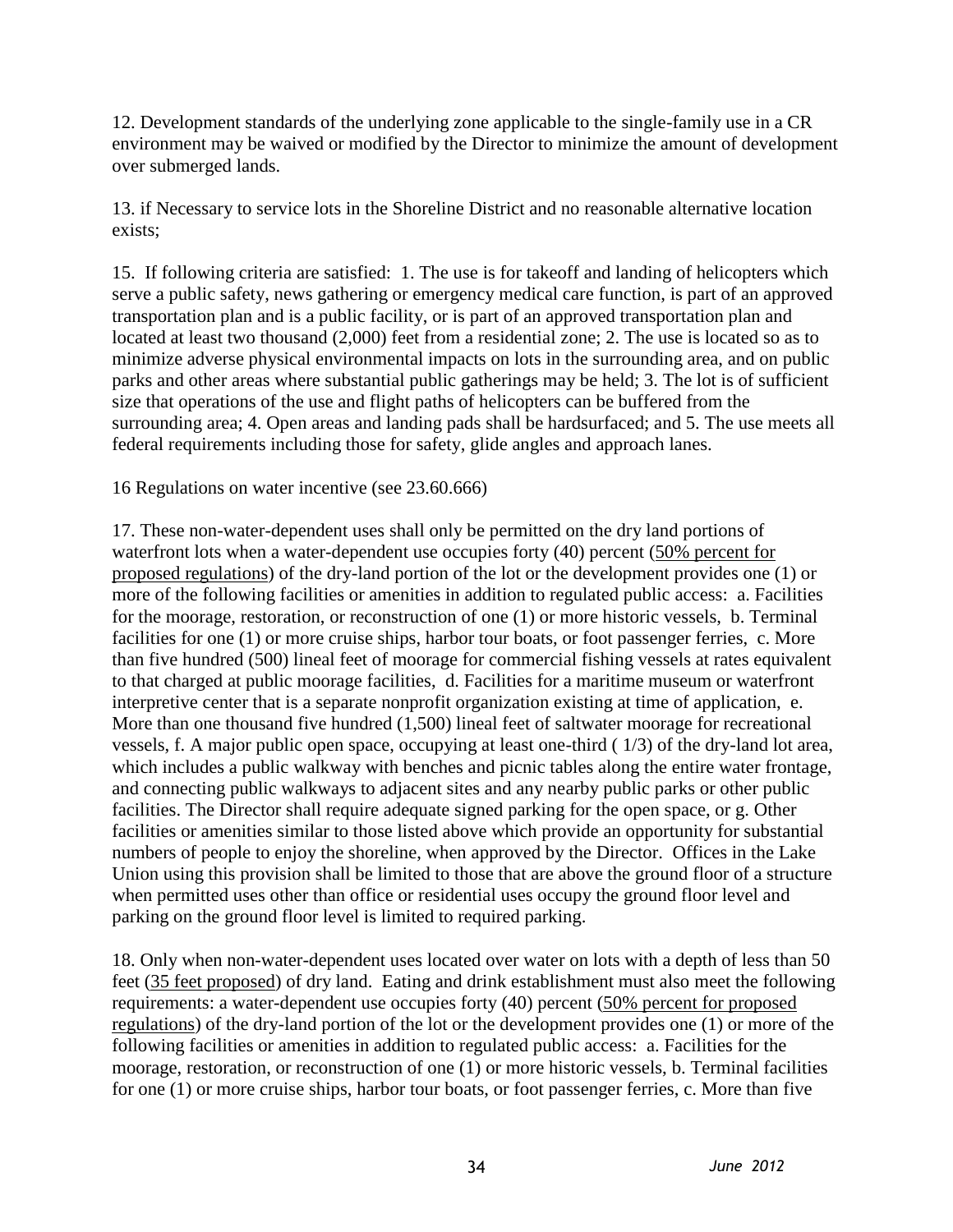12. Development standards of the underlying zone applicable to the single-family use in a CR environment may be waived or modified by the Director to minimize the amount of development over submerged lands.

13. if Necessary to service lots in the Shoreline District and no reasonable alternative location exists;

15. If following criteria are satisfied: 1. The use is for takeoff and landing of helicopters which serve a public safety, news gathering or emergency medical care function, is part of an approved transportation plan and is a public facility, or is part of an approved transportation plan and located at least two thousand (2,000) feet from a residential zone; 2. The use is located so as to minimize adverse physical environmental impacts on lots in the surrounding area, and on public parks and other areas where substantial public gatherings may be held; 3. The lot is of sufficient size that operations of the use and flight paths of helicopters can be buffered from the surrounding area; 4. Open areas and landing pads shall be hardsurfaced; and 5. The use meets all federal requirements including those for safety, glide angles and approach lanes.

16 Regulations on water incentive (see 23.60.666)

17. These non-water-dependent uses shall only be permitted on the dry land portions of waterfront lots when a water-dependent use occupies forty (40) percent (<u>50% percent for proposed regulations</u>) of the dry-land portion of the lot or the development provides one (1) or more of the following facilities or amenities in addition to regulated public access: a. Facilities for the moorage, restoration, or reconstruction of one (1) or more historic vessels, b. Terminal facilities for one (1) or more cruise ships, harbor tour boats, or foot passenger ferries, c. More than five hundred (500) lineal feet of moorage for commercial fishing vessels at rates equivalent to that charged at public moorage facilities, d. Facilities for a maritime museum or waterfront interpretive center that is a separate nonprofit organization existing at time of application, e. More than one thousand five hundred (1,500) lineal feet of saltwater moorage for recreational vessels, f. A major public open space, occupying at least one-third ( 1/3) of the dry-land lot area, which includes a public walkway with benches and picnic tables along the entire water frontage, and connecting public walkways to adjacent sites and any nearby public parks or other public facilities. The Director shall require adequate signed parking for the open space, or g. Other facilities or amenities similar to those listed above which provide an opportunity for substantial numbers of people to enjoy the shoreline, when approved by the Director. Offices in the Lake Union using this provision shall be limited to those that are above the ground floor of a structure when permitted uses other than office or residential uses occupy the ground floor level and parking on the ground floor level is limited to required parking.

18. Only when non-water-dependent uses located over water on lots with a depth of less than 50 feet (<u>35 feet proposed</u>) of dry land. Eating and drink establishment must also meet the following requirements: a water-dependent use occupies forty (40) percent (<u>50% percent for proposed regulations</u>) of the dry-land portion of the lot or the development provides one (1) or more of the following facilities or amenities in addition to regulated public access: a. Facilities for the moorage, restoration, or reconstruction of one (1) or more historic vessels, b. Terminal facilities for one (1) or more cruise ships, harbor tour boats, or foot passenger ferries, c. More than five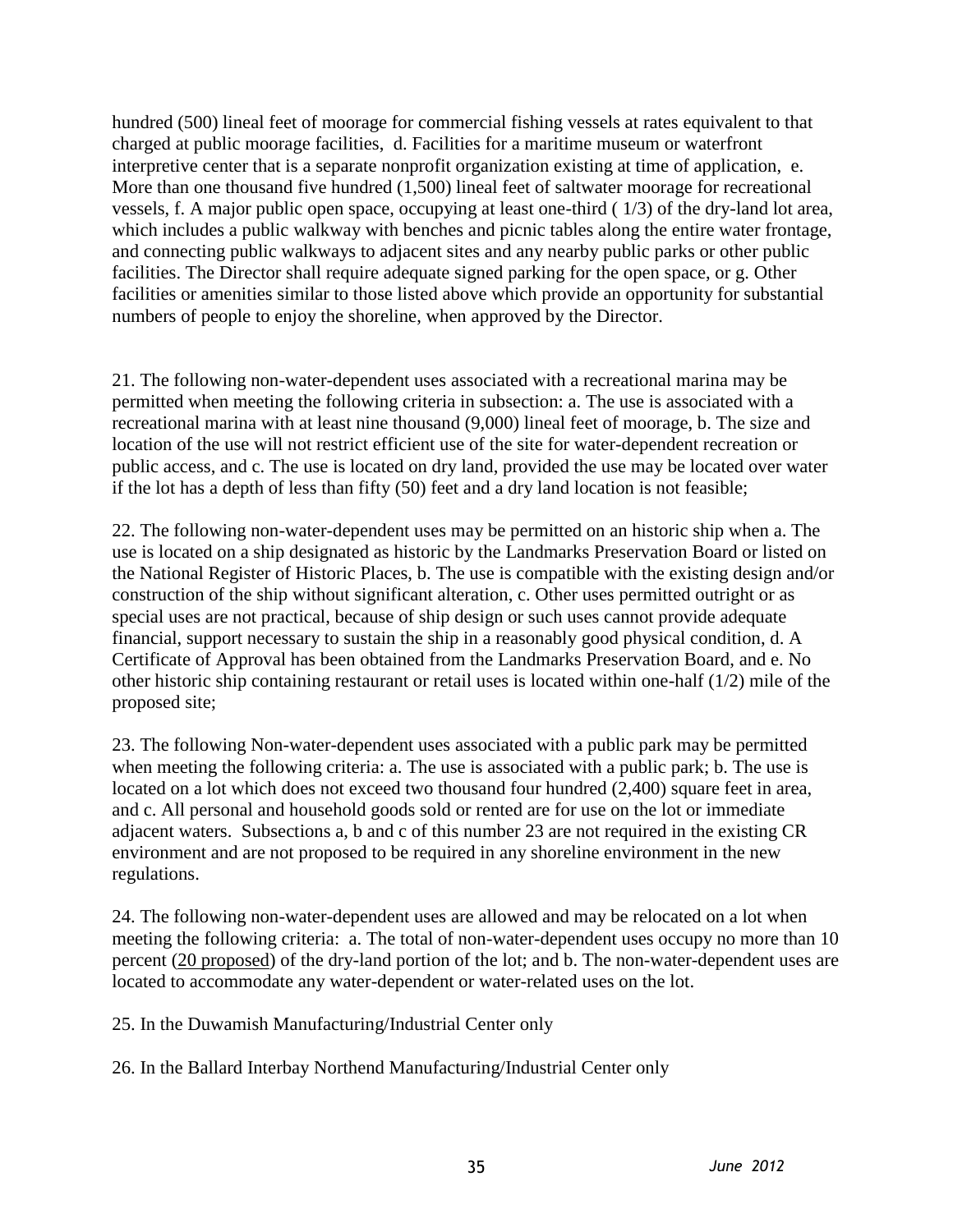hundred (500) lineal feet of moorage for commercial fishing vessels at rates equivalent to that charged at public moorage facilities,  d. Facilities for a maritime museum or waterfront interpretive center that is a separate nonprofit organization existing at time of application,  e. More than one thousand five hundred (1,500) lineal feet of saltwater moorage for recreational vessels, f. A major public open space, occupying at least one-third ( 1/3) of the dry-land lot area, which includes a public walkway with benches and picnic tables along the entire water frontage, and connecting public walkways to adjacent sites and any nearby public parks or other public facilities. The Director shall require adequate signed parking for the open space, or g. Other facilities or amenities similar to those listed above which provide an opportunity for substantial numbers of people to enjoy the shoreline, when approved by the Director.

21. The following non-water-dependent uses associated with a recreational marina may be permitted when meeting the following criteria in subsection: a. The use is associated with a recreational marina with at least nine thousand (9,000) lineal feet of moorage, b. The size and location of the use will not restrict efficient use of the site for water-dependent recreation or public access, and c. The use is located on dry land, provided the use may be located over water if the lot has a depth of less than fifty (50) feet and a dry land location is not feasible;

22. The following non-water-dependent uses may be permitted on an historic ship when a. The use is located on a ship designated as historic by the Landmarks Preservation Board or listed on the National Register of Historic Places, b. The use is compatible with the existing design and/or construction of the ship without significant alteration, c. Other uses permitted outright or as special uses are not practical, because of ship design or such uses cannot provide adequate financial, support necessary to sustain the ship in a reasonably good physical condition, d. A Certificate of Approval has been obtained from the Landmarks Preservation Board, and e. No other historic ship containing restaurant or retail uses is located within one-half (1/2) mile of the proposed site;

23. The following Non-water-dependent uses associated with a public park may be permitted when meeting the following criteria: a. The use is associated with a public park; b. The use is located on a lot which does not exceed two thousand four hundred (2,400) square feet in area, and c. All personal and household goods sold or rented are for use on the lot or immediate adjacent waters.  Subsections a, b and c of this number 23 are not required in the existing CR environment and are not proposed to be required in any shoreline environment in the new regulations.

24. The following non-water-dependent uses are allowed and may be relocated on a lot when meeting the following criteria:  a. The total of non-water-dependent uses occupy no more than 10 percent (<u>20 proposed</u>) of the dry-land portion of the lot; and b. The non-water-dependent uses are located to accommodate any water-dependent or water-related uses on the lot.

25. In the Duwamish Manufacturing/Industrial Center only

26. In the Ballard Interbay Northend Manufacturing/Industrial Center only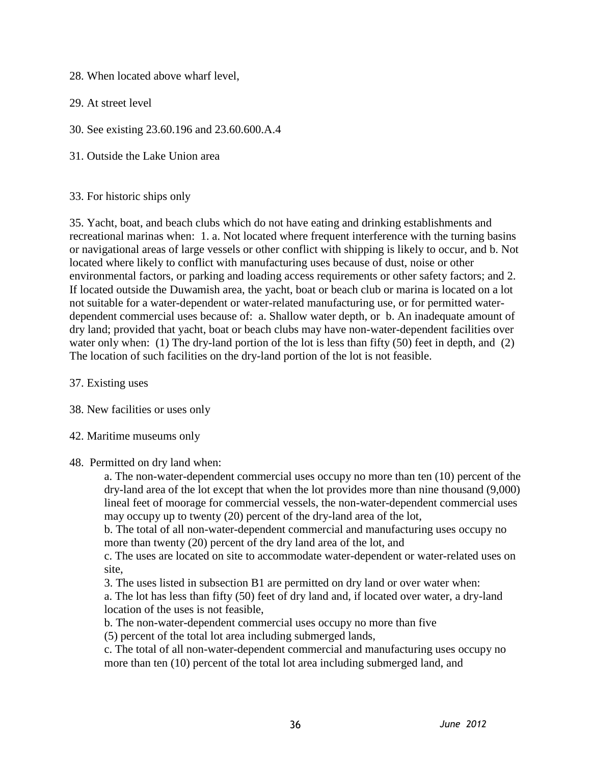28. When located above wharf level,

29. At street level

30. See existing 23.60.196 and 23.60.600.A.4

31. Outside the Lake Union area

33. For historic ships only

35. Yacht, boat, and beach clubs which do not have eating and drinking establishments and recreational marinas when: 1. a. Not located where frequent interference with the turning basins or navigational areas of large vessels or other conflict with shipping is likely to occur, and b. Not located where likely to conflict with manufacturing uses because of dust, noise or other environmental factors, or parking and loading access requirements or other safety factors; and 2. If located outside the Duwamish area, the yacht, boat or beach club or marina is located on a lot not suitable for a water-dependent or water-related manufacturing use, or for permitted water-dependent commercial uses because of: a. Shallow water depth, or b. An inadequate amount of dry land; provided that yacht, boat or beach clubs may have non-water-dependent facilities over water only when: (1) The dry-land portion of the lot is less than fifty (50) feet in depth, and (2) The location of such facilities on the dry-land portion of the lot is not feasible.

37. Existing uses

38. New facilities or uses only

42. Maritime museums only

48. Permitted on dry land when:

> a. The non-water-dependent commercial uses occupy no more than ten (10) percent of the dry-land area of the lot except that when the lot provides more than nine thousand (9,000) lineal feet of moorage for commercial vessels, the non-water-dependent commercial uses may occupy up to twenty (20) percent of the dry-land area of the lot,
>
> b. The total of all non-water-dependent commercial and manufacturing uses occupy no more than twenty (20) percent of the dry land area of the lot, and
>
> c. The uses are located on site to accommodate water-dependent or water-related uses on site,
>
> 3. The uses listed in subsection B1 are permitted on dry land or over water when:
>
> a. The lot has less than fifty (50) feet of dry land and, if located over water, a dry-land location of the uses is not feasible,
>
> b. The non-water-dependent commercial uses occupy no more than five (5) percent of the total lot area including submerged lands,
>
> c. The total of all non-water-dependent commercial and manufacturing uses occupy no more than ten (10) percent of the total lot area including submerged land, and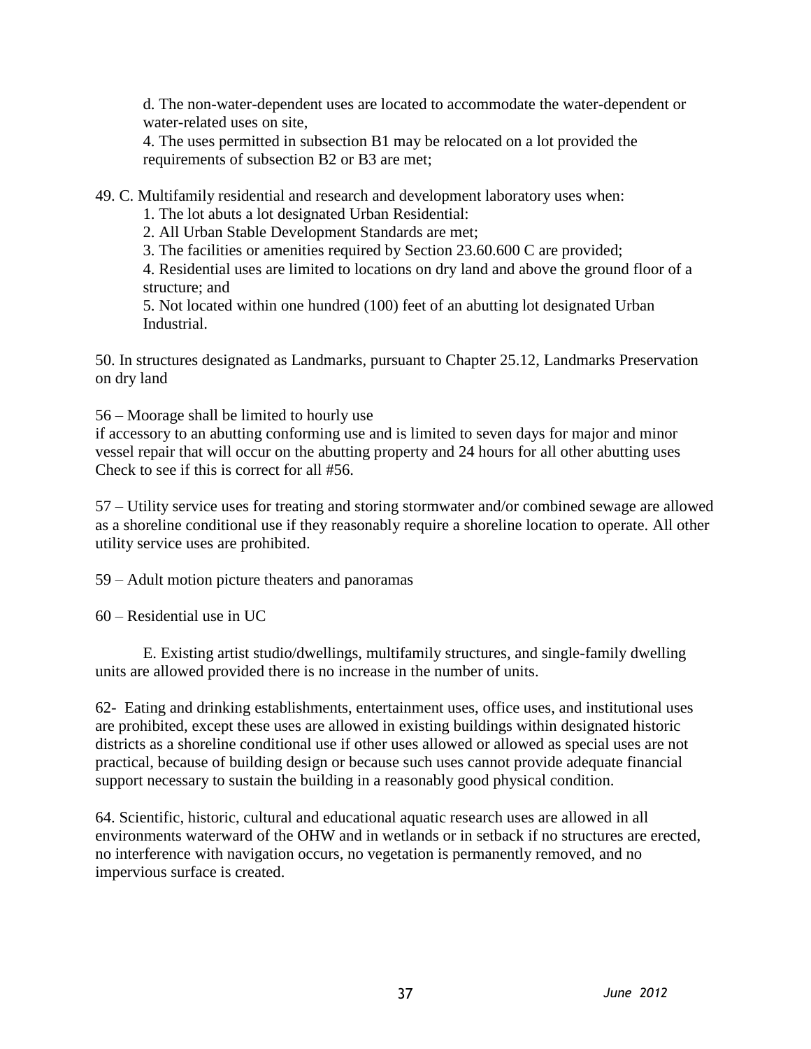d. The non-water-dependent uses are located to accommodate the water-dependent or water-related uses on site,

4. The uses permitted in subsection B1 may be relocated on a lot provided the requirements of subsection B2 or B3 are met;

49. C. Multifamily residential and research and development laboratory uses when:

1. The lot abuts a lot designated Urban Residential:
2. All Urban Stable Development Standards are met;
3. The facilities or amenities required by Section 23.60.600 C are provided;
4. Residential uses are limited to locations on dry land and above the ground floor of a structure; and
5. Not located within one hundred (100) feet of an abutting lot designated Urban Industrial.

50. In structures designated as Landmarks, pursuant to Chapter 25.12, Landmarks Preservation on dry land

56 – Moorage shall be limited to hourly use
if accessory to an abutting conforming use and is limited to seven days for major and minor vessel repair that will occur on the abutting property and 24 hours for all other abutting uses
Check to see if this is correct for all #56.

57 – Utility service uses for treating and storing stormwater and/or combined sewage are allowed as a shoreline conditional use if they reasonably require a shoreline location to operate. All other utility service uses are prohibited.

59 – Adult motion picture theaters and panoramas

60 – Residential use in UC

E. Existing artist studio/dwellings, multifamily structures, and single-family dwelling units are allowed provided there is no increase in the number of units.

62- Eating and drinking establishments, entertainment uses, office uses, and institutional uses are prohibited, except these uses are allowed in existing buildings within designated historic districts as a shoreline conditional use if other uses allowed or allowed as special uses are not practical, because of building design or because such uses cannot provide adequate financial support necessary to sustain the building in a reasonably good physical condition.

64. Scientific, historic, cultural and educational aquatic research uses are allowed in all environments waterward of the OHW and in wetlands or in setback if no structures are erected, no interference with navigation occurs, no vegetation is permanently removed, and no impervious surface is created.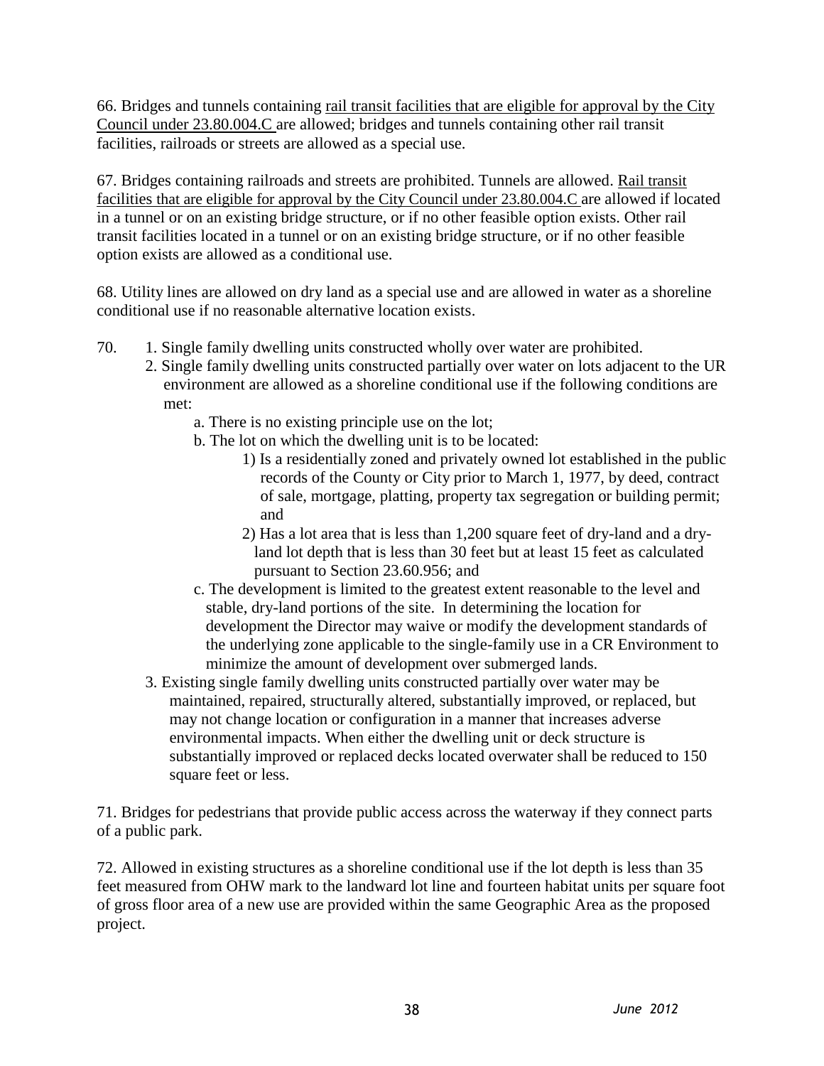66. Bridges and tunnels containing <u>rail transit facilities that are eligible for approval by the City Council under 23.80.004.C</u> are allowed; bridges and tunnels containing other rail transit facilities, railroads or streets are allowed as a special use.

67. Bridges containing railroads and streets are prohibited. Tunnels are allowed. <u>Rail transit facilities that are eligible for approval by the City Council under 23.80.004.C</u> are allowed if located in a tunnel or on an existing bridge structure, or if no other feasible option exists. Other rail transit facilities located in a tunnel or on an existing bridge structure, or if no other feasible option exists are allowed as a conditional use.

68. Utility lines are allowed on dry land as a special use and are allowed in water as a shoreline conditional use if no reasonable alternative location exists.

70.
1. Single family dwelling units constructed wholly over water are prohibited.
2. Single family dwelling units constructed partially over water on lots adjacent to the UR environment are allowed as a shoreline conditional use if the following conditions are met:
   - a. There is no existing principle use on the lot;
   - b. The lot on which the dwelling unit is to be located:
     - 1) Is a residentially zoned and privately owned lot established in the public records of the County or City prior to March 1, 1977, by deed, contract of sale, mortgage, platting, property tax segregation or building permit; and
     - 2) Has a lot area that is less than 1,200 square feet of dry-land and a dry-land lot depth that is less than 30 feet but at least 15 feet as calculated pursuant to Section 23.60.956; and
   - c. The development is limited to the greatest extent reasonable to the level and stable, dry-land portions of the site. In determining the location for development the Director may waive or modify the development standards of the underlying zone applicable to the single-family use in a CR Environment to minimize the amount of development over submerged lands.
3. Existing single family dwelling units constructed partially over water may be maintained, repaired, structurally altered, substantially improved, or replaced, but may not change location or configuration in a manner that increases adverse environmental impacts. When either the dwelling unit or deck structure is substantially improved or replaced decks located overwater shall be reduced to 150 square feet or less.

71. Bridges for pedestrians that provide public access across the waterway if they connect parts of a public park.

72. Allowed in existing structures as a shoreline conditional use if the lot depth is less than 35 feet measured from OHW mark to the landward lot line and fourteen habitat units per square foot of gross floor area of a new use are provided within the same Geographic Area as the proposed project.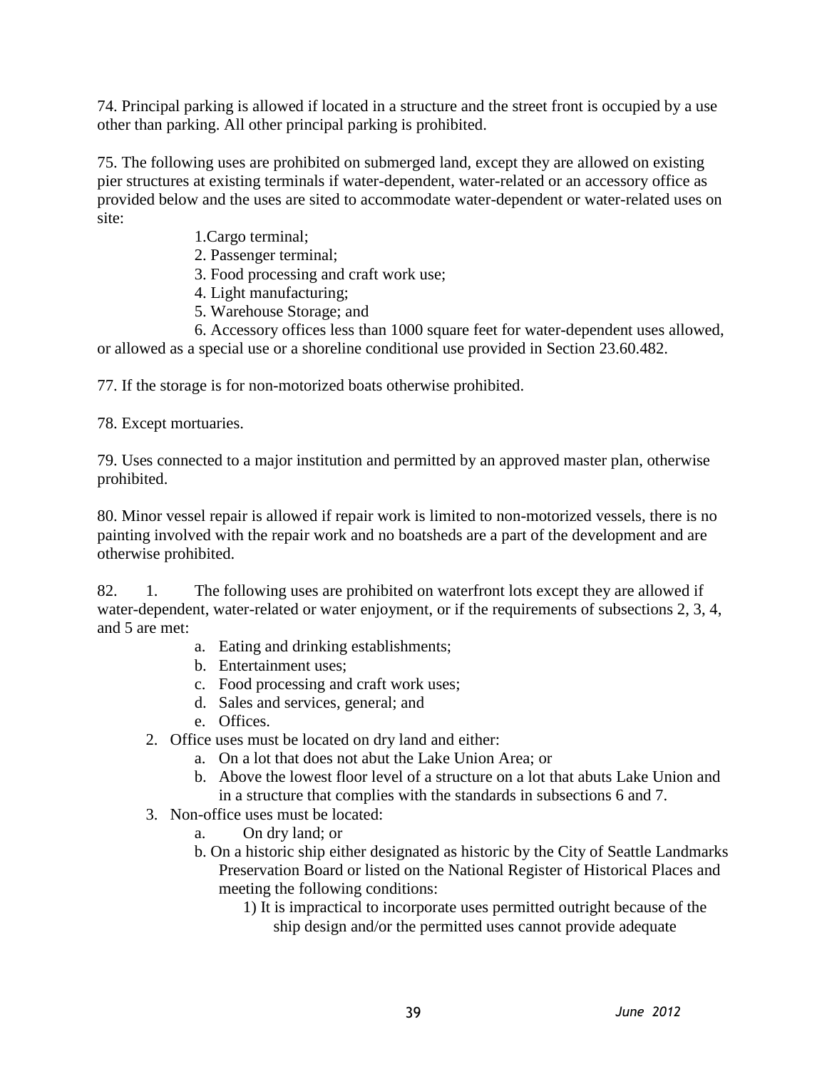74. Principal parking is allowed if located in a structure and the street front is occupied by a use other than parking. All other principal parking is prohibited.

75. The following uses are prohibited on submerged land, except they are allowed on existing pier structures at existing terminals if water-dependent, water-related or an accessory office as provided below and the uses are sited to accommodate water-dependent or water-related uses on site:

1.Cargo terminal;
2. Passenger terminal;
3. Food processing and craft work use;
4. Light manufacturing;
5. Warehouse Storage; and
6. Accessory offices less than 1000 square feet for water-dependent uses allowed, or allowed as a special use or a shoreline conditional use provided in Section 23.60.482.

77. If the storage is for non-motorized boats otherwise prohibited.

78. Except mortuaries.

79. Uses connected to a major institution and permitted by an approved master plan, otherwise prohibited.

80. Minor vessel repair is allowed if repair work is limited to non-motorized vessels, there is no painting involved with the repair work and no boatsheds are a part of the development and are otherwise prohibited.

82. 1. The following uses are prohibited on waterfront lots except they are allowed if water-dependent, water-related or water enjoyment, or if the requirements of subsections 2, 3, 4, and 5 are met:

   a. Eating and drinking establishments;
   b. Entertainment uses;
   c. Food processing and craft work uses;
   d. Sales and services, general; and
   e. Offices.

2. Office uses must be located on dry land and either:
   a. On a lot that does not abut the Lake Union Area; or
   b. Above the lowest floor level of a structure on a lot that abuts Lake Union and in a structure that complies with the standards in subsections 6 and 7.

3. Non-office uses must be located:
   a. On dry land; or
   b. On a historic ship either designated as historic by the City of Seattle Landmarks Preservation Board or listed on the National Register of Historical Places and meeting the following conditions:
      1) It is impractical to incorporate uses permitted outright because of the ship design and/or the permitted uses cannot provide adequate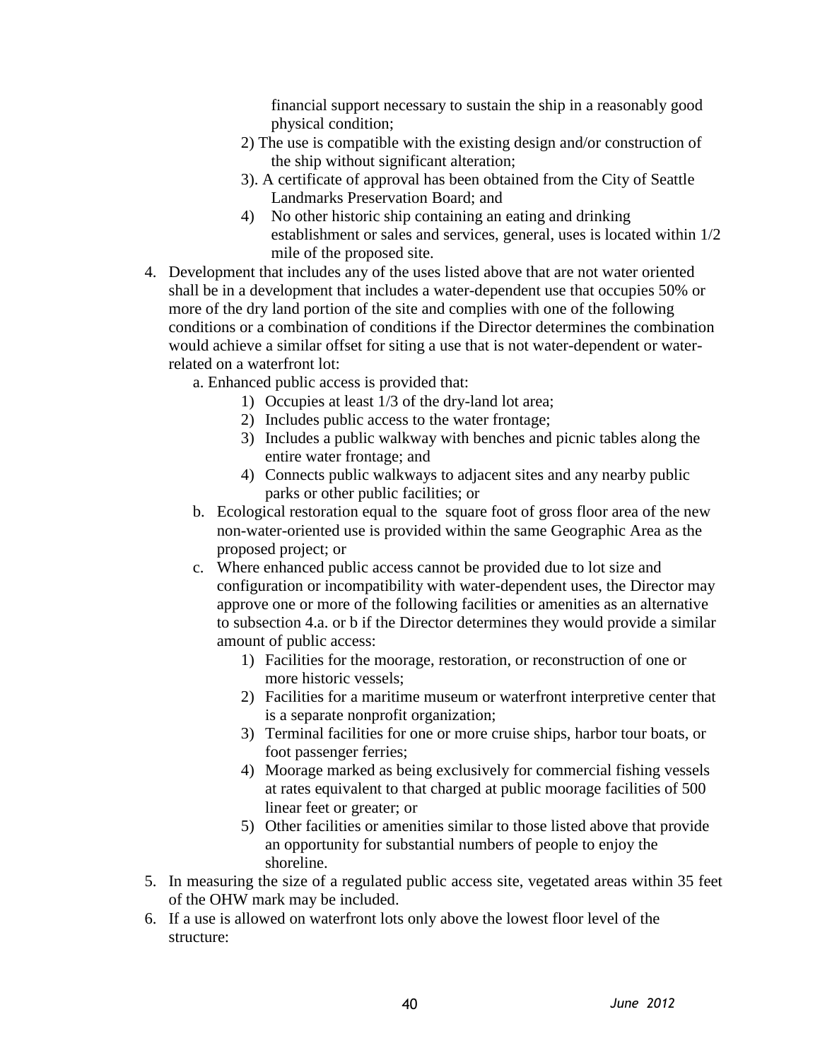financial support necessary to sustain the ship in a reasonably good physical condition;

2) The use is compatible with the existing design and/or construction of the ship without significant alteration;

3). A certificate of approval has been obtained from the City of Seattle Landmarks Preservation Board; and

4) No other historic ship containing an eating and drinking establishment or sales and services, general, uses is located within 1/2 mile of the proposed site.

4. Development that includes any of the uses listed above that are not water oriented shall be in a development that includes a water-dependent use that occupies 50% or more of the dry land portion of the site and complies with one of the following conditions or a combination of conditions if the Director determines the combination would achieve a similar offset for siting a use that is not water-dependent or water-related on a waterfront lot:
   a. Enhanced public access is provided that:
      1) Occupies at least 1/3 of the dry-land lot area;
      2) Includes public access to the water frontage;
      3) Includes a public walkway with benches and picnic tables along the entire water frontage; and
      4) Connects public walkways to adjacent sites and any nearby public parks or other public facilities; or
   b. Ecological restoration equal to the square foot of gross floor area of the new non-water-oriented use is provided within the same Geographic Area as the proposed project; or
   c. Where enhanced public access cannot be provided due to lot size and configuration or incompatibility with water-dependent uses, the Director may approve one or more of the following facilities or amenities as an alternative to subsection 4.a. or b if the Director determines they would provide a similar amount of public access:
      1) Facilities for the moorage, restoration, or reconstruction of one or more historic vessels;
      2) Facilities for a maritime museum or waterfront interpretive center that is a separate nonprofit organization;
      3) Terminal facilities for one or more cruise ships, harbor tour boats, or foot passenger ferries;
      4) Moorage marked as being exclusively for commercial fishing vessels at rates equivalent to that charged at public moorage facilities of 500 linear feet or greater; or
      5) Other facilities or amenities similar to those listed above that provide an opportunity for substantial numbers of people to enjoy the shoreline.
5. In measuring the size of a regulated public access site, vegetated areas within 35 feet of the OHW mark may be included.
6. If a use is allowed on waterfront lots only above the lowest floor level of the structure: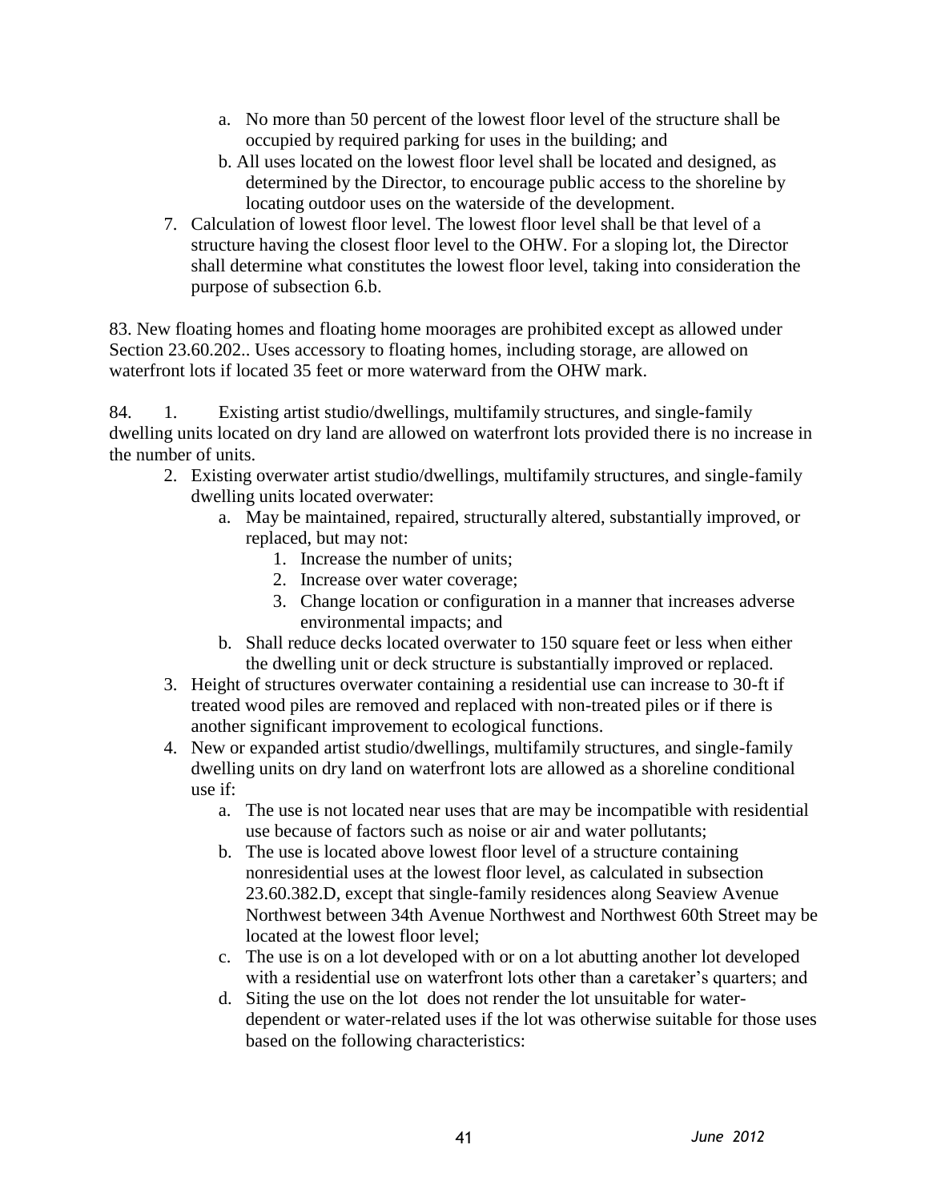a. No more than 50 percent of the lowest floor level of the structure shall be occupied by required parking for uses in the building; and

b. All uses located on the lowest floor level shall be located and designed, as determined by the Director, to encourage public access to the shoreline by locating outdoor uses on the waterside of the development.

7. Calculation of lowest floor level. The lowest floor level shall be that level of a structure having the closest floor level to the OHW. For a sloping lot, the Director shall determine what constitutes the lowest floor level, taking into consideration the purpose of subsection 6.b.

83. New floating homes and floating home moorages are prohibited except as allowed under Section 23.60.202.. Uses accessory to floating homes, including storage, are allowed on waterfront lots if located 35 feet or more waterward from the OHW mark.

84. 1. Existing artist studio/dwellings, multifamily structures, and single-family dwelling units located on dry land are allowed on waterfront lots provided there is no increase in the number of units.

2. Existing overwater artist studio/dwellings, multifamily structures, and single-family dwelling units located overwater:
   a. May be maintained, repaired, structurally altered, substantially improved, or replaced, but may not:
      1. Increase the number of units;
      2. Increase over water coverage;
      3. Change location or configuration in a manner that increases adverse environmental impacts; and
   b. Shall reduce decks located overwater to 150 square feet or less when either the dwelling unit or deck structure is substantially improved or replaced.
3. Height of structures overwater containing a residential use can increase to 30-ft if treated wood piles are removed and replaced with non-treated piles or if there is another significant improvement to ecological functions.
4. New or expanded artist studio/dwellings, multifamily structures, and single-family dwelling units on dry land on waterfront lots are allowed as a shoreline conditional use if:
   a. The use is not located near uses that are may be incompatible with residential use because of factors such as noise or air and water pollutants;
   b. The use is located above lowest floor level of a structure containing nonresidential uses at the lowest floor level, as calculated in subsection 23.60.382.D, except that single-family residences along Seaview Avenue Northwest between 34th Avenue Northwest and Northwest 60th Street may be located at the lowest floor level;
   c. The use is on a lot developed with or on a lot abutting another lot developed with a residential use on waterfront lots other than a caretaker's quarters; and
   d. Siting the use on the lot does not render the lot unsuitable for water-dependent or water-related uses if the lot was otherwise suitable for those uses based on the following characteristics: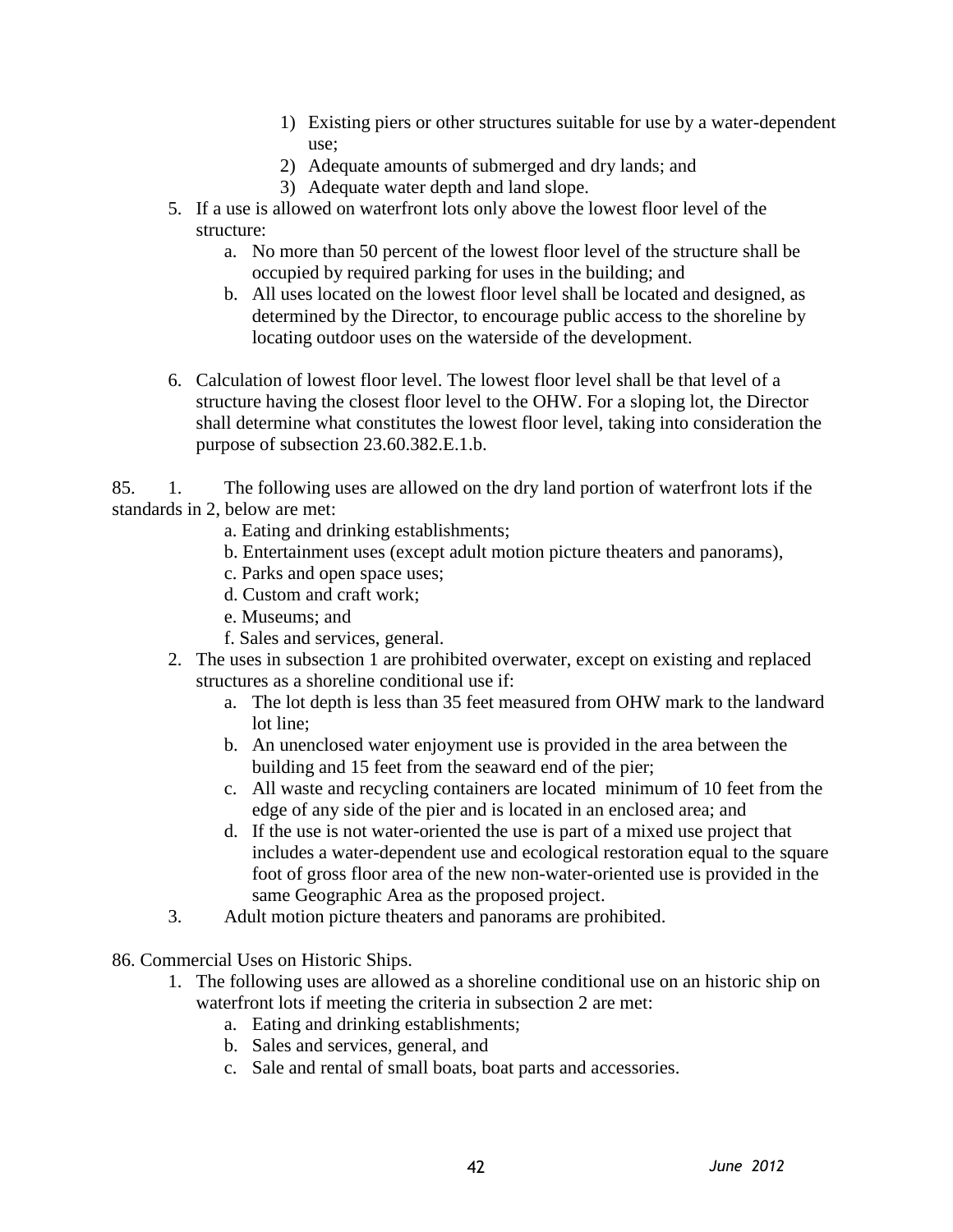1) Existing piers or other structures suitable for use by a water-dependent use;
        2) Adequate amounts of submerged and dry lands; and
        3) Adequate water depth and land slope.

5. If a use is allowed on waterfront lots only above the lowest floor level of the structure:
    a. No more than 50 percent of the lowest floor level of the structure shall be occupied by required parking for uses in the building; and
    b. All uses located on the lowest floor level shall be located and designed, as determined by the Director, to encourage public access to the shoreline by locating outdoor uses on the waterside of the development.

6. Calculation of lowest floor level. The lowest floor level shall be that level of a structure having the closest floor level to the OHW. For a sloping lot, the Director shall determine what constitutes the lowest floor level, taking into consideration the purpose of subsection 23.60.382.E.1.b.

85. 1. The following uses are allowed on the dry land portion of waterfront lots if the standards in 2, below are met:

    a. Eating and drinking establishments;
    b. Entertainment uses (except adult motion picture theaters and panorams),
    c. Parks and open space uses;
    d. Custom and craft work;
    e. Museums; and
    f. Sales and services, general.

2. The uses in subsection 1 are prohibited overwater, except on existing and replaced structures as a shoreline conditional use if:
    a. The lot depth is less than 35 feet measured from OHW mark to the landward lot line;
    b. An unenclosed water enjoyment use is provided in the area between the building and 15 feet from the seaward end of the pier;
    c. All waste and recycling containers are located minimum of 10 feet from the edge of any side of the pier and is located in an enclosed area; and
    d. If the use is not water-oriented the use is part of a mixed use project that includes a water-dependent use and ecological restoration equal to the square foot of gross floor area of the new non-water-oriented use is provided in the same Geographic Area as the proposed project.

3. Adult motion picture theaters and panorams are prohibited.

86. Commercial Uses on Historic Ships.

1. The following uses are allowed as a shoreline conditional use on an historic ship on waterfront lots if meeting the criteria in subsection 2 are met:
    a. Eating and drinking establishments;
    b. Sales and services, general, and
    c. Sale and rental of small boats, boat parts and accessories.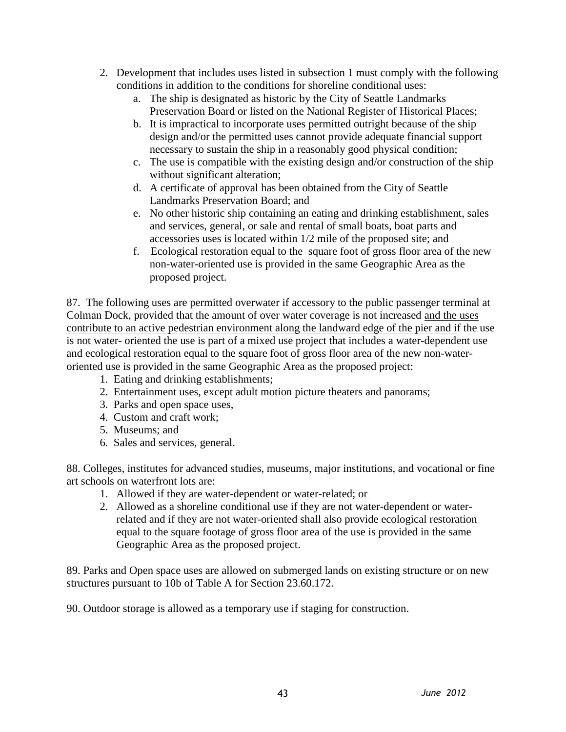2. Development that includes uses listed in subsection 1 must comply with the following conditions in addition to the conditions for shoreline conditional uses:
   a. The ship is designated as historic by the City of Seattle Landmarks Preservation Board or listed on the National Register of Historical Places;
   b. It is impractical to incorporate uses permitted outright because of the ship design and/or the permitted uses cannot provide adequate financial support necessary to sustain the ship in a reasonably good physical condition;
   c. The use is compatible with the existing design and/or construction of the ship without significant alteration;
   d. A certificate of approval has been obtained from the City of Seattle Landmarks Preservation Board; and
   e. No other historic ship containing an eating and drinking establishment, sales and services, general, or sale and rental of small boats, boat parts and accessories uses is located within 1/2 mile of the proposed site; and
   f. Ecological restoration equal to the square foot of gross floor area of the new non-water-oriented use is provided in the same Geographic Area as the proposed project.

87. The following uses are permitted overwater if accessory to the public passenger terminal at Colman Dock, provided that the amount of over water coverage is not increased <u>and the uses contribute to an active pedestrian environment along the landward edge of the pier and i</u>f the use is not water- oriented the use is part of a mixed use project that includes a water-dependent use and ecological restoration equal to the square foot of gross floor area of the new non-water-oriented use is provided in the same Geographic Area as the proposed project:

1. Eating and drinking establishments;
2. Entertainment uses, except adult motion picture theaters and panorams;
3. Parks and open space uses,
4. Custom and craft work;
5. Museums; and
6. Sales and services, general.

88. Colleges, institutes for advanced studies, museums, major institutions, and vocational or fine art schools on waterfront lots are:

1. Allowed if they are water-dependent or water-related; or
2. Allowed as a shoreline conditional use if they are not water-dependent or water-related and if they are not water-oriented shall also provide ecological restoration equal to the square footage of gross floor area of the use is provided in the same Geographic Area as the proposed project.

89. Parks and Open space uses are allowed on submerged lands on existing structure or on new structures pursuant to 10b of Table A for Section 23.60.172.

90. Outdoor storage is allowed as a temporary use if staging for construction.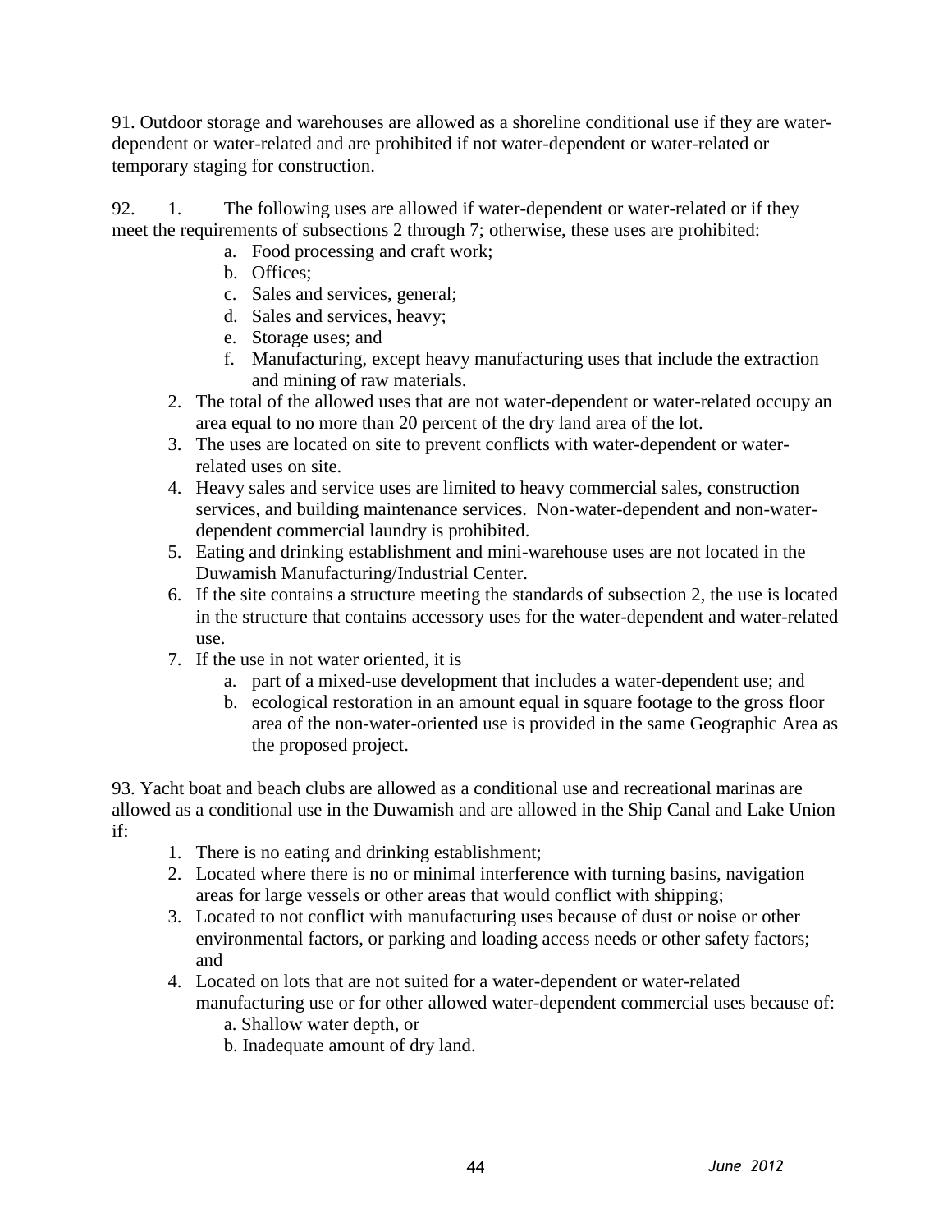91. Outdoor storage and warehouses are allowed as a shoreline conditional use if they are water-dependent or water-related and are prohibited if not water-dependent or water-related or temporary staging for construction.

92. 1. The following uses are allowed if water-dependent or water-related or if they meet the requirements of subsections 2 through 7; otherwise, these uses are prohibited:

    a. Food processing and craft work;
    b. Offices;
    c. Sales and services, general;
    d. Sales and services, heavy;
    e. Storage uses; and
    f. Manufacturing, except heavy manufacturing uses that include the extraction and mining of raw materials.

2. The total of the allowed uses that are not water-dependent or water-related occupy an area equal to no more than 20 percent of the dry land area of the lot.
3. The uses are located on site to prevent conflicts with water-dependent or water-related uses on site.
4. Heavy sales and service uses are limited to heavy commercial sales, construction services, and building maintenance services. Non-water-dependent and non-water-dependent commercial laundry is prohibited.
5. Eating and drinking establishment and mini-warehouse uses are not located in the Duwamish Manufacturing/Industrial Center.
6. If the site contains a structure meeting the standards of subsection 2, the use is located in the structure that contains accessory uses for the water-dependent and water-related use.
7. If the use in not water oriented, it is
    a. part of a mixed-use development that includes a water-dependent use; and
    b. ecological restoration in an amount equal in square footage to the gross floor area of the non-water-oriented use is provided in the same Geographic Area as the proposed project.

93. Yacht boat and beach clubs are allowed as a conditional use and recreational marinas are allowed as a conditional use in the Duwamish and are allowed in the Ship Canal and Lake Union if:

1. There is no eating and drinking establishment;
2. Located where there is no or minimal interference with turning basins, navigation areas for large vessels or other areas that would conflict with shipping;
3. Located to not conflict with manufacturing uses because of dust or noise or other environmental factors, or parking and loading access needs or other safety factors; and
4. Located on lots that are not suited for a water-dependent or water-related manufacturing use or for other allowed water-dependent commercial uses because of:
    a. Shallow water depth, or
    b. Inadequate amount of dry land.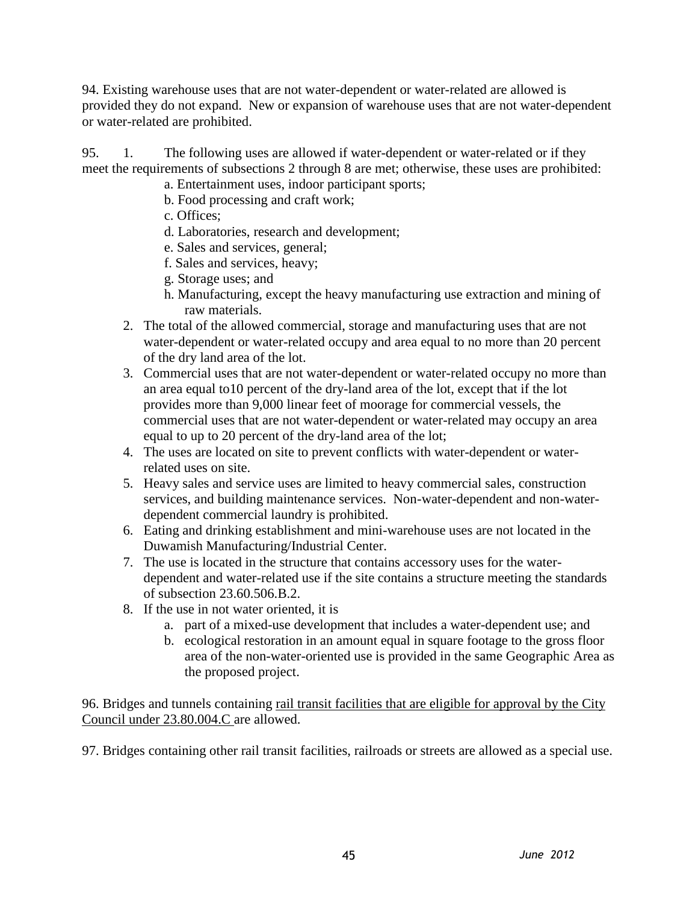94. Existing warehouse uses that are not water-dependent or water-related are allowed is provided they do not expand. New or expansion of warehouse uses that are not water-dependent or water-related are prohibited.

95. 1. The following uses are allowed if water-dependent or water-related or if they meet the requirements of subsections 2 through 8 are met; otherwise, these uses are prohibited:

   a. Entertainment uses, indoor participant sports;
   b. Food processing and craft work;
   c. Offices;
   d. Laboratories, research and development;
   e. Sales and services, general;
   f. Sales and services, heavy;
   g. Storage uses; and
   h. Manufacturing, except the heavy manufacturing use extraction and mining of raw materials.

2. The total of the allowed commercial, storage and manufacturing uses that are not water-dependent or water-related occupy and area equal to no more than 20 percent of the dry land area of the lot.
3. Commercial uses that are not water-dependent or water-related occupy no more than an area equal to10 percent of the dry-land area of the lot, except that if the lot provides more than 9,000 linear feet of moorage for commercial vessels, the commercial uses that are not water-dependent or water-related may occupy an area equal to up to 20 percent of the dry-land area of the lot;
4. The uses are located on site to prevent conflicts with water-dependent or water-related uses on site.
5. Heavy sales and service uses are limited to heavy commercial sales, construction services, and building maintenance services. Non-water-dependent and non-water-dependent commercial laundry is prohibited.
6. Eating and drinking establishment and mini-warehouse uses are not located in the Duwamish Manufacturing/Industrial Center.
7. The use is located in the structure that contains accessory uses for the water-dependent and water-related use if the site contains a structure meeting the standards of subsection 23.60.506.B.2.
8. If the use in not water oriented, it is
   a. part of a mixed-use development that includes a water-dependent use; and
   b. ecological restoration in an amount equal in square footage to the gross floor area of the non-water-oriented use is provided in the same Geographic Area as the proposed project.

96. Bridges and tunnels containing <u>rail transit facilities that are eligible for approval by the City Council under 23.80.004.C</u> are allowed.

97. Bridges containing other rail transit facilities, railroads or streets are allowed as a special use.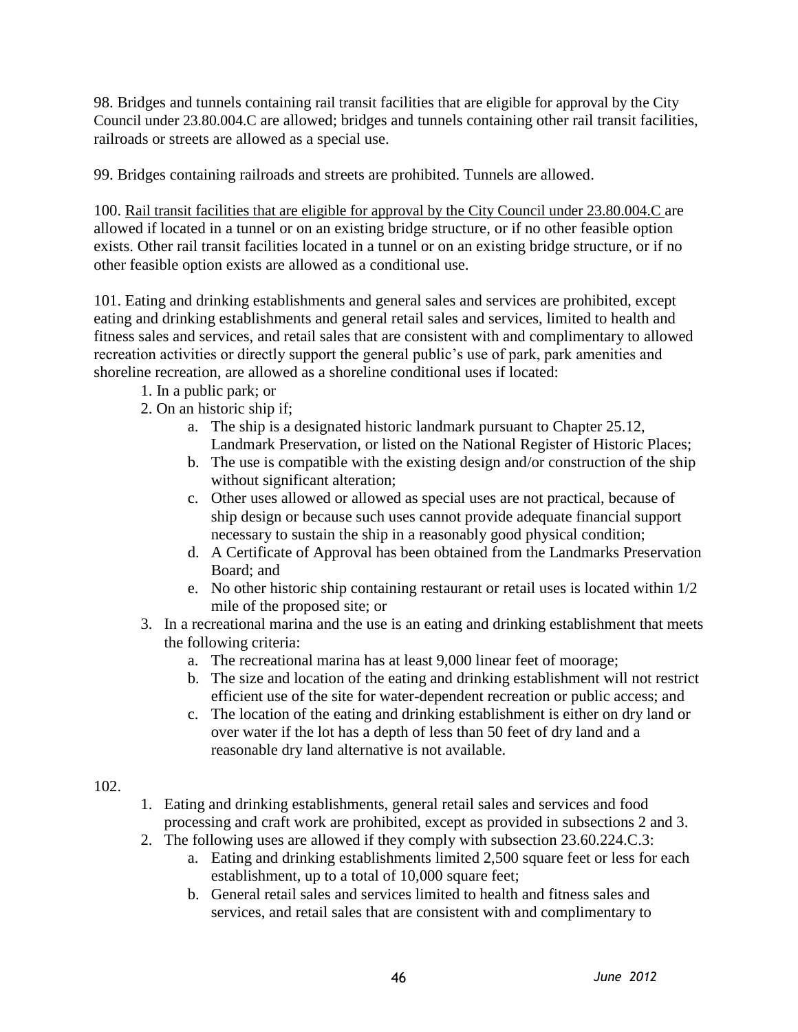98. Bridges and tunnels containing rail transit facilities that are eligible for approval by the City Council under 23.80.004.C are allowed; bridges and tunnels containing other rail transit facilities, railroads or streets are allowed as a special use.

99. Bridges containing railroads and streets are prohibited. Tunnels are allowed.

100. <u>Rail transit facilities that are eligible for approval by the City Council under 23.80.004.C</u> are allowed if located in a tunnel or on an existing bridge structure, or if no other feasible option exists. Other rail transit facilities located in a tunnel or on an existing bridge structure, or if no other feasible option exists are allowed as a conditional use.

101. Eating and drinking establishments and general sales and services are prohibited, except eating and drinking establishments and general retail sales and services, limited to health and fitness sales and services, and retail sales that are consistent with and complimentary to allowed recreation activities or directly support the general public's use of park, park amenities and shoreline recreation, are allowed as a shoreline conditional uses if located:

1. In a public park; or
2. On an historic ship if;
   a. The ship is a designated historic landmark pursuant to Chapter 25.12, Landmark Preservation, or listed on the National Register of Historic Places;
   b. The use is compatible with the existing design and/or construction of the ship without significant alteration;
   c. Other uses allowed or allowed as special uses are not practical, because of ship design or because such uses cannot provide adequate financial support necessary to sustain the ship in a reasonably good physical condition;
   d. A Certificate of Approval has been obtained from the Landmarks Preservation Board; and
   e. No other historic ship containing restaurant or retail uses is located within 1/2 mile of the proposed site; or
3. In a recreational marina and the use is an eating and drinking establishment that meets the following criteria:
   a. The recreational marina has at least 9,000 linear feet of moorage;
   b. The size and location of the eating and drinking establishment will not restrict efficient use of the site for water-dependent recreation or public access; and
   c. The location of the eating and drinking establishment is either on dry land or over water if the lot has a depth of less than 50 feet of dry land and a reasonable dry land alternative is not available.

102.

1. Eating and drinking establishments, general retail sales and services and food processing and craft work are prohibited, except as provided in subsections 2 and 3.
2. The following uses are allowed if they comply with subsection 23.60.224.C.3:
   a. Eating and drinking establishments limited 2,500 square feet or less for each establishment, up to a total of 10,000 square feet;
   b. General retail sales and services limited to health and fitness sales and services, and retail sales that are consistent with and complimentary to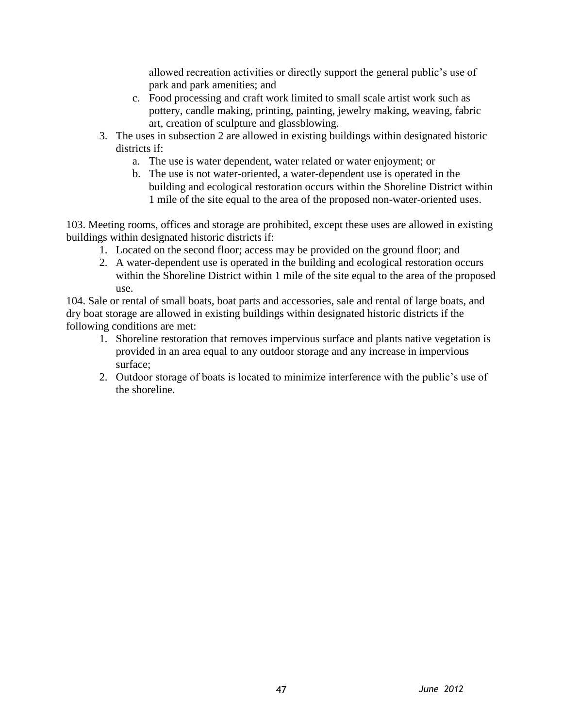allowed recreation activities or directly support the general public's use of park and park amenities; and

   c. Food processing and craft work limited to small scale artist work such as pottery, candle making, printing, painting, jewelry making, weaving, fabric art, creation of sculpture and glassblowing.

3. The uses in subsection 2 are allowed in existing buildings within designated historic districts if:
   a. The use is water dependent, water related or water enjoyment; or
   b. The use is not water-oriented, a water-dependent use is operated in the building and ecological restoration occurs within the Shoreline District within 1 mile of the site equal to the area of the proposed non-water-oriented uses.

103. Meeting rooms, offices and storage are prohibited, except these uses are allowed in existing buildings within designated historic districts if:

1. Located on the second floor; access may be provided on the ground floor; and
2. A water-dependent use is operated in the building and ecological restoration occurs within the Shoreline District within 1 mile of the site equal to the area of the proposed use.

104. Sale or rental of small boats, boat parts and accessories, sale and rental of large boats, and dry boat storage are allowed in existing buildings within designated historic districts if the following conditions are met:

1. Shoreline restoration that removes impervious surface and plants native vegetation is provided in an area equal to any outdoor storage and any increase in impervious surface;
2. Outdoor storage of boats is located to minimize interference with the public's use of the shoreline.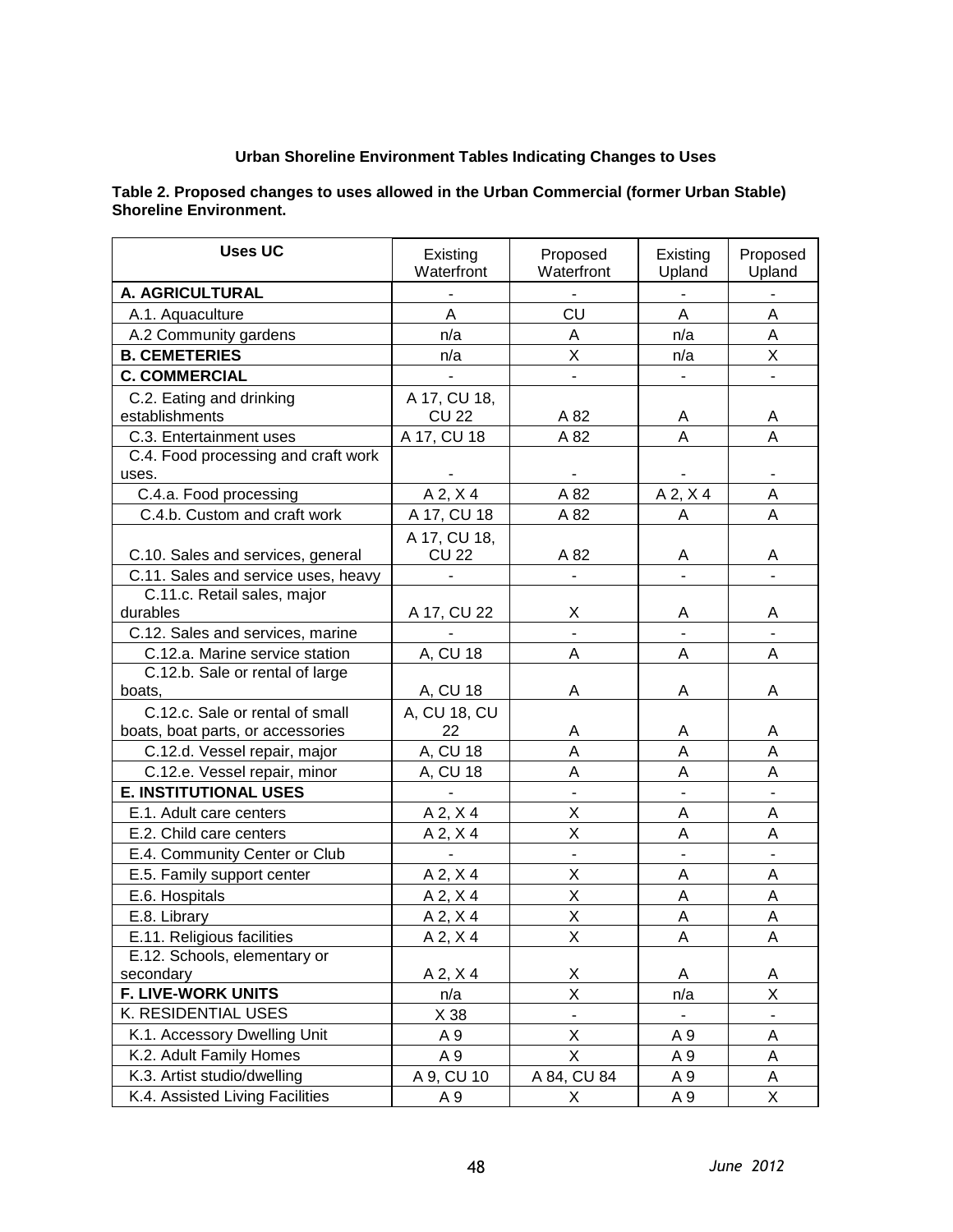**Urban Shoreline Environment Tables Indicating Changes to Uses**

**Table 2. Proposed changes to uses allowed in the Urban Commercial (former Urban Stable) Shoreline Environment.**

| Uses UC | Existing Waterfront | Proposed Waterfront | Existing Upland | Proposed Upland |
|---|---|---|---|---|
| **A. AGRICULTURAL** | - | - | - | - |
| A.1. Aquaculture | A | CU | A | A |
| A.2 Community gardens | n/a | A | n/a | A |
| **B. CEMETERIES** | n/a | X | n/a | X |
| **C. COMMERCIAL** | - | - | - | - |
| C.2. Eating and drinking establishments | A 17, CU 18, CU 22 | A 82 | A | A |
| C.3. Entertainment uses | A 17, CU 18 | A 82 | A | A |
| C.4. Food processing and craft work uses. | - | - | - | - |
| C.4.a. Food processing | A 2, X 4 | A 82 | A 2, X 4 | A |
| C.4.b. Custom and craft work | A 17, CU 18 | A 82 | A | A |
| C.10. Sales and services, general | A 17, CU 18, CU 22 | A 82 | A | A |
| C.11. Sales and service uses, heavy | - | - | - | - |
| C.11.c. Retail sales, major durables | A 17, CU 22 | X | A | A |
| C.12. Sales and services, marine | - | - | - | - |
| C.12.a. Marine service station | A, CU 18 | A | A | A |
| C.12.b. Sale or rental of large boats, | A, CU 18 | A | A | A |
| C.12.c. Sale or rental of small boats, boat parts, or accessories | A, CU 18, CU 22 | A | A | A |
| C.12.d. Vessel repair, major | A, CU 18 | A | A | A |
| C.12.e. Vessel repair, minor | A, CU 18 | A | A | A |
| **E. INSTITUTIONAL USES** | - | - | - | - |
| E.1. Adult care centers | A 2, X 4 | X | A | A |
| E.2. Child care centers | A 2, X 4 | X | A | A |
| E.4. Community Center or Club | - | - | - | - |
| E.5. Family support center | A 2, X 4 | X | A | A |
| E.6. Hospitals | A 2, X 4 | X | A | A |
| E.8. Library | A 2, X 4 | X | A | A |
| E.11. Religious facilities | A 2, X 4 | X | A | A |
| E.12. Schools, elementary or secondary | A 2, X 4 | X | A | A |
| **F. LIVE-WORK UNITS** | n/a | X | n/a | X |
| K. RESIDENTIAL USES | X 38 | - | - | - |
| K.1. Accessory Dwelling Unit | A 9 | X | A 9 | A |
| K.2. Adult Family Homes | A 9 | X | A 9 | A |
| K.3. Artist studio/dwelling | A 9, CU 10 | A 84, CU 84 | A 9 | A |
| K.4. Assisted Living Facilities | A 9 | X | A 9 | X |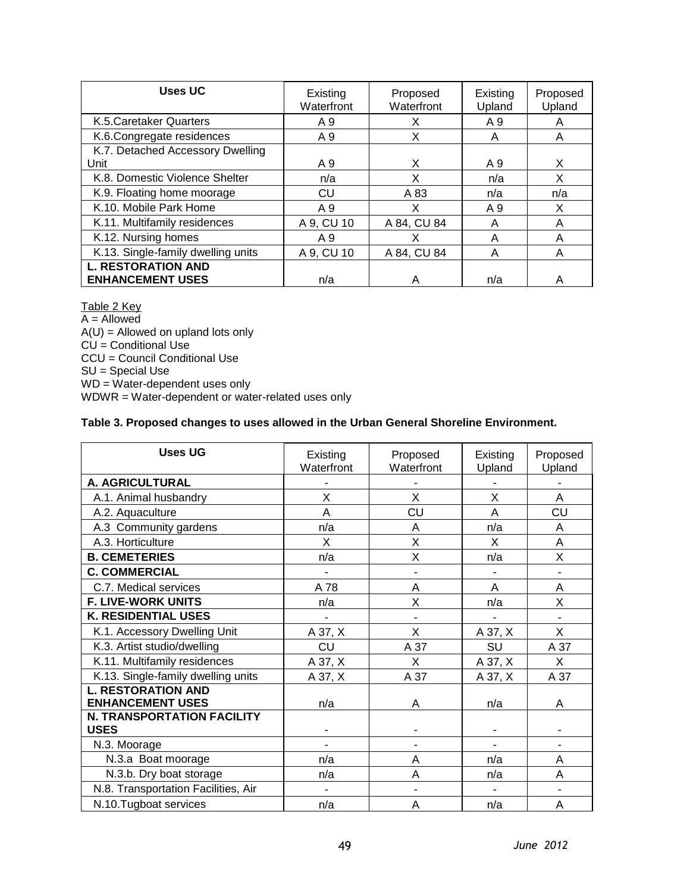| Uses UC | Existing Waterfront | Proposed Waterfront | Existing Upland | Proposed Upland |
|---|---|---|---|---|
| K.5.Caretaker Quarters | A 9 | X | A 9 | A |
| K.6.Congregate residences | A 9 | X | A | A |
| K.7. Detached Accessory Dwelling Unit | A 9 | X | A 9 | X |
| K.8. Domestic Violence Shelter | n/a | X | n/a | X |
| K.9. Floating home moorage | CU | A 83 | n/a | n/a |
| K.10. Mobile Park Home | A 9 | X | A 9 | X |
| K.11. Multifamily residences | A 9, CU 10 | A 84, CU 84 | A | A |
| K.12. Nursing homes | A 9 | X | A | A |
| K.13. Single-family dwelling units | A 9, CU 10 | A 84, CU 84 | A | A |
| **L. RESTORATION AND ENHANCEMENT USES** | n/a | A | n/a | A |

Table 2 Key
A = Allowed
A(U) = Allowed on upland lots only
CU = Conditional Use
CCU = Council Conditional Use
SU = Special Use
WD = Water-dependent uses only
WDWR = Water-dependent or water-related uses only

**Table 3. Proposed changes to uses allowed in the Urban General Shoreline Environment.**

| Uses UG | Existing Waterfront | Proposed Waterfront | Existing Upland | Proposed Upland |
|---|---|---|---|---|
| **A. AGRICULTURAL** | - | - | - | - |
| A.1. Animal husbandry | X | X | X | A |
| A.2. Aquaculture | A | CU | A | CU |
| A.3 Community gardens | n/a | A | n/a | A |
| A.3. Horticulture | X | X | X | A |
| **B. CEMETERIES** | n/a | X | n/a | X |
| **C. COMMERCIAL** | - | - | - | - |
| C.7. Medical services | A 78 | A | A | A |
| **F. LIVE-WORK UNITS** | n/a | X | n/a | X |
| **K. RESIDENTIAL USES** | - | - | - | - |
| K.1. Accessory Dwelling Unit | A 37, X | X | A 37, X | X |
| K.3. Artist studio/dwelling | CU | A 37 | SU | A 37 |
| K.11. Multifamily residences | A 37, X | X | A 37, X | X |
| K.13. Single-family dwelling units | A 37, X | A 37 | A 37, X | A 37 |
| **L. RESTORATION AND ENHANCEMENT USES** | n/a | A | n/a | A |
| **N. TRANSPORTATION FACILITY USES** | - | - | - | - |
| N.3. Moorage | - | - | - | - |
| N.3.a Boat moorage | n/a | A | n/a | A |
| N.3.b. Dry boat storage | n/a | A | n/a | A |
| N.8. Transportation Facilities, Air | - | - | - | - |
| N.10.Tugboat services | n/a | A | n/a | A |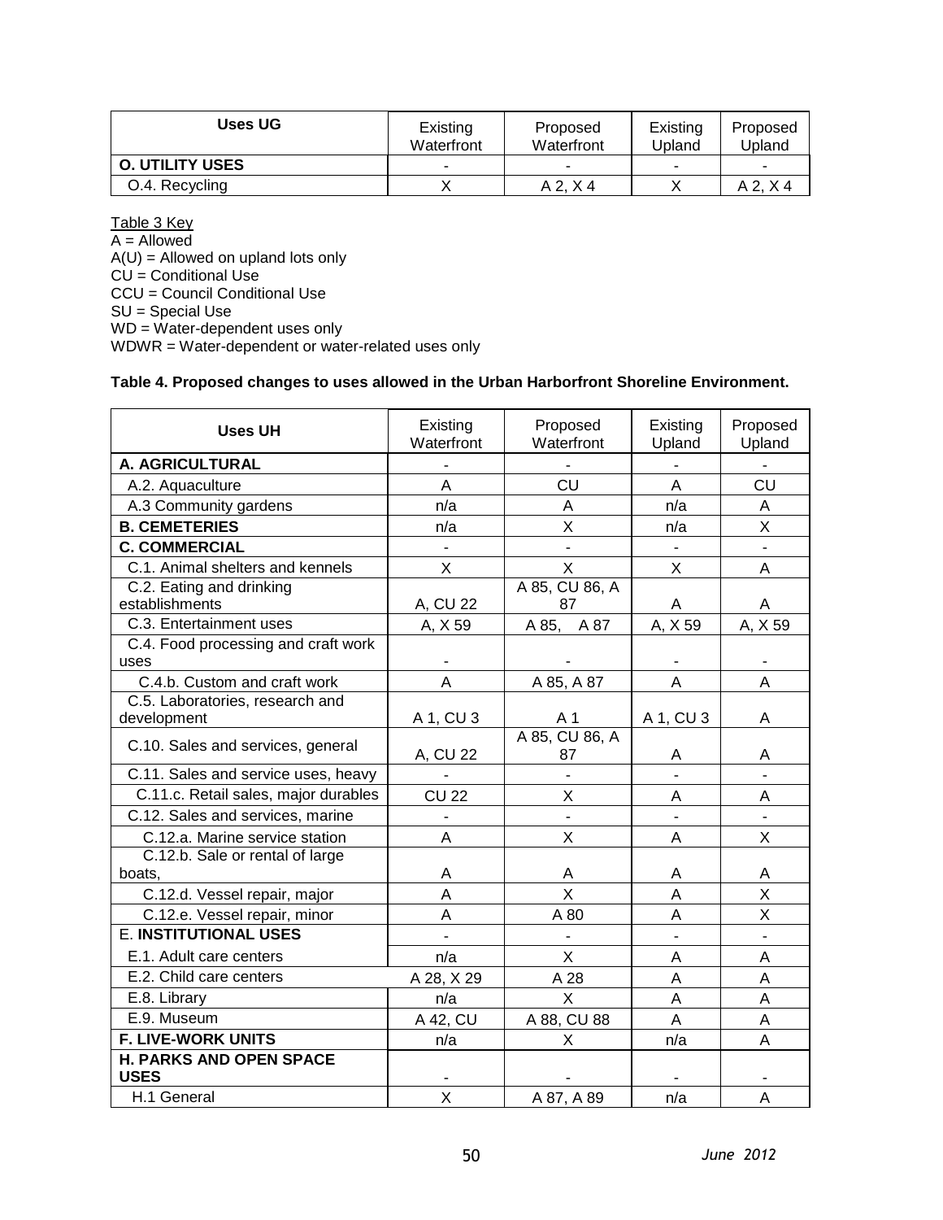| Uses UG | Existing Waterfront | Proposed Waterfront | Existing Upland | Proposed Upland |
|---|---|---|---|---|
| **O. UTILITY USES** | - | - | - | - |
| O.4. Recycling | X | A 2, X 4 | X | A 2, X 4 |

Table 3 Key
A = Allowed
A(U) = Allowed on upland lots only
CU = Conditional Use
CCU = Council Conditional Use
SU = Special Use
WD = Water-dependent uses only
WDWR = Water-dependent or water-related uses only

**Table 4. Proposed changes to uses allowed in the Urban Harborfront Shoreline Environment.**

| Uses UH | Existing Waterfront | Proposed Waterfront | Existing Upland | Proposed Upland |
|---|---|---|---|---|
| **A. AGRICULTURAL** | - | - | - | - |
| A.2. Aquaculture | A | CU | A | CU |
| A.3 Community gardens | n/a | A | n/a | A |
| **B. CEMETERIES** | n/a | X | n/a | X |
| **C. COMMERCIAL** | - | - | - | - |
| C.1. Animal shelters and kennels | X | X | X | A |
| C.2. Eating and drinking establishments | A, CU 22 | A 85, CU 86, A 87 | A | A |
| C.3. Entertainment uses | A, X 59 | A 85, A 87 | A, X 59 | A, X 59 |
| C.4. Food processing and craft work uses | - | - | - | - |
| C.4.b. Custom and craft work | A | A 85, A 87 | A | A |
| C.5. Laboratories, research and development | A 1, CU 3 | A 1 | A 1, CU 3 | A |
| C.10. Sales and services, general | A, CU 22 | A 85, CU 86, A 87 | A | A |
| C.11. Sales and service uses, heavy | - | - | - | - |
| C.11.c. Retail sales, major durables | CU 22 | X | A | A |
| C.12. Sales and services, marine | - | - | - | - |
| C.12.a. Marine service station | A | X | A | X |
| C.12.b. Sale or rental of large boats, | A | A | A | A |
| C.12.d. Vessel repair, major | A | X | A | X |
| C.12.e. Vessel repair, minor | A | A 80 | A | X |
| E. **INSTITUTIONAL USES** | - | - | - | - |
| E.1. Adult care centers | n/a | X | A | A |
| E.2. Child care centers | A 28, X 29 | A 28 | A | A |
| E.8. Library | n/a | X | A | A |
| E.9. Museum | A 42, CU | A 88, CU 88 | A | A |
| **F. LIVE-WORK UNITS** | n/a | X | n/a | A |
| **H. PARKS AND OPEN SPACE USES** | - | - | - | - |
| H.1 General | X | A 87, A 89 | n/a | A |

*June 2012*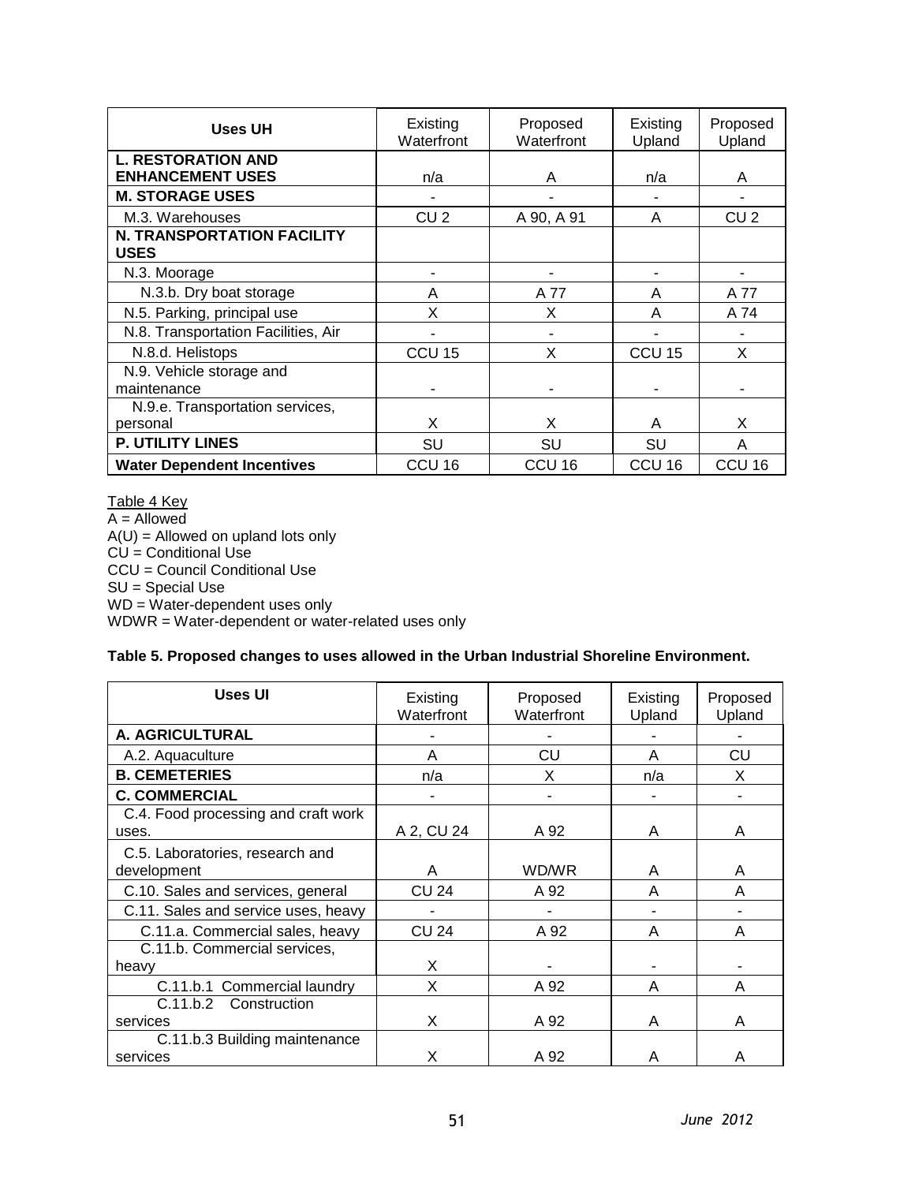| Uses UH | Existing Waterfront | Proposed Waterfront | Existing Upland | Proposed Upland |
|---|---|---|---|---|
| **L. RESTORATION AND ENHANCEMENT USES** | n/a | A | n/a | A |
| **M. STORAGE USES** | - | - | - | - |
| M.3. Warehouses | CU 2 | A 90, A 91 | A | CU 2 |
| **N. TRANSPORTATION FACILITY USES** | | | | |
| N.3. Moorage | - | - | - | - |
| N.3.b. Dry boat storage | A | A 77 | A | A 77 |
| N.5. Parking, principal use | X | X | A | A 74 |
| N.8. Transportation Facilities, Air | - | - | - | - |
| N.8.d. Helistops | CCU 15 | X | CCU 15 | X |
| N.9. Vehicle storage and maintenance | - | - | - | - |
| N.9.e. Transportation services, personal | X | X | A | X |
| **P. UTILITY LINES** | SU | SU | SU | A |
| **Water Dependent Incentives** | CCU 16 | CCU 16 | CCU 16 | CCU 16 |

Table 4 Key
A = Allowed
A(U) = Allowed on upland lots only
CU = Conditional Use
CCU = Council Conditional Use
SU = Special Use
WD = Water-dependent uses only
WDWR = Water-dependent or water-related uses only

**Table 5. Proposed changes to uses allowed in the Urban Industrial Shoreline Environment.**

| Uses UI | Existing Waterfront | Proposed Waterfront | Existing Upland | Proposed Upland |
|---|---|---|---|---|
| **A. AGRICULTURAL** | - | - | - | - |
| A.2. Aquaculture | A | CU | A | CU |
| **B. CEMETERIES** | n/a | X | n/a | X |
| **C. COMMERCIAL** | - | - | - | - |
| C.4. Food processing and craft work uses. | A 2, CU 24 | A 92 | A | A |
| C.5. Laboratories, research and development | A | WD/WR | A | A |
| C.10. Sales and services, general | CU 24 | A 92 | A | A |
| C.11. Sales and service uses, heavy | - | - | - | - |
| C.11.a. Commercial sales, heavy | CU 24 | A 92 | A | A |
| C.11.b. Commercial services, heavy | X | - | - | - |
| C.11.b.1 Commercial laundry | X | A 92 | A | A |
| C.11.b.2 Construction services | X | A 92 | A | A |
| C.11.b.3 Building maintenance services | X | A 92 | A | A |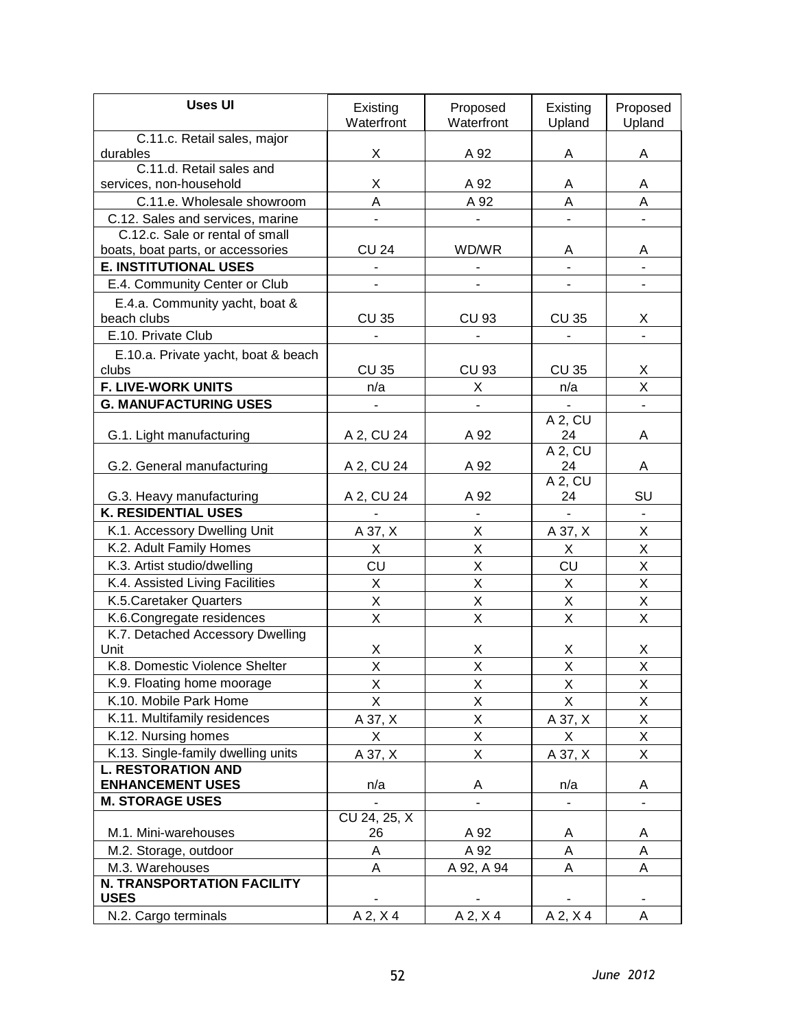| Uses UI | Existing Waterfront | Proposed Waterfront | Existing Upland | Proposed Upland |
|---|---|---|---|---|
| C.11.c. Retail sales, major durables | X | A 92 | A | A |
| C.11.d. Retail sales and services, non-household | X | A 92 | A | A |
| C.11.e. Wholesale showroom | A | A 92 | A | A |
| C.12. Sales and services, marine | - | - | - | - |
| C.12.c. Sale or rental of small boats, boat parts, or accessories | CU 24 | WD/WR | A | A |
| **E. INSTITUTIONAL USES** | - | - | - | - |
| E.4. Community Center or Club | - | - | - | - |
| E.4.a. Community yacht, boat & beach clubs | CU 35 | CU 93 | CU 35 | X |
| E.10. Private Club | - | - | - | - |
| E.10.a. Private yacht, boat & beach clubs | CU 35 | CU 93 | CU 35 | X |
| **F. LIVE-WORK UNITS** | n/a | X | n/a | X |
| **G. MANUFACTURING USES** | - | - | - | - |
| G.1. Light manufacturing | A 2, CU 24 | A 92 | A 2, CU 24 | A |
| G.2. General manufacturing | A 2, CU 24 | A 92 | A 2, CU 24 | A |
| G.3. Heavy manufacturing | A 2, CU 24 | A 92 | A 2, CU 24 | SU |
| **K. RESIDENTIAL USES** | - | - | - | - |
| K.1. Accessory Dwelling Unit | A 37, X | X | A 37, X | X |
| K.2. Adult Family Homes | X | X | X | X |
| K.3. Artist studio/dwelling | CU | X | CU | X |
| K.4. Assisted Living Facilities | X | X | X | X |
| K.5.Caretaker Quarters | X | X | X | X |
| K.6.Congregate residences | X | X | X | X |
| K.7. Detached Accessory Dwelling Unit | X | X | X | X |
| K.8. Domestic Violence Shelter | X | X | X | X |
| K.9. Floating home moorage | X | X | X | X |
| K.10. Mobile Park Home | X | X | X | X |
| K.11. Multifamily residences | A 37, X | X | A 37, X | X |
| K.12. Nursing homes | X | X | X | X |
| K.13. Single-family dwelling units | A 37, X | X | A 37, X | X |
| **L. RESTORATION AND ENHANCEMENT USES** | n/a | A | n/a | A |
| **M. STORAGE USES** | - | - | - | - |
| M.1. Mini-warehouses | CU 24, 25, X 26 | A 92 | A | A |
| M.2. Storage, outdoor | A | A 92 | A | A |
| M.3. Warehouses | A | A 92, A 94 | A | A |
| **N. TRANSPORTATION FACILITY USES** | - | - | - | - |
| N.2. Cargo terminals | A 2, X 4 | A 2, X 4 | A 2, X 4 | A |

*June 2012*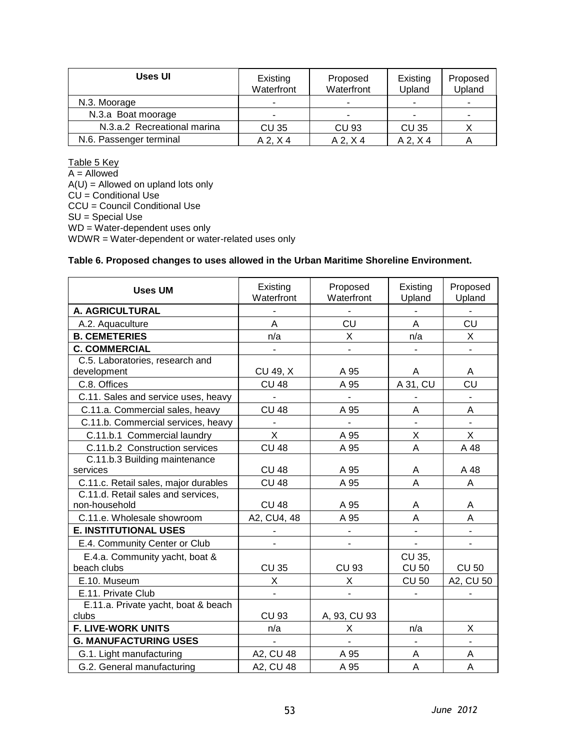| Uses UI | Existing Waterfront | Proposed Waterfront | Existing Upland | Proposed Upland |
|---|---|---|---|---|
| N.3. Moorage | - | - | - | - |
| N.3.a Boat moorage | - | - | - | - |
| N.3.a.2 Recreational marina | CU 35 | CU 93 | CU 35 | X |
| N.6. Passenger terminal | A 2, X 4 | A 2, X 4 | A 2, X 4 | A |

Table 5 Key
A = Allowed
A(U) = Allowed on upland lots only
CU = Conditional Use
CCU = Council Conditional Use
SU = Special Use
WD = Water-dependent uses only
WDWR = Water-dependent or water-related uses only

**Table 6. Proposed changes to uses allowed in the Urban Maritime Shoreline Environment.**

| Uses UM | Existing Waterfront | Proposed Waterfront | Existing Upland | Proposed Upland |
|---|---|---|---|---|
| **A. AGRICULTURAL** | - | - | - | - |
| A.2. Aquaculture | A | CU | A | CU |
| **B. CEMETERIES** | n/a | X | n/a | X |
| **C. COMMERCIAL** | - | - | - | - |
| C.5. Laboratories, research and development | CU 49, X | A 95 | A | A |
| C.8. Offices | CU 48 | A 95 | A 31, CU | CU |
| C.11. Sales and service uses, heavy | - | - | - | - |
| C.11.a. Commercial sales, heavy | CU 48 | A 95 | A | A |
| C.11.b. Commercial services, heavy | - | - | - | - |
| C.11.b.1 Commercial laundry | X | A 95 | X | X |
| C.11.b.2 Construction services | CU 48 | A 95 | A | A 48 |
| C.11.b.3 Building maintenance services | CU 48 | A 95 | A | A 48 |
| C.11.c. Retail sales, major durables | CU 48 | A 95 | A | A |
| C.11.d. Retail sales and services, non-household | CU 48 | A 95 | A | A |
| C.11.e. Wholesale showroom | A2, CU4, 48 | A 95 | A | A |
| **E. INSTITUTIONAL USES** | - | - | - | - |
| E.4. Community Center or Club | - | - | - | - |
| E.4.a. Community yacht, boat & beach clubs | CU 35 | CU 93 | CU 35, CU 50 | CU 50 |
| E.10. Museum | X | X | CU 50 | A2, CU 50 |
| E.11. Private Club | - | - | - | - |
| E.11.a. Private yacht, boat & beach clubs | CU 93 | A, 93, CU 93 | | |
| **F. LIVE-WORK UNITS** | n/a | X | n/a | X |
| **G. MANUFACTURING USES** | - | - | - | - |
| G.1. Light manufacturing | A2, CU 48 | A 95 | A | A |
| G.2. General manufacturing | A2, CU 48 | A 95 | A | A |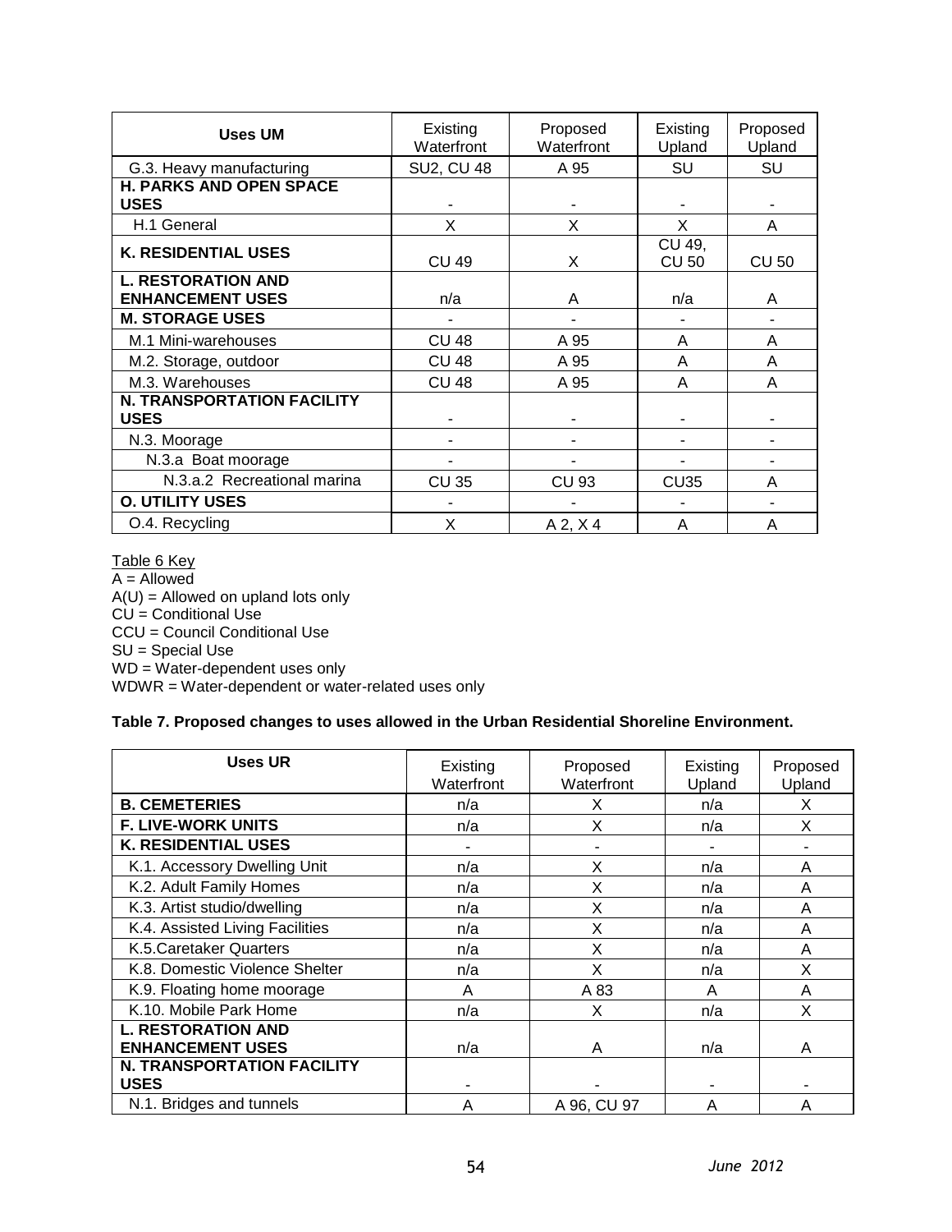| Uses UM | Existing Waterfront | Proposed Waterfront | Existing Upland | Proposed Upland |
|---|---|---|---|---|
| G.3. Heavy manufacturing | SU2, CU 48 | A 95 | SU | SU |
| **H. PARKS AND OPEN SPACE USES** | - | - | - | - |
| H.1 General | X | X | X | A |
| **K. RESIDENTIAL USES** | CU 49 | X | CU 49, CU 50 | CU 50 |
| **L. RESTORATION AND ENHANCEMENT USES** | n/a | A | n/a | A |
| **M. STORAGE USES** | - | - | - | - |
| M.1 Mini-warehouses | CU 48 | A 95 | A | A |
| M.2. Storage, outdoor | CU 48 | A 95 | A | A |
| M.3. Warehouses | CU 48 | A 95 | A | A |
| **N. TRANSPORTATION FACILITY USES** | - | - | - | - |
| N.3. Moorage | - | - | - | - |
| N.3.a Boat moorage | - | - | - | - |
| N.3.a.2 Recreational marina | CU 35 | CU 93 | CU35 | A |
| **O. UTILITY USES** | - | - | - | - |
| O.4. Recycling | X | A 2, X 4 | A | A |

Table 6 Key
A = Allowed
A(U) = Allowed on upland lots only
CU = Conditional Use
CCU = Council Conditional Use
SU = Special Use
WD = Water-dependent uses only
WDWR = Water-dependent or water-related uses only

**Table 7. Proposed changes to uses allowed in the Urban Residential Shoreline Environment.**

| Uses UR | Existing Waterfront | Proposed Waterfront | Existing Upland | Proposed Upland |
|---|---|---|---|---|
| **B. CEMETERIES** | n/a | X | n/a | X |
| **F. LIVE-WORK UNITS** | n/a | X | n/a | X |
| **K. RESIDENTIAL USES** | - | - | - | - |
| K.1. Accessory Dwelling Unit | n/a | X | n/a | A |
| K.2. Adult Family Homes | n/a | X | n/a | A |
| K.3. Artist studio/dwelling | n/a | X | n/a | A |
| K.4. Assisted Living Facilities | n/a | X | n/a | A |
| K.5.Caretaker Quarters | n/a | X | n/a | A |
| K.8. Domestic Violence Shelter | n/a | X | n/a | X |
| K.9. Floating home moorage | A | A 83 | A | A |
| K.10. Mobile Park Home | n/a | X | n/a | X |
| **L. RESTORATION AND ENHANCEMENT USES** | n/a | A | n/a | A |
| **N. TRANSPORTATION FACILITY USES** | - | - | - | - |
| N.1. Bridges and tunnels | A | A 96, CU 97 | A | A |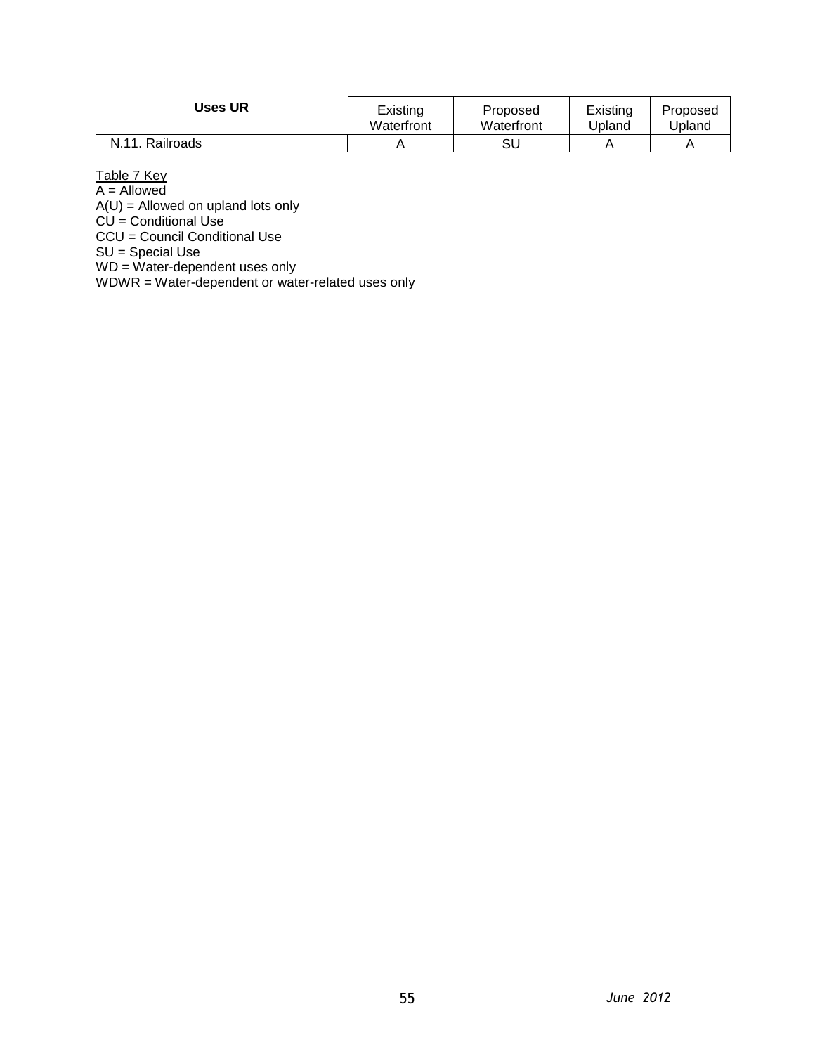| **Uses UR** | Existing Waterfront | Proposed Waterfront | Existing Upland | Proposed Upland |
|---|---|---|---|---|
| N.11. Railroads | A | SU | A | A |

Table 7 Key
A = Allowed
A(U) = Allowed on upland lots only
CU = Conditional Use
CCU = Council Conditional Use
SU = Special Use
WD = Water-dependent uses only
WDWR = Water-dependent or water-related uses only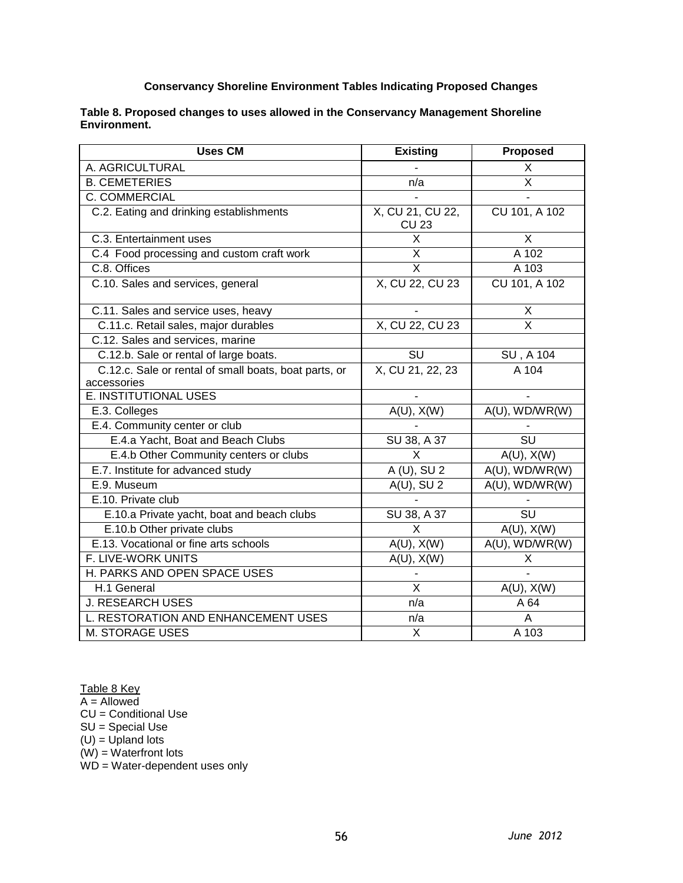**Conservancy Shoreline Environment Tables Indicating Proposed Changes**

**Table 8. Proposed changes to uses allowed in the Conservancy Management Shoreline Environment.**

| Uses CM | Existing | Proposed |
|---|---|---|
| A. AGRICULTURAL | - | X |
| B. CEMETERIES | n/a | X |
| C. COMMERCIAL | - | - |
| C.2. Eating and drinking establishments | X, CU 21, CU 22, CU 23 | CU 101, A 102 |
| C.3. Entertainment uses | X | X |
| C.4 Food processing and custom craft work | X | A 102 |
| C.8. Offices | X | A 103 |
| C.10. Sales and services, general | X, CU 22, CU 23 | CU 101, A 102 |
| C.11. Sales and service uses, heavy | - | X |
| C.11.c. Retail sales, major durables | X, CU 22, CU 23 | X |
| C.12. Sales and services, marine | | |
| C.12.b. Sale or rental of large boats. | SU | SU , A 104 |
| C.12.c. Sale or rental of small boats, boat parts, or accessories | X, CU 21, 22, 23 | A 104 |
| E. INSTITUTIONAL USES | - | - |
| E.3. Colleges | A(U), X(W) | A(U), WD/WR(W) |
| E.4. Community center or club | - | - |
| E.4.a Yacht, Boat and Beach Clubs | SU 38, A 37 | SU |
| E.4.b Other Community centers or clubs | X | A(U), X(W) |
| E.7. Institute for advanced study | A (U), SU 2 | A(U), WD/WR(W) |
| E.9. Museum | A(U), SU 2 | A(U), WD/WR(W) |
| E.10. Private club | - | - |
| E.10.a Private yacht, boat and beach clubs | SU 38, A 37 | SU |
| E.10.b Other private clubs | X | A(U), X(W) |
| E.13. Vocational or fine arts schools | A(U), X(W) | A(U), WD/WR(W) |
| F. LIVE-WORK UNITS | A(U), X(W) | X |
| H. PARKS AND OPEN SPACE USES | - | - |
| H.1 General | X | A(U), X(W) |
| J. RESEARCH USES | n/a | A 64 |
| L. RESTORATION AND ENHANCEMENT USES | n/a | A |
| M. STORAGE USES | X | A 103 |

Table 8 Key
A = Allowed
CU = Conditional Use
SU = Special Use
(U) = Upland lots
(W) = Waterfront lots
WD = Water-dependent uses only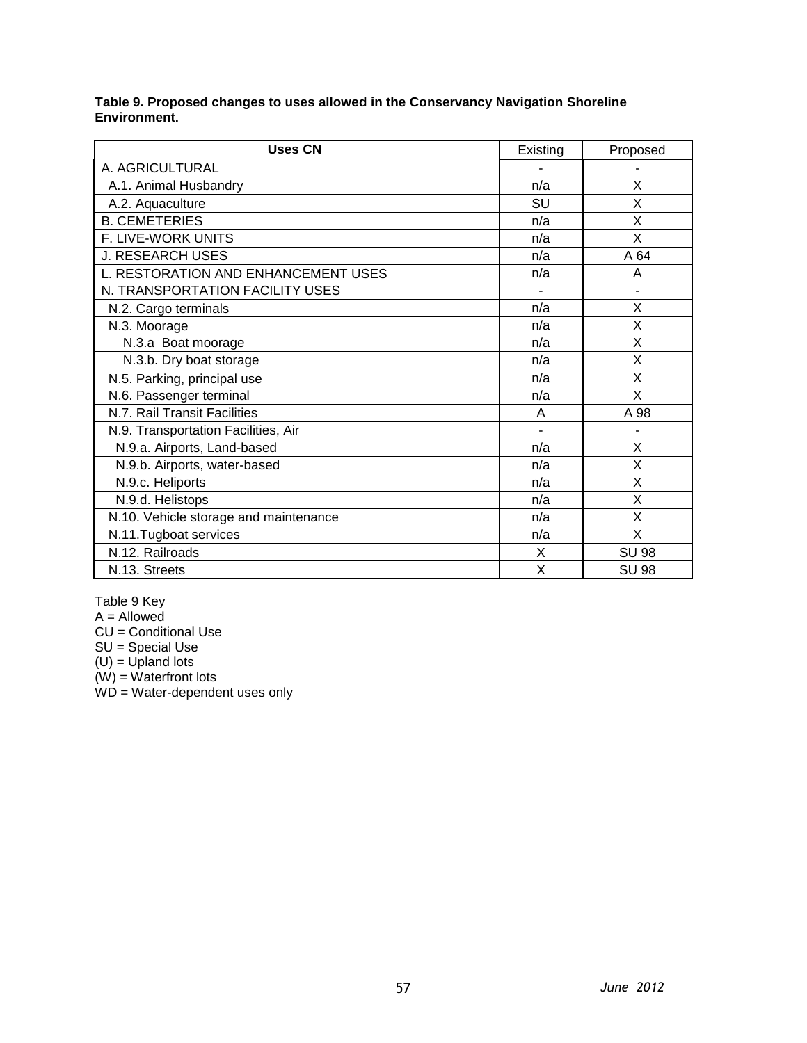**Table 9. Proposed changes to uses allowed in the Conservancy Navigation Shoreline Environment.**

| Uses CN | Existing | Proposed |
|---|---|---|
| A. AGRICULTURAL | - | - |
| A.1. Animal Husbandry | n/a | X |
| A.2. Aquaculture | SU | X |
| B. CEMETERIES | n/a | X |
| F. LIVE-WORK UNITS | n/a | X |
| J. RESEARCH USES | n/a | A 64 |
| L. RESTORATION AND ENHANCEMENT USES | n/a | A |
| N. TRANSPORTATION FACILITY USES | - | - |
| N.2. Cargo terminals | n/a | X |
| N.3. Moorage | n/a | X |
| N.3.a Boat moorage | n/a | X |
| N.3.b. Dry boat storage | n/a | X |
| N.5. Parking, principal use | n/a | X |
| N.6. Passenger terminal | n/a | X |
| N.7. Rail Transit Facilities | A | A 98 |
| N.9. Transportation Facilities, Air | - | - |
| N.9.a. Airports, Land-based | n/a | X |
| N.9.b. Airports, water-based | n/a | X |
| N.9.c. Heliports | n/a | X |
| N.9.d. Helistops | n/a | X |
| N.10. Vehicle storage and maintenance | n/a | X |
| N.11.Tugboat services | n/a | X |
| N.12. Railroads | X | SU 98 |
| N.13. Streets | X | SU 98 |

Table 9 Key
A = Allowed
CU = Conditional Use
SU = Special Use
(U) = Upland lots
(W) = Waterfront lots
WD = Water-dependent uses only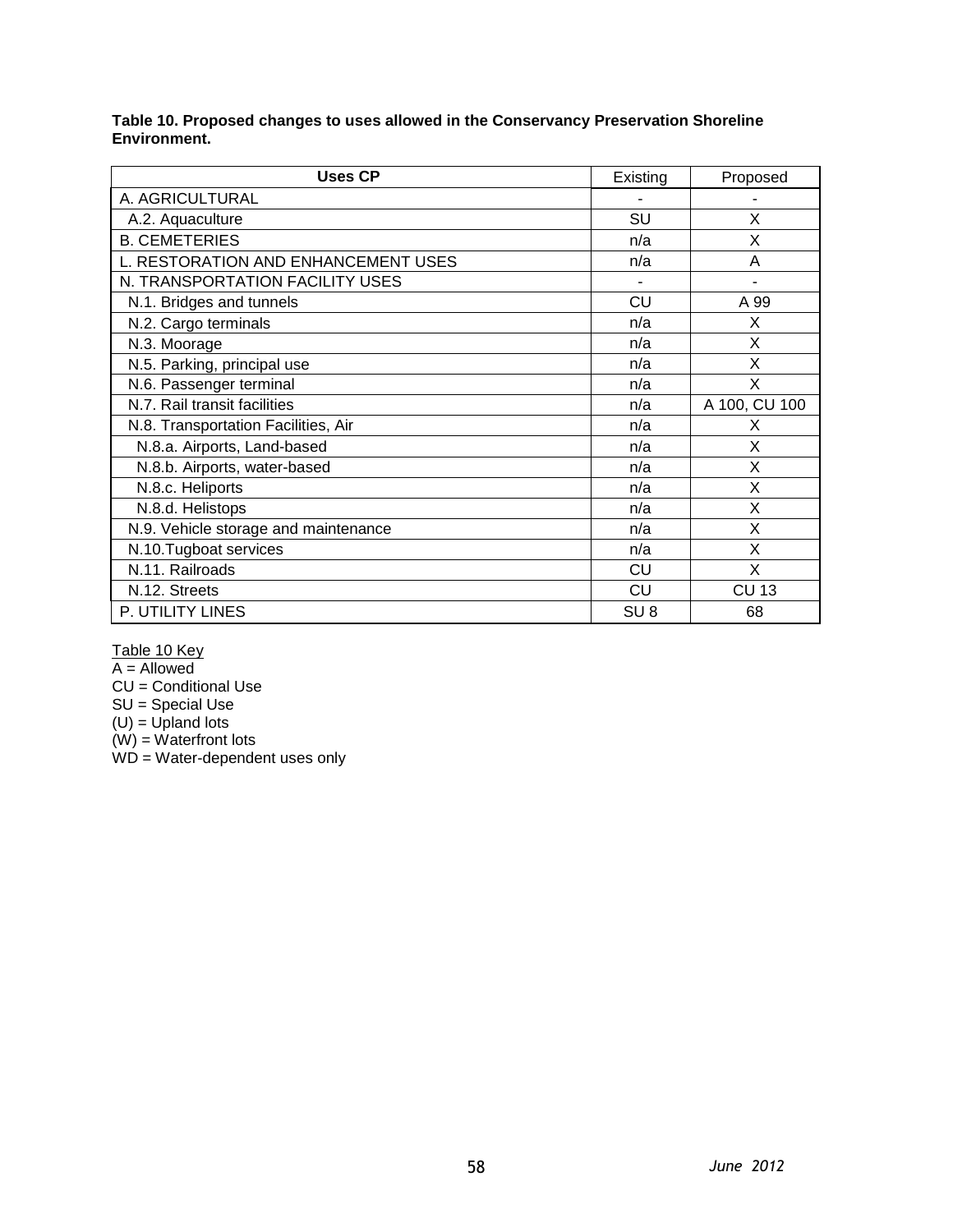**Table 10. Proposed changes to uses allowed in the Conservancy Preservation Shoreline Environment.**

| Uses CP | Existing | Proposed |
|---|---|---|
| A. AGRICULTURAL | - | - |
| A.2. Aquaculture | SU | X |
| B. CEMETERIES | n/a | X |
| L. RESTORATION AND ENHANCEMENT USES | n/a | A |
| N. TRANSPORTATION FACILITY USES | - | - |
| N.1. Bridges and tunnels | CU | A 99 |
| N.2. Cargo terminals | n/a | X |
| N.3. Moorage | n/a | X |
| N.5. Parking, principal use | n/a | X |
| N.6. Passenger terminal | n/a | X |
| N.7. Rail transit facilities | n/a | A 100, CU 100 |
| N.8. Transportation Facilities, Air | n/a | X |
| N.8.a. Airports, Land-based | n/a | X |
| N.8.b. Airports, water-based | n/a | X |
| N.8.c. Heliports | n/a | X |
| N.8.d. Helistops | n/a | X |
| N.9. Vehicle storage and maintenance | n/a | X |
| N.10.Tugboat services | n/a | X |
| N.11. Railroads | CU | X |
| N.12. Streets | CU | CU 13 |
| P. UTILITY LINES | SU 8 | 68 |

Table 10 Key
A = Allowed
CU = Conditional Use
SU = Special Use
(U) = Upland lots
(W) = Waterfront lots
WD = Water-dependent uses only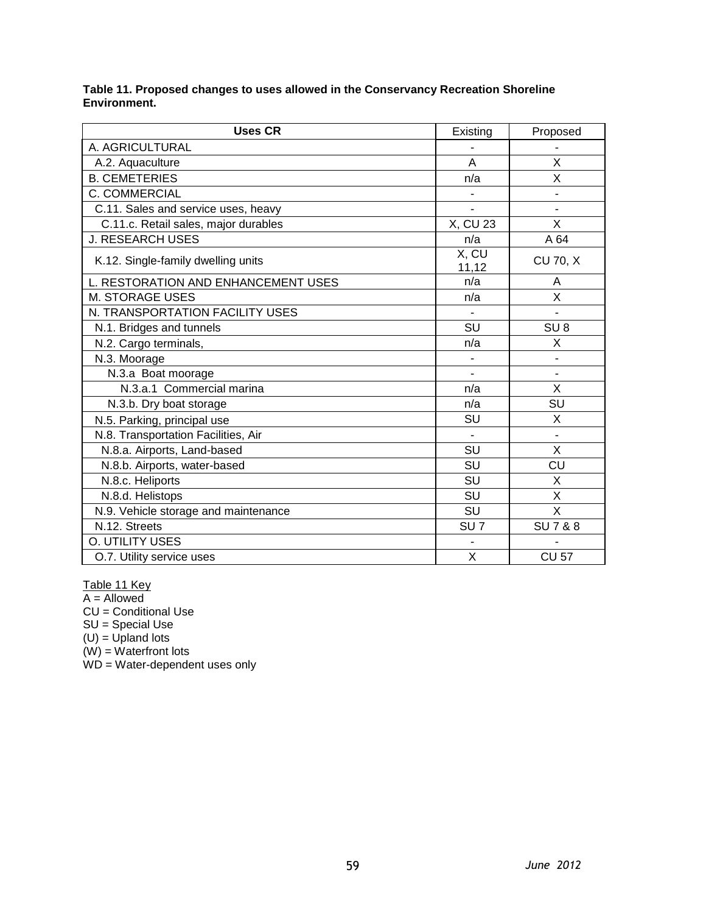**Table 11. Proposed changes to uses allowed in the Conservancy Recreation Shoreline Environment.**

| Uses CR | Existing | Proposed |
|---|---|---|
| A. AGRICULTURAL | - | - |
| A.2. Aquaculture | A | X |
| B. CEMETERIES | n/a | X |
| C. COMMERCIAL | - | - |
| C.11. Sales and service uses, heavy | - | - |
| C.11.c. Retail sales, major durables | X, CU 23 | X |
| J. RESEARCH USES | n/a | A 64 |
| K.12. Single-family dwelling units | X, CU 11,12 | CU 70, X |
| L. RESTORATION AND ENHANCEMENT USES | n/a | A |
| M. STORAGE USES | n/a | X |
| N. TRANSPORTATION FACILITY USES | - | - |
| N.1. Bridges and tunnels | SU | SU 8 |
| N.2. Cargo terminals, | n/a | X |
| N.3. Moorage | - | - |
| N.3.a Boat moorage | - | - |
| N.3.a.1 Commercial marina | n/a | X |
| N.3.b. Dry boat storage | n/a | SU |
| N.5. Parking, principal use | SU | X |
| N.8. Transportation Facilities, Air | - | - |
| N.8.a. Airports, Land-based | SU | X |
| N.8.b. Airports, water-based | SU | CU |
| N.8.c. Heliports | SU | X |
| N.8.d. Helistops | SU | X |
| N.9. Vehicle storage and maintenance | SU | X |
| N.12. Streets | SU 7 | SU 7 & 8 |
| O. UTILITY USES | - | - |
| O.7. Utility service uses | X | CU 57 |

Table 11 Key
A = Allowed
CU = Conditional Use
SU = Special Use
(U) = Upland lots
(W) = Waterfront lots
WD = Water-dependent uses only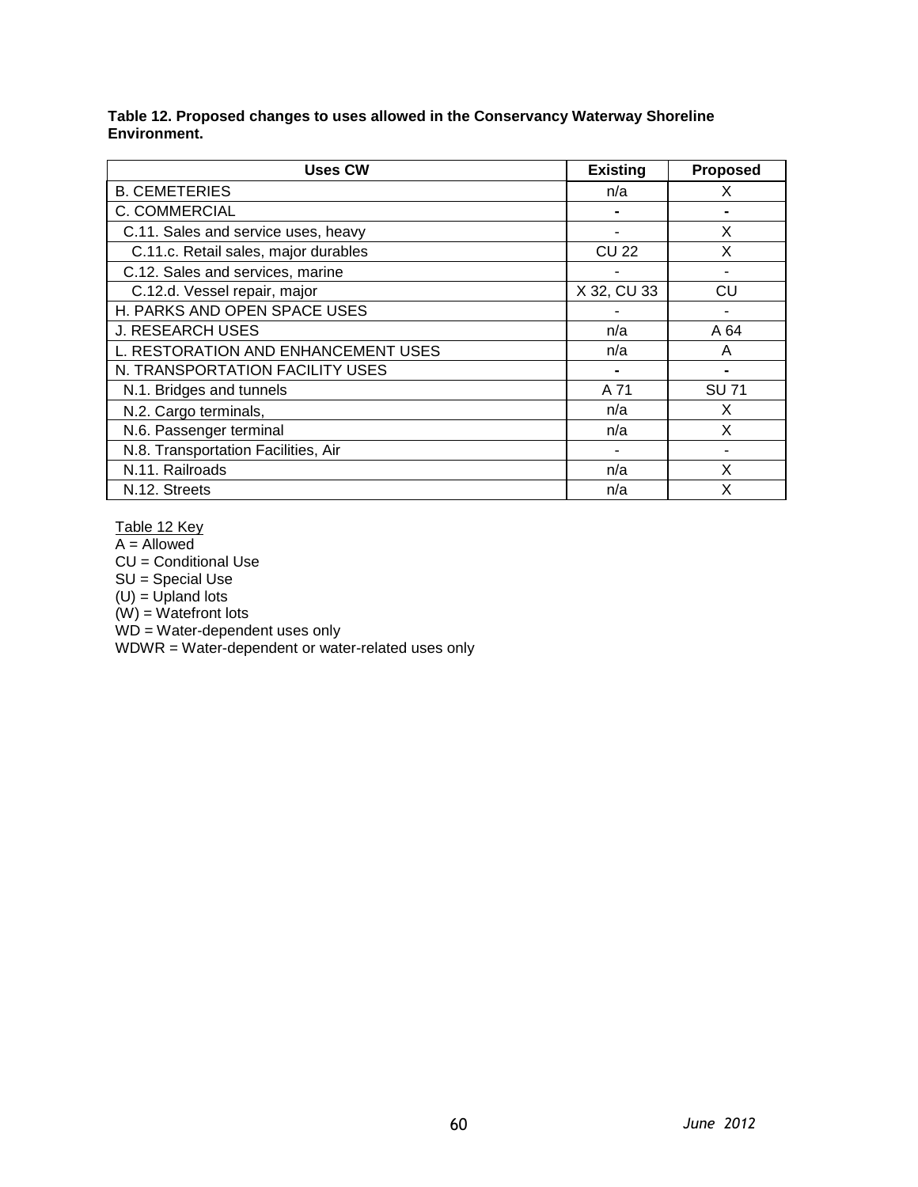**Table 12. Proposed changes to uses allowed in the Conservancy Waterway Shoreline Environment.**

| Uses CW | Existing | Proposed |
| --- | --- | --- |
| B. CEMETERIES | n/a | X |
| C. COMMERCIAL | - | - |
| C.11. Sales and service uses, heavy | - | X |
| C.11.c. Retail sales, major durables | CU 22 | X |
| C.12. Sales and services, marine | - | - |
| C.12.d. Vessel repair, major | X 32, CU 33 | CU |
| H. PARKS AND OPEN SPACE USES | - | - |
| J. RESEARCH USES | n/a | A 64 |
| L. RESTORATION AND ENHANCEMENT USES | n/a | A |
| N. TRANSPORTATION FACILITY USES | - | - |
| N.1. Bridges and tunnels | A 71 | SU 71 |
| N.2. Cargo terminals, | n/a | X |
| N.6. Passenger terminal | n/a | X |
| N.8. Transportation Facilities, Air | - | - |
| N.11. Railroads | n/a | X |
| N.12. Streets | n/a | X |

Table 12 Key
A = Allowed
CU = Conditional Use
SU = Special Use
(U) = Upland lots
(W) = Watefront lots
WD = Water-dependent uses only
WDWR = Water-dependent or water-related uses only